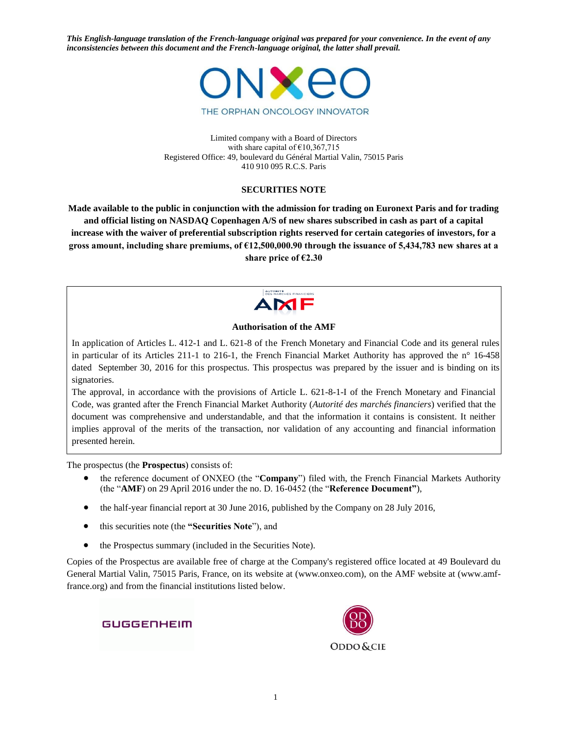*This English-language translation of the French-language original was prepared for your convenience. In the event of any inconsistencies between this document and the French-language original, the latter shall prevail.*

ONXEO

THE ORPHAN ONCOLOGY INNOVATOR

Limited company with a Board of Directors
with share capital of €10,367,715
Registered Office: 49, boulevard du Général Martial Valin, 75015 Paris
410 910 095 R.C.S. Paris

**SECURITIES NOTE**

**Made available to the public in conjunction with the admission for trading on Euronext Paris and for trading and official listing on NASDAQ Copenhagen A/S of new shares subscribed in cash as part of a capital increase with the waiver of preferential subscription rights reserved for certain categories of investors, for a gross amount, including share premiums, of €12,500,000.90 through the issuance of 5,434,783 new shares at a share price of €2.30**

AMF

**Authorisation of the AMF**

In application of Articles L. 412-1 and L. 621-8 of the French Monetary and Financial Code and its general rules in particular of its Articles 211-1 to 216-1, the French Financial Market Authority has approved the n° 16-458 dated September 30, 2016 for this prospectus. This prospectus was prepared by the issuer and is binding on its signatories.

The approval, in accordance with the provisions of Article L. 621-8-1-I of the French Monetary and Financial Code, was granted after the French Financial Market Authority (*Autorité des marchés financiers*) verified that the document was comprehensive and understandable, and that the information it contains is consistent. It neither implies approval of the merits of the transaction, nor validation of any accounting and financial information presented herein.

The prospectus (the **Prospectus**) consists of:

- the reference document of ONXEO (the "**Company**") filed with, the French Financial Markets Authority (the "**AMF**) on 29 April 2016 under the no. D. 16-0452 (the "**Reference Document"**),
- the half-year financial report at 30 June 2016, published by the Company on 28 July 2016,
- this securities note (the **"Securities Note**"), and
- the Prospectus summary (included in the Securities Note).

Copies of the Prospectus are available free of charge at the Company's registered office located at 49 Boulevard du General Martial Valin, 75015 Paris, France, on its website at (www.onxeo.com), on the AMF website at (www.amf-france.org) and from the financial institutions listed below.

GUGGENHEIM

ODDO & CIE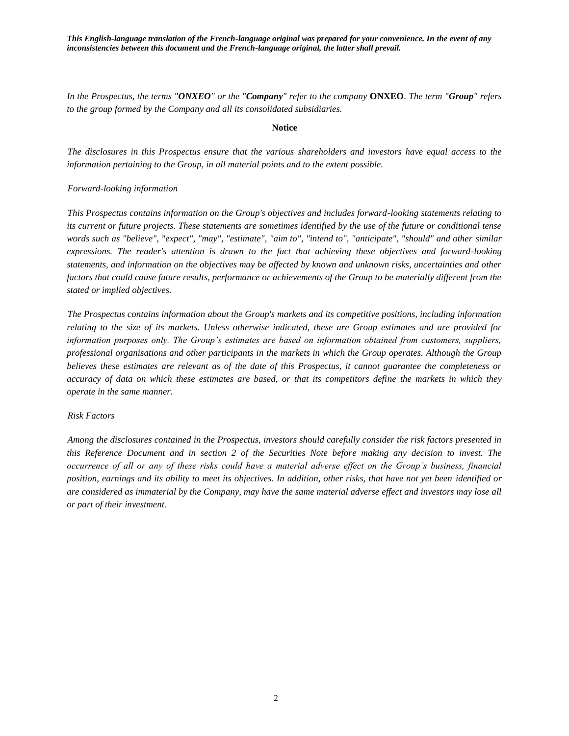***This English-language translation of the French-language original was prepared for your convenience. In the event of any inconsistencies between this document and the French-language original, the latter shall prevail.***

*In the Prospectus, the terms "**ONXEO**" or the "**Company**" refer to the company* **ONXEO**. *The term "**Group**" refers to the group formed by the Company and all its consolidated subsidiaries.*

**Notice**

*The disclosures in this Prospectus ensure that the various shareholders and investors have equal access to the information pertaining to the Group, in all material points and to the extent possible.*

*Forward-looking information*

*This Prospectus contains information on the Group's objectives and includes forward-looking statements relating to its current or future projects. These statements are sometimes identified by the use of the future or conditional tense words such as "believe", "expect", "may", "estimate", "aim to", "intend to", "anticipate", "should" and other similar expressions. The reader's attention is drawn to the fact that achieving these objectives and forward-looking statements, and information on the objectives may be affected by known and unknown risks, uncertainties and other factors that could cause future results, performance or achievements of the Group to be materially different from the stated or implied objectives.*

*The Prospectus contains information about the Group's markets and its competitive positions, including information relating to the size of its markets. Unless otherwise indicated, these are Group estimates and are provided for information purposes only. The Group's estimates are based on information obtained from customers, suppliers, professional organisations and other participants in the markets in which the Group operates. Although the Group believes these estimates are relevant as of the date of this Prospectus, it cannot guarantee the completeness or accuracy of data on which these estimates are based, or that its competitors define the markets in which they operate in the same manner.*

*Risk Factors*

*Among the disclosures contained in the Prospectus, investors should carefully consider the risk factors presented in this Reference Document and in section 2 of the Securities Note before making any decision to invest. The occurrence of all or any of these risks could have a material adverse effect on the Group's business, financial position, earnings and its ability to meet its objectives. In addition, other risks, that have not yet been identified or are considered as immaterial by the Company, may have the same material adverse effect and investors may lose all or part of their investment.*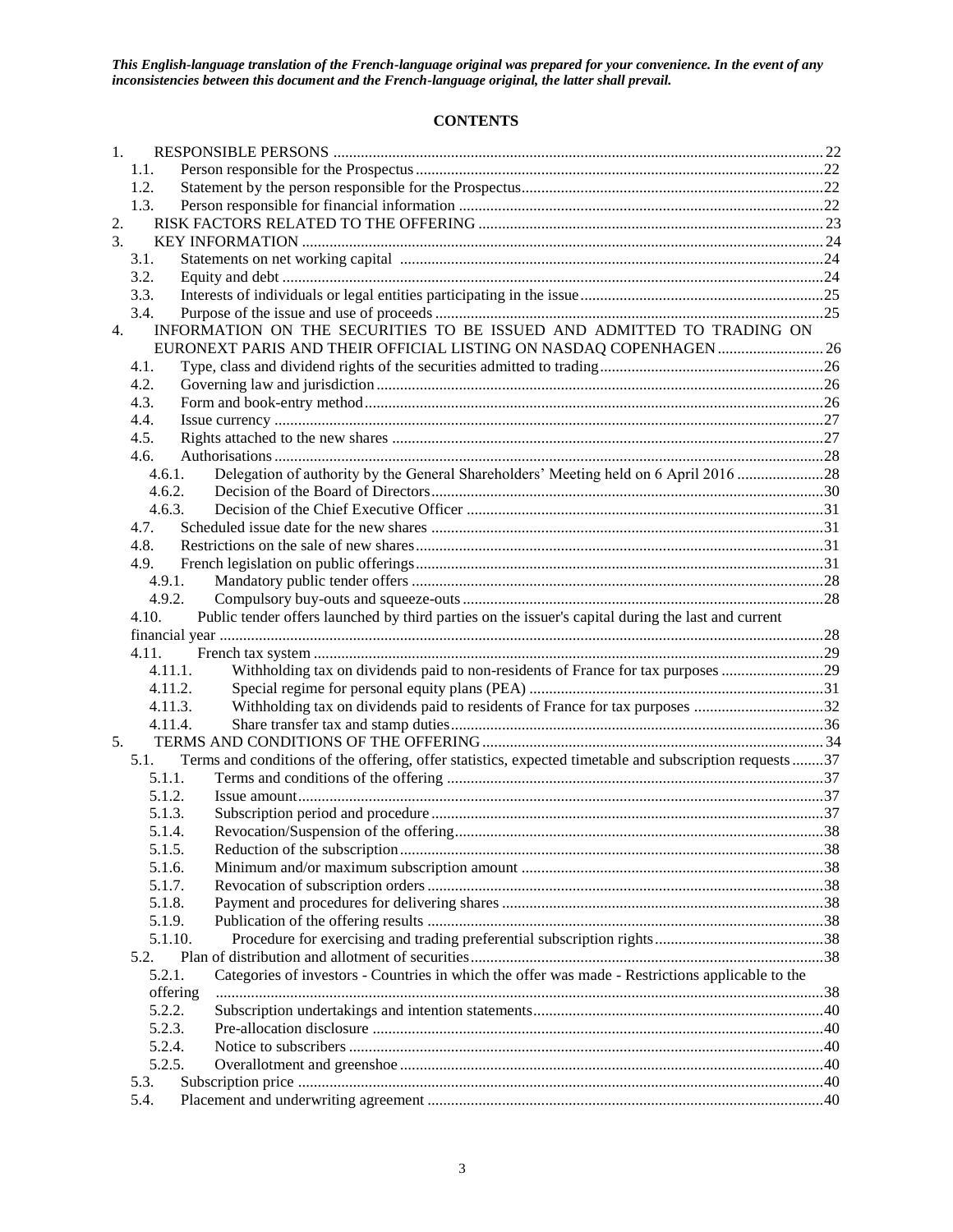*This English-language translation of the French-language original was prepared for your convenience. In the event of any inconsistencies between this document and the French-language original, the latter shall prevail.*

**CONTENTS**

1. RESPONSIBLE PERSONS ........................................................................................................ 22
   - 1.1. Person responsible for the Prospectus ....................................................................................22
   - 1.2. Statement by the person responsible for the Prospectus..........................................................22
   - 1.3. Person responsible for financial information ..........................................................................22
2. RISK FACTORS RELATED TO THE OFFERING .................................................................................. 23
3. KEY INFORMATION ................................................................................................................ 24
   - 3.1. Statements on net working capital ........................................................................................24
   - 3.2. Equity and debt .....................................................................................................................24
   - 3.3. Interests of individuals or legal entities participating in the issue...........................................25
   - 3.4. Purpose of the issue and use of proceeds ...............................................................................25
4. INFORMATION ON THE SECURITIES TO BE ISSUED AND ADMITTED TO TRADING ON EURONEXT PARIS AND THEIR OFFICIAL LISTING ON NASDAQ COPENHAGEN ......................... 26
   - 4.1. Type, class and dividend rights of the securities admitted to trading.......................................26
   - 4.2. Governing law and jurisdiction ..............................................................................................26
   - 4.3. Form and book-entry method.................................................................................................26
   - 4.4. Issue currency ........................................................................................................................27
   - 4.5. Rights attached to the new shares ..........................................................................................27
   - 4.6. Authorisations ........................................................................................................................28
     - 4.6.1. Delegation of authority by the General Shareholders' Meeting held on 6 April 2016 .....................28
     - 4.6.2. Decision of the Board of Directors.................................................................................30
     - 4.6.3. Decision of the Chief Executive Officer ........................................................................31
   - 4.7. Scheduled issue date for the new shares ................................................................................31
   - 4.8. Restrictions on the sale of new shares.....................................................................................31
   - 4.9. French legislation on public offerings.....................................................................................31
     - 4.9.1. Mandatory public tender offers ......................................................................................28
     - 4.9.2. Compulsory buy-outs and squeeze-outs.........................................................................28
   - 4.10. Public tender offers launched by third parties on the issuer's capital during the last and current financial year ....................................................................................................................................28
   - 4.11. French tax system ..............................................................................................................29
     - 4.11.1. Withholding tax on dividends paid to non-residents of France for tax purposes ..........................29
     - 4.11.2. Special regime for personal equity plans (PEA) ..........................................................31
     - 4.11.3. Withholding tax on dividends paid to residents of France for tax purposes .................................32
     - 4.11.4. Share transfer tax and stamp duties............................................................................36
5. TERMS AND CONDITIONS OF THE OFFERING ..................................................................................... 34
   - 5.1. Terms and conditions of the offering, offer statistics, expected timetable and subscription requests ........37
     - 5.1.1. Terms and conditions of the offering ............................................................................37
     - 5.1.2. Issue amount...................................................................................................................37
     - 5.1.3. Subscription period and procedure ................................................................................37
     - 5.1.4. Revocation/Suspension of the offering...........................................................................38
     - 5.1.5. Reduction of the subscription.........................................................................................38
     - 5.1.6. Minimum and/or maximum subscription amount ..........................................................38
     - 5.1.7. Revocation of subscription orders ..................................................................................38
     - 5.1.8. Payment and procedures for delivering shares ...............................................................38
     - 5.1.9. Publication of the offering results ..................................................................................38
     - 5.1.10. Procedure for exercising and trading preferential subscription rights.........................................38
   - 5.2. Plan of distribution and allotment of securities.......................................................................38
     - 5.2.1. Categories of investors - Countries in which the offer was made - Restrictions applicable to the offering ....................................................................................................................................38
     - 5.2.2. Subscription undertakings and intention statements.......................................................40
     - 5.2.3. Pre-allocation disclosure ................................................................................................40
     - 5.2.4. Notice to subscribers ......................................................................................................40
     - 5.2.5. Overallotment and greenshoe .........................................................................................40
   - 5.3. Subscription price ..................................................................................................................40
   - 5.4. Placement and underwriting agreement ..................................................................................40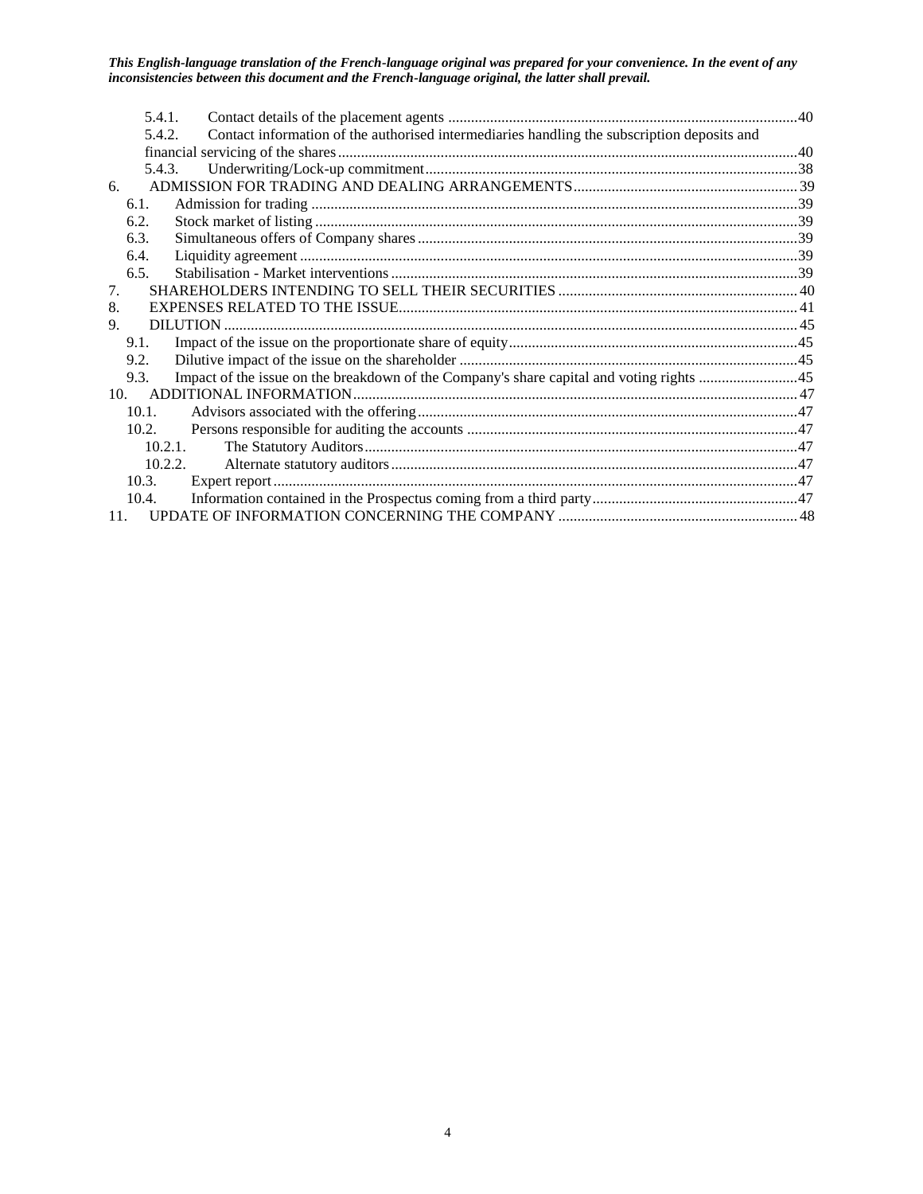*This English-language translation of the French-language original was prepared for your convenience. In the event of any inconsistencies between this document and the French-language original, the latter shall prevail.*

5.4.1. Contact details of the placement agents ....40
5.4.2. Contact information of the authorised intermediaries handling the subscription deposits and financial servicing of the shares ....40
5.4.3. Underwriting/Lock-up commitment ....38
6. ADMISSION FOR TRADING AND DEALING ARRANGEMENTS ....39
6.1. Admission for trading ....39
6.2. Stock market of listing ....39
6.3. Simultaneous offers of Company shares ....39
6.4. Liquidity agreement ....39
6.5. Stabilisation - Market interventions ....39
7. SHAREHOLDERS INTENDING TO SELL THEIR SECURITIES ....40
8. EXPENSES RELATED TO THE ISSUE ....41
9. DILUTION ....45
9.1. Impact of the issue on the proportionate share of equity ....45
9.2. Dilutive impact of the issue on the shareholder ....45
9.3. Impact of the issue on the breakdown of the Company's share capital and voting rights ....45
10. ADDITIONAL INFORMATION ....47
10.1. Advisors associated with the offering ....47
10.2. Persons responsible for auditing the accounts ....47
10.2.1. The Statutory Auditors ....47
10.2.2. Alternate statutory auditors ....47
10.3. Expert report ....47
10.4. Information contained in the Prospectus coming from a third party ....47
11. UPDATE OF INFORMATION CONCERNING THE COMPANY ....48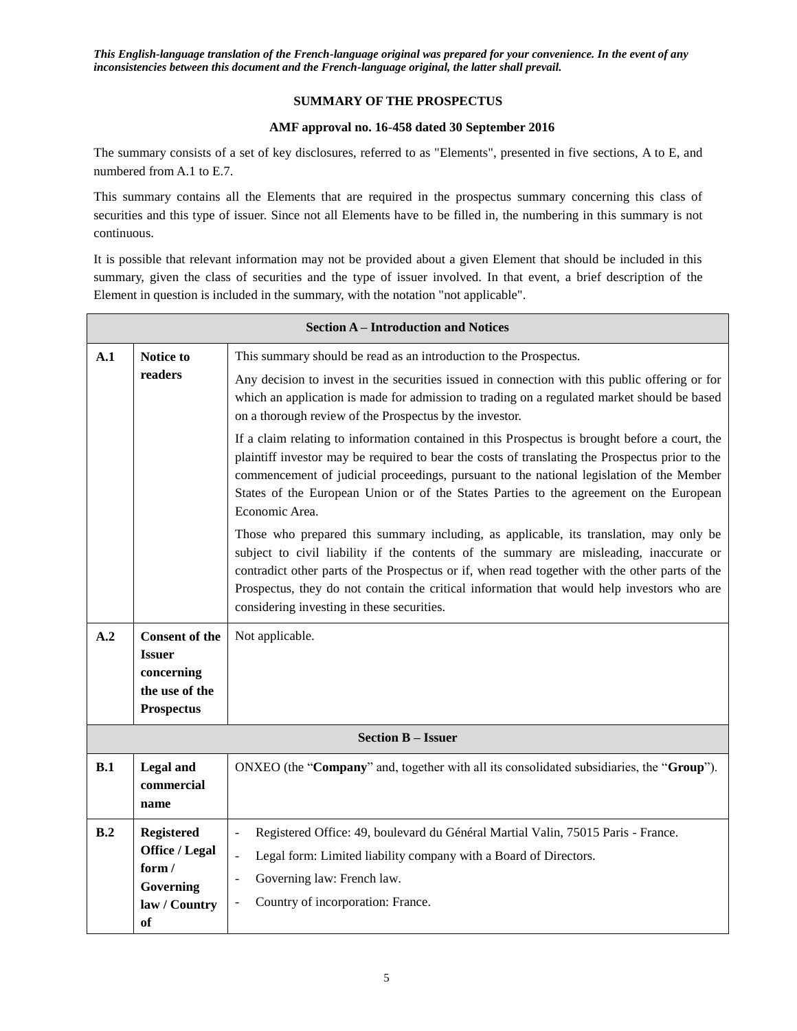***This English-language translation of the French-language original was prepared for your convenience. In the event of any inconsistencies between this document and the French-language original, the latter shall prevail.***

**SUMMARY OF THE PROSPECTUS**

**AMF approval no. 16-458 dated 30 September 2016**

The summary consists of a set of key disclosures, referred to as "Elements", presented in five sections, A to E, and numbered from A.1 to E.7.

This summary contains all the Elements that are required in the prospectus summary concerning this class of securities and this type of issuer. Since not all Elements have to be filled in, the numbering in this summary is not continuous.

It is possible that relevant information may not be provided about a given Element that should be included in this summary, given the class of securities and the type of issuer involved. In that event, a brief description of the Element in question is included in the summary, with the notation "not applicable".

| **Section A – Introduction and Notices** | | |
|---|---|---|
| **A.1** | **Notice to readers** | This summary should be read as an introduction to the Prospectus.<br><br>Any decision to invest in the securities issued in connection with this public offering or for which an application is made for admission to trading on a regulated market should be based on a thorough review of the Prospectus by the investor.<br><br>If a claim relating to information contained in this Prospectus is brought before a court, the plaintiff investor may be required to bear the costs of translating the Prospectus prior to the commencement of judicial proceedings, pursuant to the national legislation of the Member States of the European Union or of the States Parties to the agreement on the European Economic Area.<br><br>Those who prepared this summary including, as applicable, its translation, may only be subject to civil liability if the contents of the summary are misleading, inaccurate or contradict other parts of the Prospectus or if, when read together with the other parts of the Prospectus, they do not contain the critical information that would help investors who are considering investing in these securities. |
| **A.2** | **Consent of the Issuer concerning the use of the Prospectus** | Not applicable. |
| **Section B – Issuer** | | |
| **B.1** | **Legal and commercial name** | ONXEO (the "**Company**" and, together with all its consolidated subsidiaries, the "**Group**"). |
| **B.2** | **Registered Office / Legal form / Governing law / Country of** | - Registered Office: 49, boulevard du Général Martial Valin, 75015 Paris - France.<br>- Legal form: Limited liability company with a Board of Directors.<br>- Governing law: French law.<br>- Country of incorporation: France. |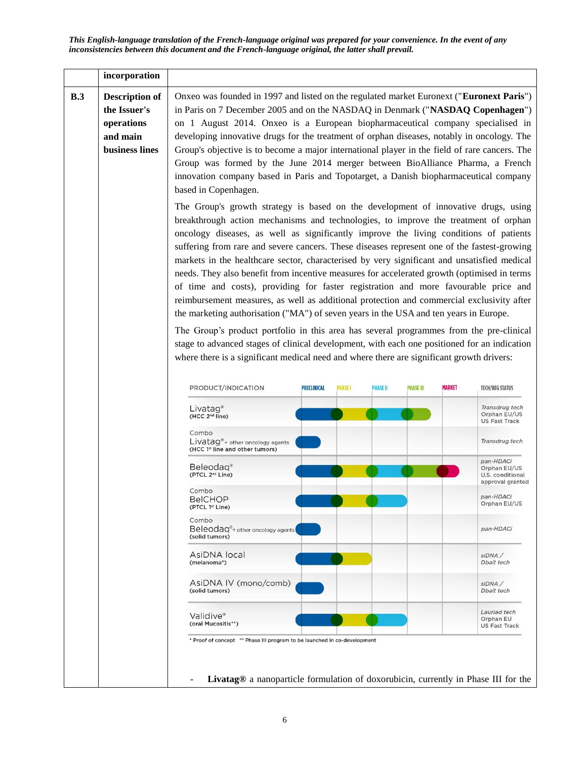*This English-language translation of the French-language original was prepared for your convenience. In the event of any inconsistencies between this document and the French-language original, the latter shall prevail.*

| | incorporation | |
|---|---|---|
| **B.3** | **Description of the Issuer's operations and main business lines** | Onxeo was founded in 1997 and listed on the regulated market Euronext ("**Euronext Paris**") in Paris on 7 December 2005 and on the NASDAQ in Denmark ("**NASDAQ Copenhagen**") on 1 August 2014. Onxeo is a European biopharmaceutical company specialised in developing innovative drugs for the treatment of orphan diseases, notably in oncology. The Group's objective is to become a major international player in the field of rare cancers. The Group was formed by the June 2014 merger between BioAlliance Pharma, a French innovation company based in Paris and Topotarget, a Danish biopharmaceutical company based in Copenhagen.<br><br>The Group's growth strategy is based on the development of innovative drugs, using breakthrough action mechanisms and technologies, to improve the treatment of orphan oncology diseases, as well as significantly improve the living conditions of patients suffering from rare and severe cancers. These diseases represent one of the fastest-growing markets in the healthcare sector, characterised by very significant and unsatisfied medical needs. They also benefit from incentive measures for accelerated growth (optimised in terms of time and costs), providing for faster registration and more favourable price and reimbursement measures, as well as additional protection and commercial exclusivity after the marketing authorisation ("MA") of seven years in the USA and ten years in Europe.<br><br>The Group's product portfolio in this area has several programmes from the pre-clinical stage to advanced stages of clinical development, with each one positioned for an indication where there is a significant medical need and where there are significant growth drivers: |

| PRODUCT/INDICATION | PRECLINICAL | PHASE I | PHASE II | PHASE III | MARKET | TECH/REG STATUS |
|---|---|---|---|---|---|---|
| Livatag® (HCC 2nd line) | ● | ● | ● | ● | | Transdrug tech<br>Orphan EU/US<br>US Fast Track |
| Combo Livatag® + other oncology agents (HCC 1st line and other tumors) | ● | | | | | Transdrug tech |
| Beleodaq® (PTCL 2nd Line) | ● | ● | ● | ● | ● | pan-HDACi<br>Orphan EU/US<br>U.S. conditional approval granted |
| Combo BelCHOP (PTCL 1st Line) | ● | ● | ● | | | pan-HDACi<br>Orphan EU/US |
| Combo Beleodaq® + other oncology agents (solid tumors) | ● | | | | | pan-HDACi |
| AsiDNA local (melanoma*) | ● | ● | | | | siDNA / Dbait tech |
| AsiDNA IV (mono/comb) (solid tumors) | ● | | | | | siDNA / Dbait tech |
| Validive® (oral Mucositis**) | ● | ● | ● | | | Lauriad tech<br>Orphan EU<br>US Fast Track |

\* Proof of concept  ** Phase III program to be launched in co-development

- **Livatag®** a nanoparticle formulation of doxorubicin, currently in Phase III for the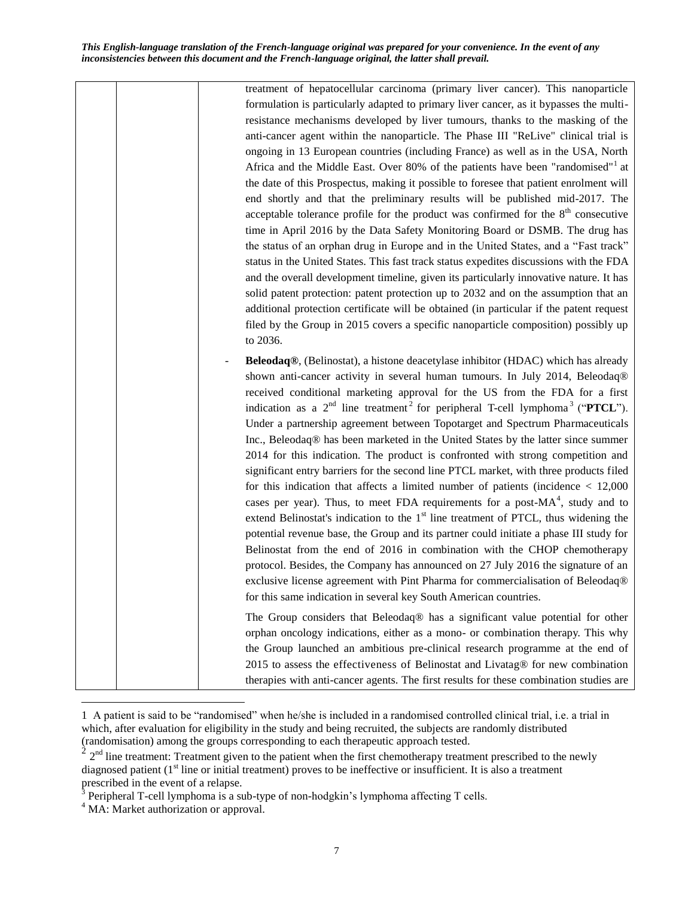*This English-language translation of the French-language original was prepared for your convenience. In the event of any inconsistencies between this document and the French-language original, the latter shall prevail.*

| | | |
|---|---|---|
| | | treatment of hepatocellular carcinoma (primary liver cancer). This nanoparticle formulation is particularly adapted to primary liver cancer, as it bypasses the multi-resistance mechanisms developed by liver tumours, thanks to the masking of the anti-cancer agent within the nanoparticle. The Phase III "ReLive" clinical trial is ongoing in 13 European countries (including France) as well as in the USA, North Africa and the Middle East. Over 80% of the patients have been "randomised"[1] at the date of this Prospectus, making it possible to foresee that patient enrolment will end shortly and that the preliminary results will be published mid-2017. The acceptable tolerance profile for the product was confirmed for the 8th consecutive time in April 2016 by the Data Safety Monitoring Board or DSMB. The drug has the status of an orphan drug in Europe and in the United States, and a "Fast track" status in the United States. This fast track status expedites discussions with the FDA and the overall development timeline, given its particularly innovative nature. It has solid patent protection: patent protection up to 2032 and on the assumption that an additional protection certificate will be obtained (in particular if the patent request filed by the Group in 2015 covers a specific nanoparticle composition) possibly up to 2036.<br><br>- **Beleodaq®**, (Belinostat), a histone deacetylase inhibitor (HDAC) which has already shown anti-cancer activity in several human tumours. In July 2014, Beleodaq® received conditional marketing approval for the US from the FDA for a first indication as a 2nd line treatment[2] for peripheral T-cell lymphoma[3] ("**PTCL**"). Under a partnership agreement between Topotarget and Spectrum Pharmaceuticals Inc., Beleodaq® has been marketed in the United States by the latter since summer 2014 for this indication. The product is confronted with strong competition and significant entry barriers for the second line PTCL market, with three products filed for this indication that affects a limited number of patients (incidence < 12,000 cases per year). Thus, to meet FDA requirements for a post-MA[4], study and to extend Belinostat's indication to the 1st line treatment of PTCL, thus widening the potential revenue base, the Group and its partner could initiate a phase III study for Belinostat from the end of 2016 in combination with the CHOP chemotherapy protocol. Besides, the Company has announced on 27 July 2016 the signature of an exclusive license agreement with Pint Pharma for commercialisation of Beleodaq® for this same indication in several key South American countries.<br><br>The Group considers that Beleodaq® has a significant value potential for other orphan oncology indications, either as a mono- or combination therapy. This why the Group launched an ambitious pre-clinical research programme at the end of 2015 to assess the effectiveness of Belinostat and Livatag® for new combination therapies with anti-cancer agents. The first results for these combination studies are |

1 A patient is said to be "randomised" when he/she is included in a randomised controlled clinical trial, i.e. a trial in which, after evaluation for eligibility in the study and being recruited, the subjects are randomly distributed (randomisation) among the groups corresponding to each therapeutic approach tested.

2 2nd line treatment: Treatment given to the patient when the first chemotherapy treatment prescribed to the newly diagnosed patient (1st line or initial treatment) proves to be ineffective or insufficient. It is also a treatment prescribed in the event of a relapse.

3 Peripheral T-cell lymphoma is a sub-type of non-hodgkin's lymphoma affecting T cells.

4 MA: Market authorization or approval.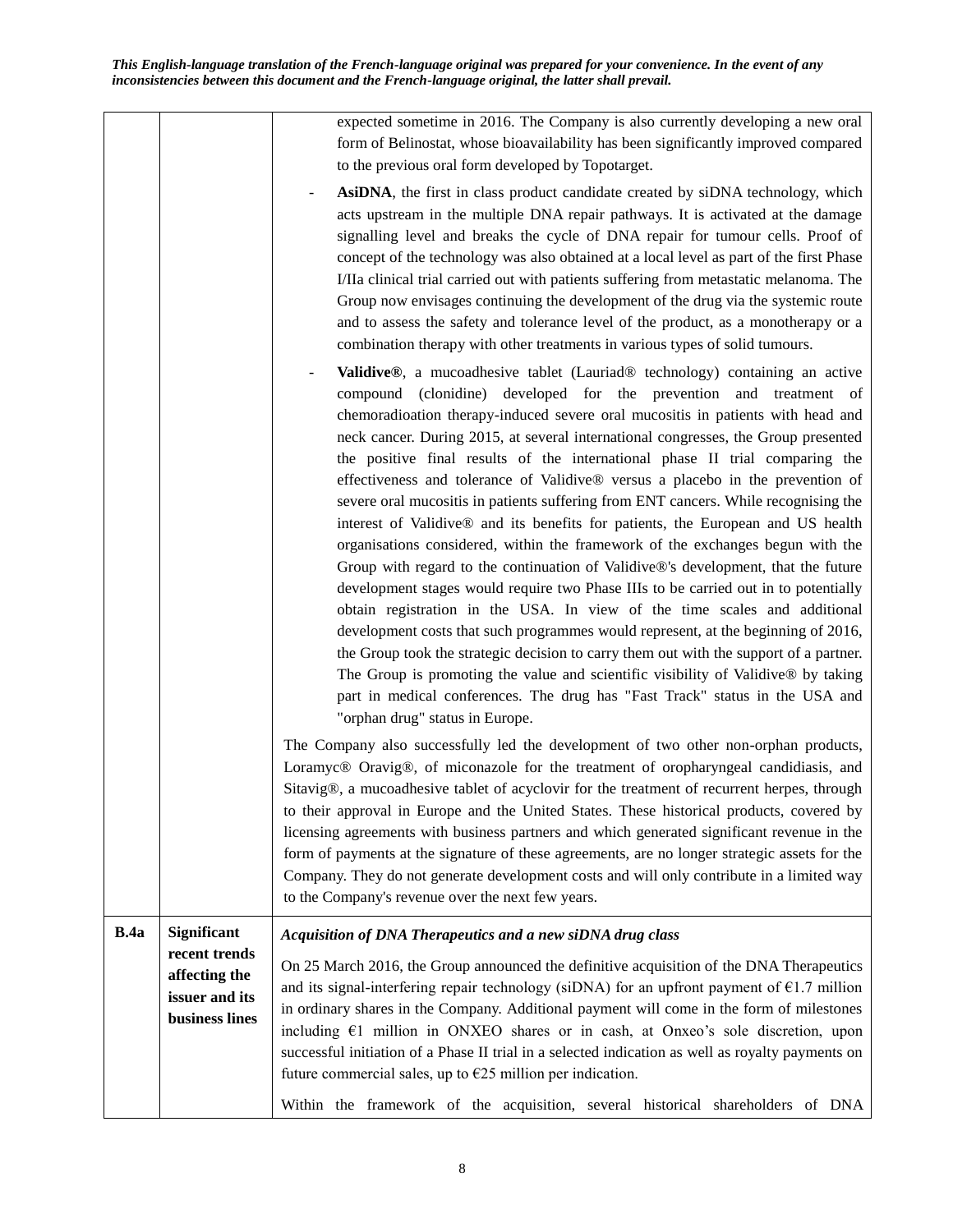*This English-language translation of the French-language original was prepared for your convenience. In the event of any inconsistencies between this document and the French-language original, the latter shall prevail.*

| | | |
|---|---|---|
| | | expected sometime in 2016. The Company is also currently developing a new oral form of Belinostat, whose bioavailability has been significantly improved compared to the previous oral form developed by Topotarget.<br><br>- **AsiDNA**, the first in class product candidate created by siDNA technology, which acts upstream in the multiple DNA repair pathways. It is activated at the damage signalling level and breaks the cycle of DNA repair for tumour cells. Proof of concept of the technology was also obtained at a local level as part of the first Phase I/IIa clinical trial carried out with patients suffering from metastatic melanoma. The Group now envisages continuing the development of the drug via the systemic route and to assess the safety and tolerance level of the product, as a monotherapy or a combination therapy with other treatments in various types of solid tumours.<br><br>- **Validive®**, a mucoadhesive tablet (Lauriad® technology) containing an active compound (clonidine) developed for the prevention and treatment of chemoradioation therapy-induced severe oral mucositis in patients with head and neck cancer. During 2015, at several international congresses, the Group presented the positive final results of the international phase II trial comparing the effectiveness and tolerance of Validive® versus a placebo in the prevention of severe oral mucositis in patients suffering from ENT cancers. While recognising the interest of Validive® and its benefits for patients, the European and US health organisations considered, within the framework of the exchanges begun with the Group with regard to the continuation of Validive®'s development, that the future development stages would require two Phase IIIs to be carried out in to potentially obtain registration in the USA. In view of the time scales and additional development costs that such programmes would represent, at the beginning of 2016, the Group took the strategic decision to carry them out with the support of a partner. The Group is promoting the value and scientific visibility of Validive® by taking part in medical conferences. The drug has "Fast Track" status in the USA and "orphan drug" status in Europe.<br><br>The Company also successfully led the development of two other non-orphan products, Loramyc® Oravig®, of miconazole for the treatment of oropharyngeal candidiasis, and Sitavig®, a mucoadhesive tablet of acyclovir for the treatment of recurrent herpes, through to their approval in Europe and the United States. These historical products, covered by licensing agreements with business partners and which generated significant revenue in the form of payments at the signature of these agreements, are no longer strategic assets for the Company. They do not generate development costs and will only contribute in a limited way to the Company's revenue over the next few years. |
| **B.4a** | **Significant recent trends affecting the issuer and its business lines** | ***Acquisition of DNA Therapeutics and a new siDNA drug class***<br><br>On 25 March 2016, the Group announced the definitive acquisition of the DNA Therapeutics and its signal-interfering repair technology (siDNA) for an upfront payment of €1.7 million in ordinary shares in the Company. Additional payment will come in the form of milestones including €1 million in ONXEO shares or in cash, at Onxeo's sole discretion, upon successful initiation of a Phase II trial in a selected indication as well as royalty payments on future commercial sales, up to €25 million per indication.<br><br>Within the framework of the acquisition, several historical shareholders of DNA |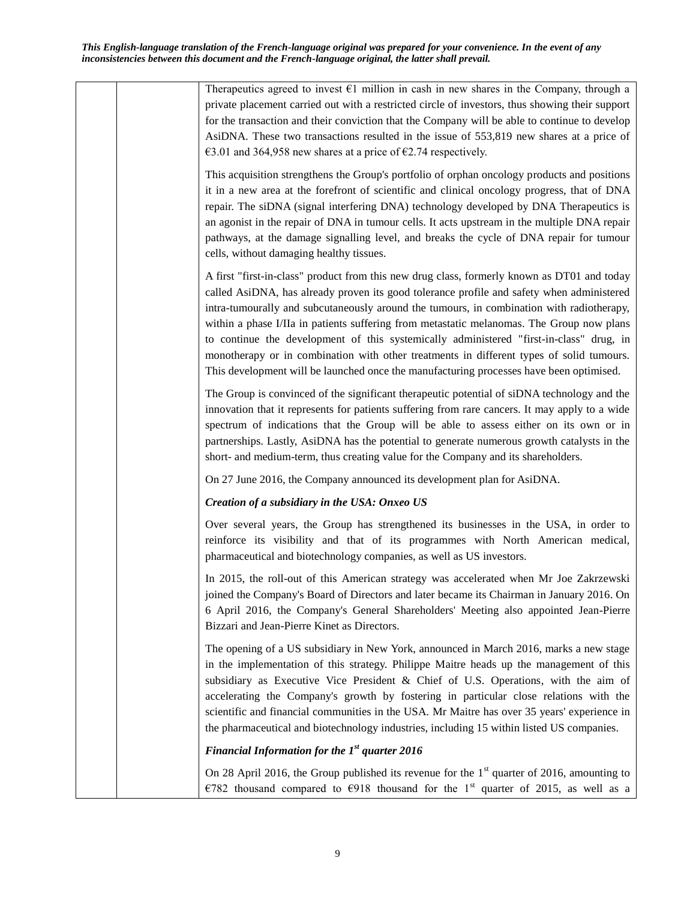*This English-language translation of the French-language original was prepared for your convenience. In the event of any inconsistencies between this document and the French-language original, the latter shall prevail.*

Therapeutics agreed to invest €1 million in cash in new shares in the Company, through a private placement carried out with a restricted circle of investors, thus showing their support for the transaction and their conviction that the Company will be able to continue to develop AsiDNA. These two transactions resulted in the issue of 553,819 new shares at a price of €3.01 and 364,958 new shares at a price of €2.74 respectively.

This acquisition strengthens the Group's portfolio of orphan oncology products and positions it in a new area at the forefront of scientific and clinical oncology progress, that of DNA repair. The siDNA (signal interfering DNA) technology developed by DNA Therapeutics is an agonist in the repair of DNA in tumour cells. It acts upstream in the multiple DNA repair pathways, at the damage signalling level, and breaks the cycle of DNA repair for tumour cells, without damaging healthy tissues.

A first "first-in-class" product from this new drug class, formerly known as DT01 and today called AsiDNA, has already proven its good tolerance profile and safety when administered intra-tumourally and subcutaneously around the tumours, in combination with radiotherapy, within a phase I/IIa in patients suffering from metastatic melanomas. The Group now plans to continue the development of this systemically administered "first-in-class" drug, in monotherapy or in combination with other treatments in different types of solid tumours. This development will be launched once the manufacturing processes have been optimised.

The Group is convinced of the significant therapeutic potential of siDNA technology and the innovation that it represents for patients suffering from rare cancers. It may apply to a wide spectrum of indications that the Group will be able to assess either on its own or in partnerships. Lastly, AsiDNA has the potential to generate numerous growth catalysts in the short- and medium-term, thus creating value for the Company and its shareholders.

On 27 June 2016, the Company announced its development plan for AsiDNA.

***Creation of a subsidiary in the USA: Onxeo US***

Over several years, the Group has strengthened its businesses in the USA, in order to reinforce its visibility and that of its programmes with North American medical, pharmaceutical and biotechnology companies, as well as US investors.

In 2015, the roll-out of this American strategy was accelerated when Mr Joe Zakrzewski joined the Company's Board of Directors and later became its Chairman in January 2016. On 6 April 2016, the Company's General Shareholders' Meeting also appointed Jean-Pierre Bizzari and Jean-Pierre Kinet as Directors.

The opening of a US subsidiary in New York, announced in March 2016, marks a new stage in the implementation of this strategy. Philippe Maitre heads up the management of this subsidiary as Executive Vice President & Chief of U.S. Operations, with the aim of accelerating the Company's growth by fostering in particular close relations with the scientific and financial communities in the USA. Mr Maitre has over 35 years' experience in the pharmaceutical and biotechnology industries, including 15 within listed US companies.

***Financial Information for the 1st quarter 2016***

On 28 April 2016, the Group published its revenue for the 1st quarter of 2016, amounting to €782 thousand compared to €918 thousand for the 1st quarter of 2015, as well as a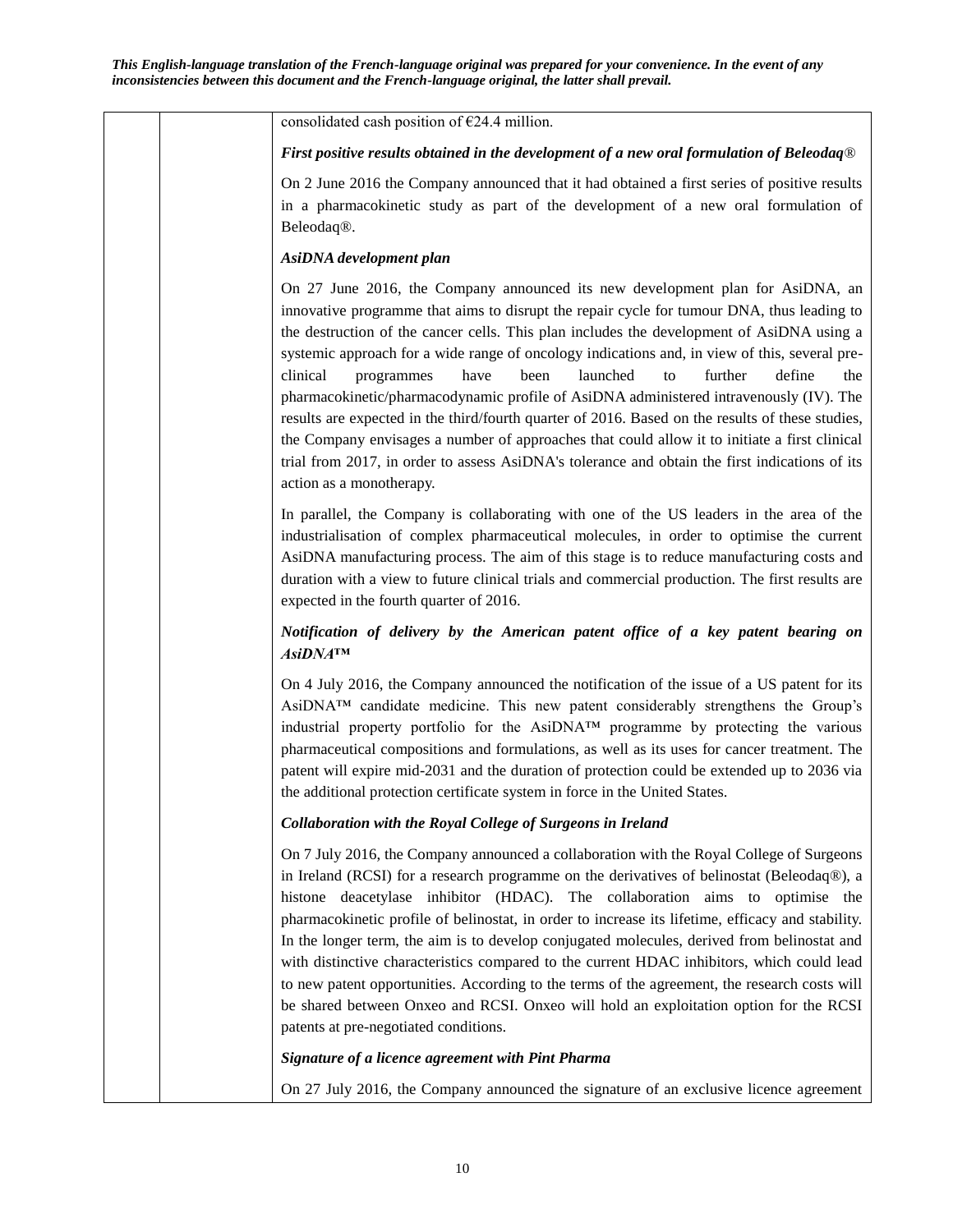*This English-language translation of the French-language original was prepared for your convenience. In the event of any inconsistencies between this document and the French-language original, the latter shall prevail.*

| | | |
|---|---|---|
| | | consolidated cash position of €24.4 million.<br><br>***First positive results obtained in the development of a new oral formulation of Beleodaq®***<br><br>On 2 June 2016 the Company announced that it had obtained a first series of positive results in a pharmacokinetic study as part of the development of a new oral formulation of Beleodaq®.<br><br>***AsiDNA development plan***<br><br>On 27 June 2016, the Company announced its new development plan for AsiDNA, an innovative programme that aims to disrupt the repair cycle for tumour DNA, thus leading to the destruction of the cancer cells. This plan includes the development of AsiDNA using a systemic approach for a wide range of oncology indications and, in view of this, several pre-clinical programmes have been launched to further define the pharmacokinetic/pharmacodynamic profile of AsiDNA administered intravenously (IV). The results are expected in the third/fourth quarter of 2016. Based on the results of these studies, the Company envisages a number of approaches that could allow it to initiate a first clinical trial from 2017, in order to assess AsiDNA's tolerance and obtain the first indications of its action as a monotherapy.<br><br>In parallel, the Company is collaborating with one of the US leaders in the area of the industrialisation of complex pharmaceutical molecules, in order to optimise the current AsiDNA manufacturing process. The aim of this stage is to reduce manufacturing costs and duration with a view to future clinical trials and commercial production. The first results are expected in the fourth quarter of 2016.<br><br>***Notification of delivery by the American patent office of a key patent bearing on AsiDNA™***<br><br>On 4 July 2016, the Company announced the notification of the issue of a US patent for its AsiDNA™ candidate medicine. This new patent considerably strengthens the Group's industrial property portfolio for the AsiDNA™ programme by protecting the various pharmaceutical compositions and formulations, as well as its uses for cancer treatment. The patent will expire mid-2031 and the duration of protection could be extended up to 2036 via the additional protection certificate system in force in the United States.<br><br>***Collaboration with the Royal College of Surgeons in Ireland***<br><br>On 7 July 2016, the Company announced a collaboration with the Royal College of Surgeons in Ireland (RCSI) for a research programme on the derivatives of belinostat (Beleodaq®), a histone deacetylase inhibitor (HDAC). The collaboration aims to optimise the pharmacokinetic profile of belinostat, in order to increase its lifetime, efficacy and stability. In the longer term, the aim is to develop conjugated molecules, derived from belinostat and with distinctive characteristics compared to the current HDAC inhibitors, which could lead to new patent opportunities. According to the terms of the agreement, the research costs will be shared between Onxeo and RCSI. Onxeo will hold an exploitation option for the RCSI patents at pre-negotiated conditions.<br><br>***Signature of a licence agreement with Pint Pharma***<br><br>On 27 July 2016, the Company announced the signature of an exclusive licence agreement |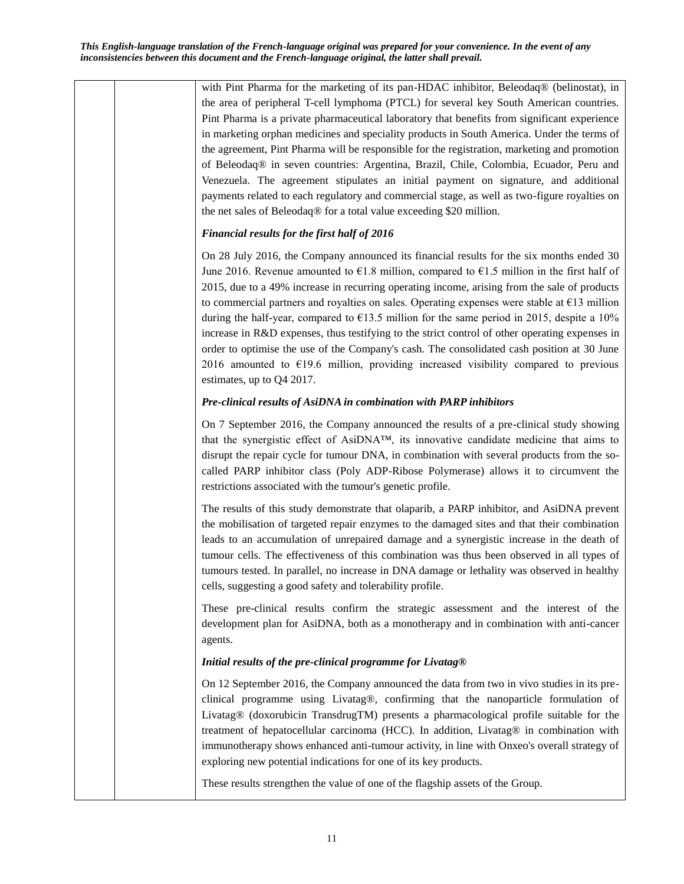*This English-language translation of the French-language original was prepared for your convenience. In the event of any inconsistencies between this document and the French-language original, the latter shall prevail.*

| | | |
|---|---|---|
| | | with Pint Pharma for the marketing of its pan-HDAC inhibitor, Beleodaq® (belinostat), in the area of peripheral T-cell lymphoma (PTCL) for several key South American countries. Pint Pharma is a private pharmaceutical laboratory that benefits from significant experience in marketing orphan medicines and speciality products in South America. Under the terms of the agreement, Pint Pharma will be responsible for the registration, marketing and promotion of Beleodaq® in seven countries: Argentina, Brazil, Chile, Colombia, Ecuador, Peru and Venezuela. The agreement stipulates an initial payment on signature, and additional payments related to each regulatory and commercial stage, as well as two-figure royalties on the net sales of Beleodaq® for a total value exceeding $20 million.<br><br>***Financial results for the first half of 2016***<br><br>On 28 July 2016, the Company announced its financial results for the six months ended 30 June 2016. Revenue amounted to €1.8 million, compared to €1.5 million in the first half of 2015, due to a 49% increase in recurring operating income, arising from the sale of products to commercial partners and royalties on sales. Operating expenses were stable at €13 million during the half-year, compared to €13.5 million for the same period in 2015, despite a 10% increase in R&D expenses, thus testifying to the strict control of other operating expenses in order to optimise the use of the Company's cash. The consolidated cash position at 30 June 2016 amounted to €19.6 million, providing increased visibility compared to previous estimates, up to Q4 2017.<br><br>***Pre-clinical results of AsiDNA in combination with PARP inhibitors***<br><br>On 7 September 2016, the Company announced the results of a pre-clinical study showing that the synergistic effect of AsiDNA™, its innovative candidate medicine that aims to disrupt the repair cycle for tumour DNA, in combination with several products from the so-called PARP inhibitor class (Poly ADP-Ribose Polymerase) allows it to circumvent the restrictions associated with the tumour's genetic profile.<br><br>The results of this study demonstrate that olaparib, a PARP inhibitor, and AsiDNA prevent the mobilisation of targeted repair enzymes to the damaged sites and that their combination leads to an accumulation of unrepaired damage and a synergistic increase in the death of tumour cells. The effectiveness of this combination was thus been observed in all types of tumours tested. In parallel, no increase in DNA damage or lethality was observed in healthy cells, suggesting a good safety and tolerability profile.<br><br>These pre-clinical results confirm the strategic assessment and the interest of the development plan for AsiDNA, both as a monotherapy and in combination with anti-cancer agents.<br><br>***Initial results of the pre-clinical programme for Livatag®***<br><br>On 12 September 2016, the Company announced the data from two in vivo studies in its pre-clinical programme using Livatag®, confirming that the nanoparticle formulation of Livatag® (doxorubicin TransdrugTM) presents a pharmacological profile suitable for the treatment of hepatocellular carcinoma (HCC). In addition, Livatag® in combination with immunotherapy shows enhanced anti-tumour activity, in line with Onxeo's overall strategy of exploring new potential indications for one of its key products.<br><br>These results strengthen the value of one of the flagship assets of the Group. |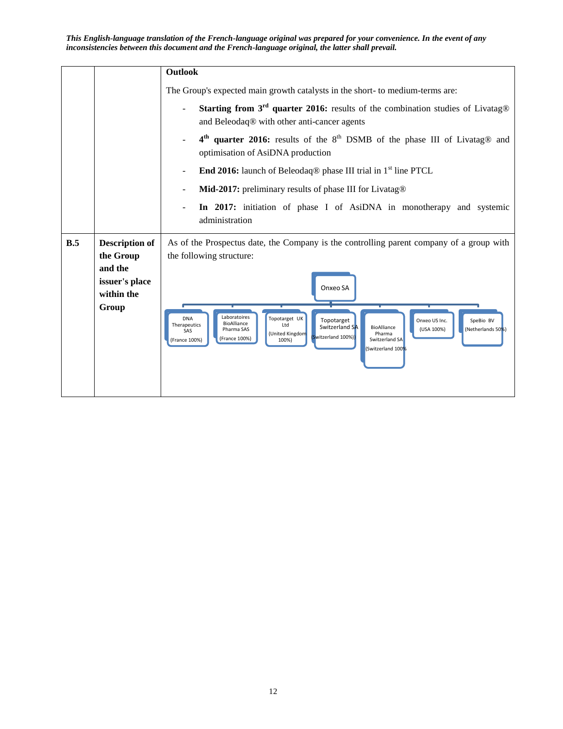*This English-language translation of the French-language original was prepared for your convenience. In the event of any inconsistencies between this document and the French-language original, the latter shall prevail.*

| | | |
|---|---|---|
| | | **Outlook**<br><br>The Group's expected main growth catalysts in the short- to medium-terms are:<br><br>- **Starting from 3rd quarter 2016:** results of the combination studies of Livatag® and Beleodaq® with other anti-cancer agents<br>- **4th quarter 2016:** results of the 8th DSMB of the phase III of Livatag® and optimisation of AsiDNA production<br>- **End 2016:** launch of Beleodaq® phase III trial in 1st line PTCL<br>- **Mid-2017:** preliminary results of phase III for Livatag®<br>- **In 2017:** initiation of phase I of AsiDNA in monotherapy and systemic administration |
| **B.5** | **Description of the Group and the issuer's place within the Group** | As of the Prospectus date, the Company is the controlling parent company of a group with the following structure:<br><br>Onxeo SA<br>- DNA Therapeutics SAS (France 100%)<br>- Laboratoires BioAlliance Pharma SAS (France 100%)<br>- Topotarget UK Ltd (United Kingdom 100%)<br>- Topotarget Switzerland SA (Switzerland 100%)<br>- BioAlliance Pharma Switzerland SA (Switzerland 100%)<br>- Onxeo US Inc. (USA 100%)<br>- SpeBio BV (Netherlands 50%) |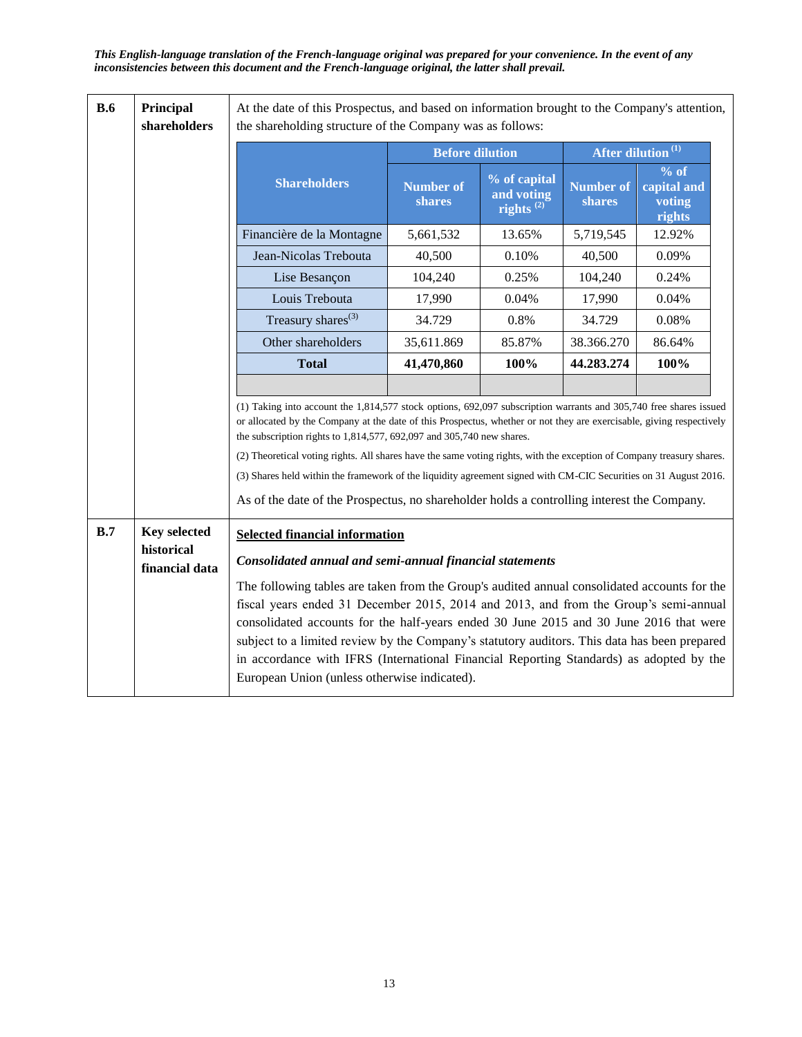*This English-language translation of the French-language original was prepared for your convenience. In the event of any inconsistencies between this document and the French-language original, the latter shall prevail.*

**B.6 — Principal shareholders**

At the date of this Prospectus, and based on information brought to the Company's attention, the shareholding structure of the Company was as follows:

| Shareholders | Before dilution | | After dilution [(1)] | |
|---|---|---|---|---|
| | Number of shares | % of capital and voting rights [(2)] | Number of shares | % of capital and voting rights |
| Financière de la Montagne | 5,661,532 | 13.65% | 5,719,545 | 12.92% |
| Jean-Nicolas Trebouta | 40,500 | 0.10% | 40,500 | 0.09% |
| Lise Besançon | 104,240 | 0.25% | 104,240 | 0.24% |
| Louis Trebouta | 17,990 | 0.04% | 17,990 | 0.04% |
| Treasury shares[(3)] | 34.729 | 0.8% | 34.729 | 0.08% |
| Other shareholders | 35,611.869 | 85.87% | 38.366.270 | 86.64% |
| **Total** | **41,470,860** | **100%** | **44.283.274** | **100%** |
| | | | | |

(1) Taking into account the 1,814,577 stock options, 692,097 subscription warrants and 305,740 free shares issued or allocated by the Company at the date of this Prospectus, whether or not they are exercisable, giving respectively the subscription rights to 1,814,577, 692,097 and 305,740 new shares.

(2) Theoretical voting rights. All shares have the same voting rights, with the exception of Company treasury shares.

(3) Shares held within the framework of the liquidity agreement signed with CM-CIC Securities on 31 August 2016.

As of the date of the Prospectus, no shareholder holds a controlling interest the Company.

**B.7 — Key selected historical financial data**

**Selected financial information**

***Consolidated annual and semi-annual financial statements***

The following tables are taken from the Group's audited annual consolidated accounts for the fiscal years ended 31 December 2015, 2014 and 2013, and from the Group's semi-annual consolidated accounts for the half-years ended 30 June 2015 and 30 June 2016 that were subject to a limited review by the Company's statutory auditors. This data has been prepared in accordance with IFRS (International Financial Reporting Standards) as adopted by the European Union (unless otherwise indicated).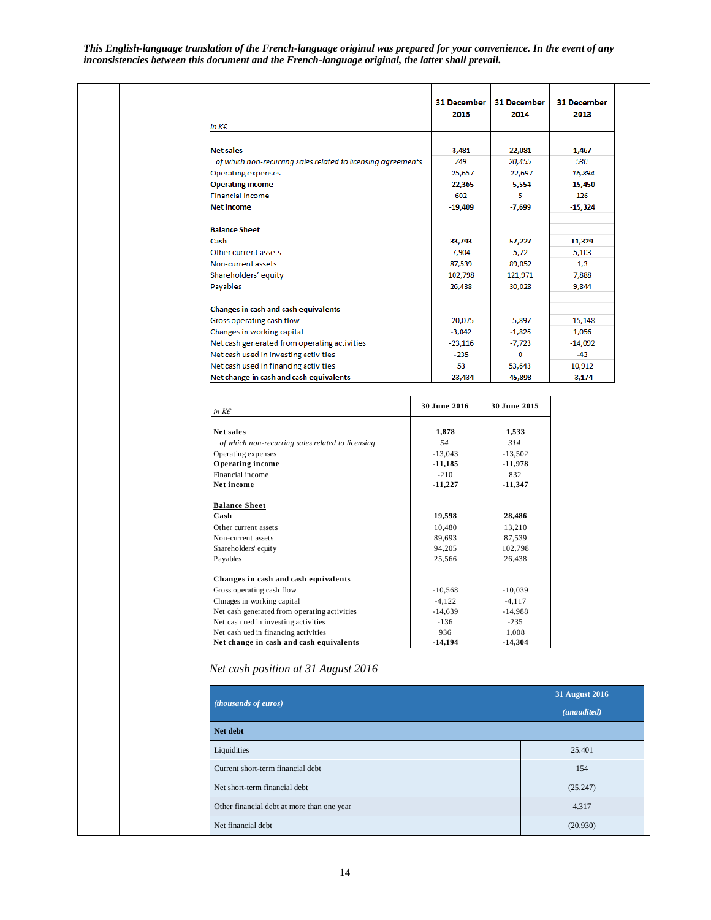*This English-language translation of the French-language original was prepared for your convenience. In the event of any inconsistencies between this document and the French-language original, the latter shall prevail.*

| in K€ | 31 December 2015 | 31 December 2014 | 31 December 2013 |
|---|---|---|---|
| **Net sales** | **3,481** | **22,081** | **1,467** |
| *of which non-recurring sales related to licensing agreements* | *749* | *20,455* | *530* |
| Operating expenses | -25,657 | -22,697 | -16,894 |
| **Operating income** | **-22,365** | **-5,554** | **-15,450** |
| Financial income | 602 | 5 | 126 |
| **Net income** | **-19,409** | **-7,699** | **-15,324** |
| | | | |
| **Balance Sheet** | | | |
| **Cash** | **33,793** | **57,227** | **11,329** |
| Other current assets | 7,904 | 5,72 | 5,103 |
| Non-current assets | 87,539 | 89,052 | 1,3 |
| Shareholders' equity | 102,798 | 121,971 | 7,888 |
| Payables | 26,438 | 30,028 | 9,844 |
| | | | |
| **Changes in cash and cash equivalents** | | | |
| Gross operating cash flow | -20,075 | -5,897 | -15,148 |
| Changes in working capital | -3,042 | -1,826 | 1,056 |
| Net cash generated from operating activities | -23,116 | -7,723 | -14,092 |
| Net cash used in investing activities | -235 | 0 | -43 |
| Net cash used in financing activities | 53 | 53,643 | 10,912 |
| **Net change in cash and cash equivalents** | **-23,434** | **45,898** | **-3,174** |

| in K€ | 30 June 2016 | 30 June 2015 |
|---|---|---|
| **Net sales** | **1,878** | **1,533** |
| *of which non-recurring sales related to licensing* | *54* | *314* |
| Operating expenses | -13,043 | -13,502 |
| **Operating income** | **-11,185** | **-11,978** |
| Financial income | -210 | 832 |
| **Net income** | **-11,227** | **-11,347** |
| | | |
| **Balance Sheet** | | |
| **Cash** | **19,598** | **28,486** |
| Other current assets | 10,480 | 13,210 |
| Non-current assets | 89,693 | 87,539 |
| Shareholders' equity | 94,205 | 102,798 |
| Payables | 25,566 | 26,438 |
| | | |
| **Changes in cash and cash equivalents** | | |
| Gross operating cash flow | -10,568 | -10,039 |
| Chnages in working capital | -4,122 | -4,117 |
| Net cash generated from operating activities | -14,639 | -14,988 |
| Net cash ued in investing activities | -136 | -235 |
| Net cash ued in financing activities | 936 | 1,008 |
| **Net change in cash and cash equivalents** | **-14,194** | **-14,304** |

*Net cash position at 31 August 2016*

| *(thousands of euros)* | **31 August 2016** *(unaudited)* |
|---|---|
| **Net debt** | |
| Liquidities | 25.401 |
| Current short-term financial debt | 154 |
| Net short-term financial debt | (25.247) |
| Other financial debt at more than one year | 4.317 |
| Net financial debt | (20.930) |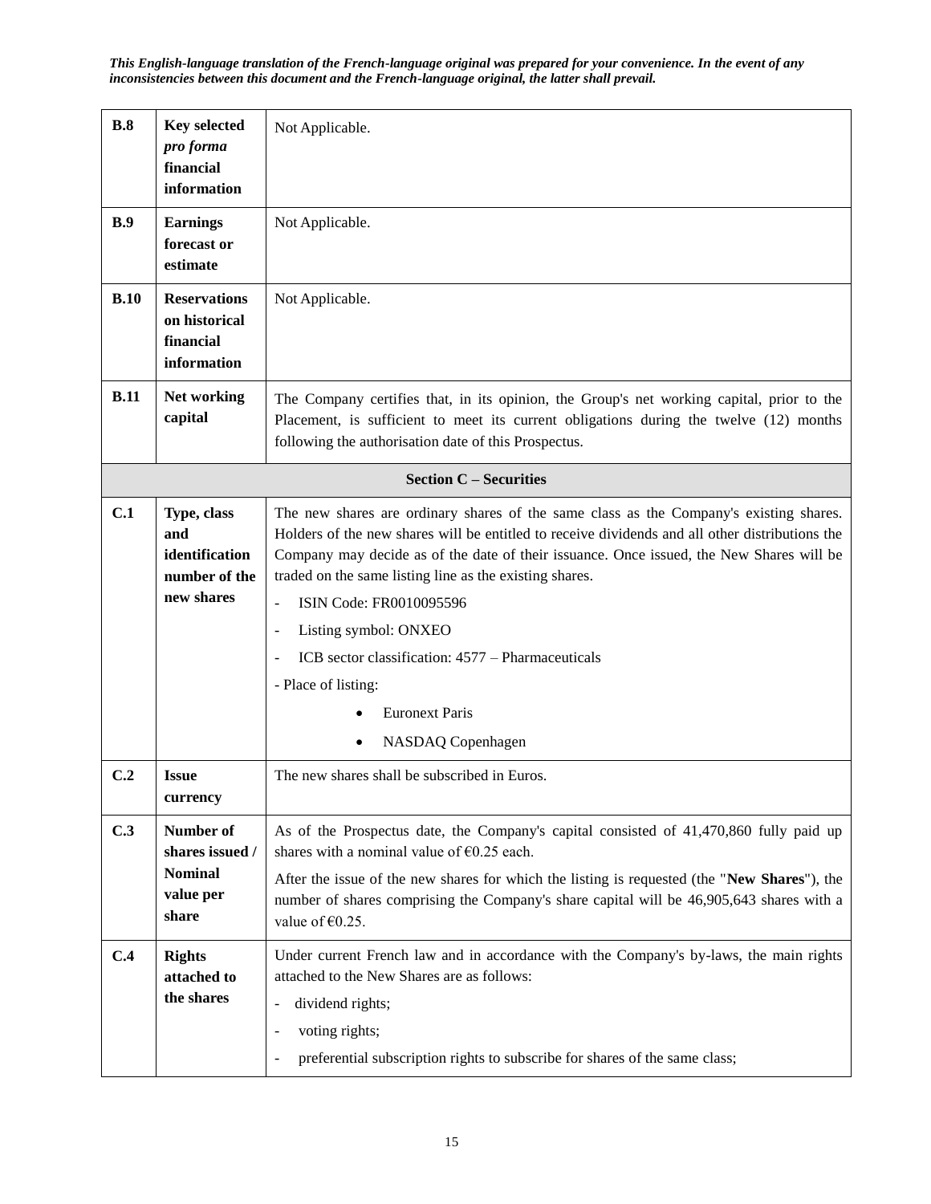*This English-language translation of the French-language original was prepared for your convenience. In the event of any inconsistencies between this document and the French-language original, the latter shall prevail.*

| | | |
|---|---|---|
| **B.8** | **Key selected *pro forma* financial information** | Not Applicable. |
| **B.9** | **Earnings forecast or estimate** | Not Applicable. |
| **B.10** | **Reservations on historical financial information** | Not Applicable. |
| **B.11** | **Net working capital** | The Company certifies that, in its opinion, the Group's net working capital, prior to the Placement, is sufficient to meet its current obligations during the twelve (12) months following the authorisation date of this Prospectus. |
| | | **Section C – Securities** |
| **C.1** | **Type, class and identification number of the new shares** | The new shares are ordinary shares of the same class as the Company's existing shares. Holders of the new shares will be entitled to receive dividends and all other distributions the Company may decide as of the date of their issuance. Once issued, the New Shares will be traded on the same listing line as the existing shares.<br>- ISIN Code: FR0010095596<br>- Listing symbol: ONXEO<br>- ICB sector classification: 4577 – Pharmaceuticals<br>- Place of listing:<br>• Euronext Paris<br>• NASDAQ Copenhagen |
| **C.2** | **Issue currency** | The new shares shall be subscribed in Euros. |
| **C.3** | **Number of shares issued / Nominal value per share** | As of the Prospectus date, the Company's capital consisted of 41,470,860 fully paid up shares with a nominal value of €0.25 each.<br>After the issue of the new shares for which the listing is requested (the "**New Shares**"), the number of shares comprising the Company's share capital will be 46,905,643 shares with a value of €0.25. |
| **C.4** | **Rights attached to the shares** | Under current French law and in accordance with the Company's by-laws, the main rights attached to the New Shares are as follows:<br>- dividend rights;<br>- voting rights;<br>- preferential subscription rights to subscribe for shares of the same class; |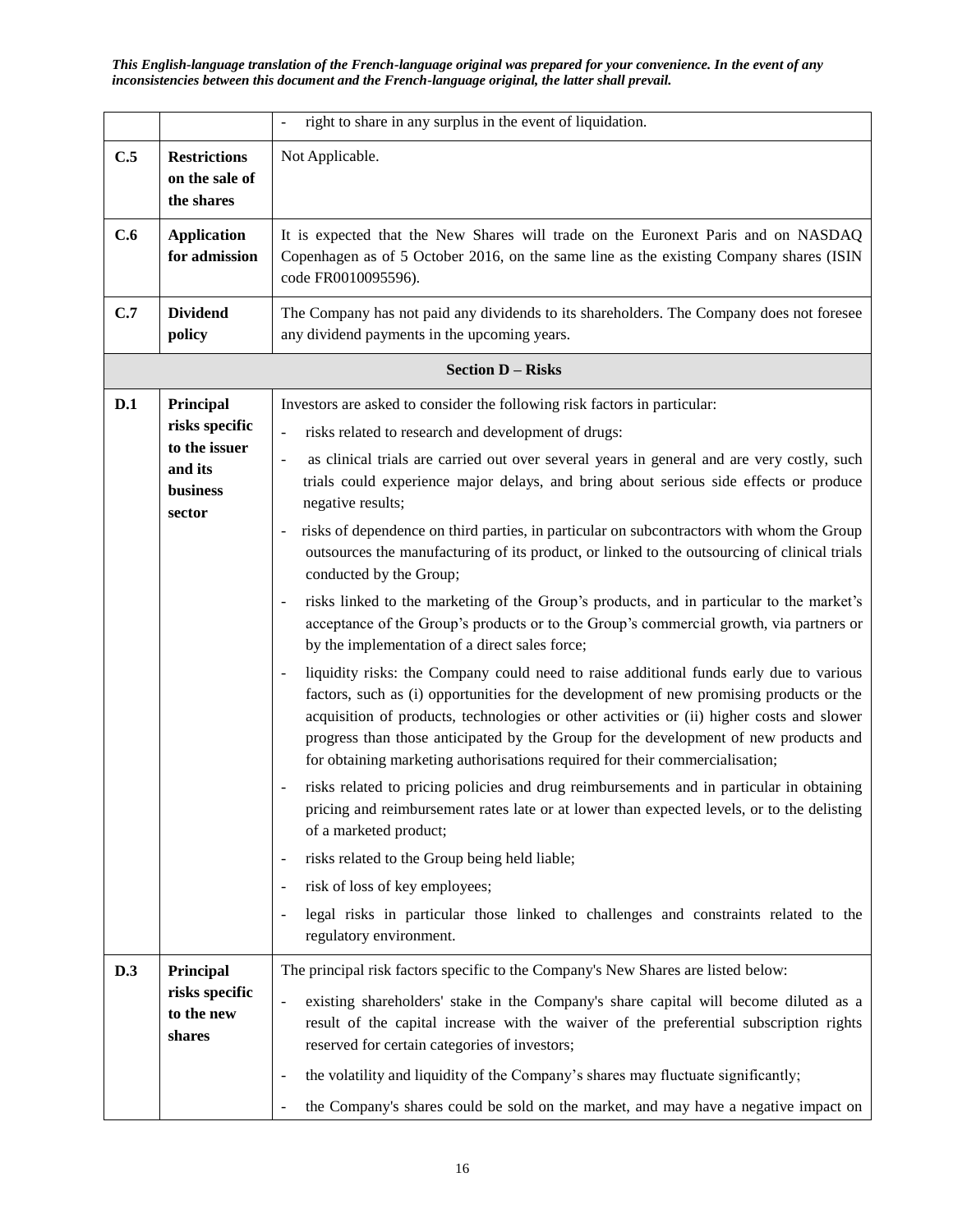*This English-language translation of the French-language original was prepared for your convenience. In the event of any inconsistencies between this document and the French-language original, the latter shall prevail.*

| | | |
|---|---|---|
| | | - right to share in any surplus in the event of liquidation. |
| **C.5** | **Restrictions on the sale of the shares** | Not Applicable. |
| **C.6** | **Application for admission** | It is expected that the New Shares will trade on the Euronext Paris and on NASDAQ Copenhagen as of 5 October 2016, on the same line as the existing Company shares (ISIN code FR0010095596). |
| **C.7** | **Dividend policy** | The Company has not paid any dividends to its shareholders. The Company does not foresee any dividend payments in the upcoming years. |
| | | **Section D – Risks** |
| **D.1** | **Principal risks specific to the issuer and its business sector** | Investors are asked to consider the following risk factors in particular:<br>- risks related to research and development of drugs:<br>- as clinical trials are carried out over several years in general and are very costly, such trials could experience major delays, and bring about serious side effects or produce negative results;<br>- risks of dependence on third parties, in particular on subcontractors with whom the Group outsources the manufacturing of its product, or linked to the outsourcing of clinical trials conducted by the Group;<br>- risks linked to the marketing of the Group's products, and in particular to the market's acceptance of the Group's products or to the Group's commercial growth, via partners or by the implementation of a direct sales force;<br>- liquidity risks: the Company could need to raise additional funds early due to various factors, such as (i) opportunities for the development of new promising products or the acquisition of products, technologies or other activities or (ii) higher costs and slower progress than those anticipated by the Group for the development of new products and for obtaining marketing authorisations required for their commercialisation;<br>- risks related to pricing policies and drug reimbursements and in particular in obtaining pricing and reimbursement rates late or at lower than expected levels, or to the delisting of a marketed product;<br>- risks related to the Group being held liable;<br>- risk of loss of key employees;<br>- legal risks in particular those linked to challenges and constraints related to the regulatory environment. |
| **D.3** | **Principal risks specific to the new shares** | The principal risk factors specific to the Company's New Shares are listed below:<br>- existing shareholders' stake in the Company's share capital will become diluted as a result of the capital increase with the waiver of the preferential subscription rights reserved for certain categories of investors;<br>- the volatility and liquidity of the Company's shares may fluctuate significantly;<br>- the Company's shares could be sold on the market, and may have a negative impact on |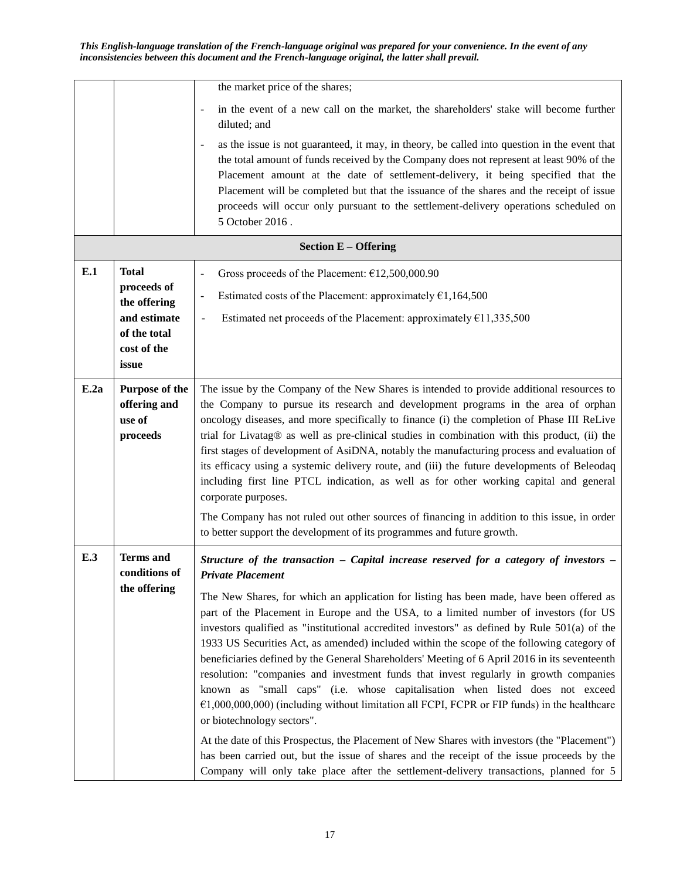*This English-language translation of the French-language original was prepared for your convenience. In the event of any inconsistencies between this document and the French-language original, the latter shall prevail.*

| | | |
|---|---|---|
| | | the market price of the shares;<br>- in the event of a new call on the market, the shareholders' stake will become further diluted; and<br>- as the issue is not guaranteed, it may, in theory, be called into question in the event that the total amount of funds received by the Company does not represent at least 90% of the Placement amount at the date of settlement-delivery, it being specified that the Placement will be completed but that the issuance of the shares and the receipt of issue proceeds will occur only pursuant to the settlement-delivery operations scheduled on 5 October 2016 . |
| **Section E – Offering** | | |
| **E.1** | **Total proceeds of the offering and estimate of the total cost of the issue** | - Gross proceeds of the Placement: €12,500,000.90<br>- Estimated costs of the Placement: approximately €1,164,500<br>- Estimated net proceeds of the Placement: approximately €11,335,500 |
| **E.2a** | **Purpose of the offering and use of proceeds** | The issue by the Company of the New Shares is intended to provide additional resources to the Company to pursue its research and development programs in the area of orphan oncology diseases, and more specifically to finance (i) the completion of Phase III ReLive trial for Livatag® as well as pre-clinical studies in combination with this product, (ii) the first stages of development of AsiDNA, notably the manufacturing process and evaluation of its efficacy using a systemic delivery route, and (iii) the future developments of Beleodaq including first line PTCL indication, as well as for other working capital and general corporate purposes.<br><br>The Company has not ruled out other sources of financing in addition to this issue, in order to better support the development of its programmes and future growth. |
| **E.3** | **Terms and conditions of the offering** | ***Structure of the transaction – Capital increase reserved for a category of investors – Private Placement***<br><br>The New Shares, for which an application for listing has been made, have been offered as part of the Placement in Europe and the USA, to a limited number of investors (for US investors qualified as "institutional accredited investors" as defined by Rule 501(a) of the 1933 US Securities Act, as amended) included within the scope of the following category of beneficiaries defined by the General Shareholders' Meeting of 6 April 2016 in its seventeenth resolution: "companies and investment funds that invest regularly in growth companies known as "small caps" (i.e. whose capitalisation when listed does not exceed €1,000,000,000) (including without limitation all FCPI, FCPR or FIP funds) in the healthcare or biotechnology sectors".<br><br>At the date of this Prospectus, the Placement of New Shares with investors (the "Placement") has been carried out, but the issue of shares and the receipt of the issue proceeds by the Company will only take place after the settlement-delivery transactions, planned for 5 |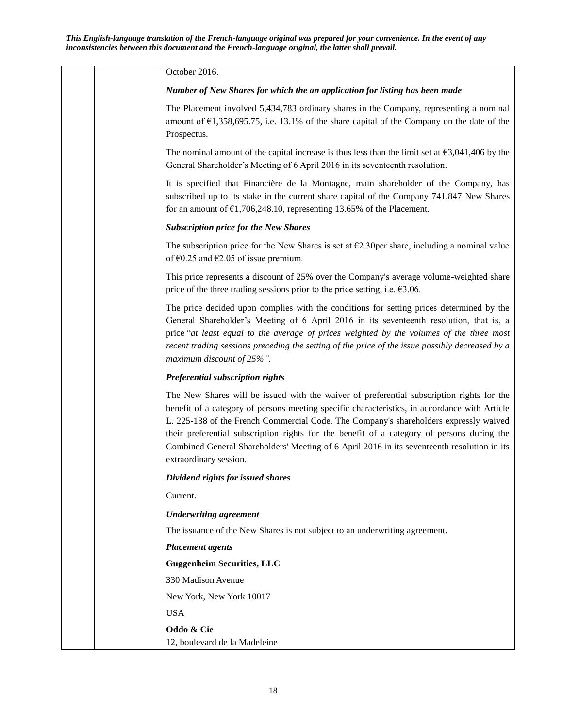*This English-language translation of the French-language original was prepared for your convenience. In the event of any inconsistencies between this document and the French-language original, the latter shall prevail.*

| | | |
|---|---|---|
| | | October 2016.<br><br>***Number of New Shares for which the an application for listing has been made***<br><br>The Placement involved 5,434,783 ordinary shares in the Company, representing a nominal amount of €1,358,695.75, i.e. 13.1% of the share capital of the Company on the date of the Prospectus.<br><br>The nominal amount of the capital increase is thus less than the limit set at €3,041,406 by the General Shareholder's Meeting of 6 April 2016 in its seventeenth resolution.<br><br>It is specified that Financière de la Montagne, main shareholder of the Company, has subscribed up to its stake in the current share capital of the Company 741,847 New Shares for an amount of €1,706,248.10, representing 13.65% of the Placement.<br><br>***Subscription price for the New Shares***<br><br>The subscription price for the New Shares is set at €2.30per share, including a nominal value of €0.25 and €2.05 of issue premium.<br><br>This price represents a discount of 25% over the Company's average volume-weighted share price of the three trading sessions prior to the price setting, i.e. €3.06.<br><br>The price decided upon complies with the conditions for setting prices determined by the General Shareholder's Meeting of 6 April 2016 in its seventeenth resolution, that is, a price "*at least equal to the average of prices weighted by the volumes of the three most recent trading sessions preceding the setting of the price of the issue possibly decreased by a maximum discount of 25%"*.<br><br>***Preferential subscription rights***<br><br>The New Shares will be issued with the waiver of preferential subscription rights for the benefit of a category of persons meeting specific characteristics, in accordance with Article L. 225-138 of the French Commercial Code. The Company's shareholders expressly waived their preferential subscription rights for the benefit of a category of persons during the Combined General Shareholders' Meeting of 6 April 2016 in its seventeenth resolution in its extraordinary session.<br><br>***Dividend rights for issued shares***<br><br>Current.<br><br>***Underwriting agreement***<br><br>The issuance of the New Shares is not subject to an underwriting agreement.<br><br>***Placement agents***<br><br>**Guggenheim Securities, LLC**<br><br>330 Madison Avenue<br><br>New York, New York 10017<br><br>USA<br><br>**Oddo & Cie**<br>12, boulevard de la Madeleine |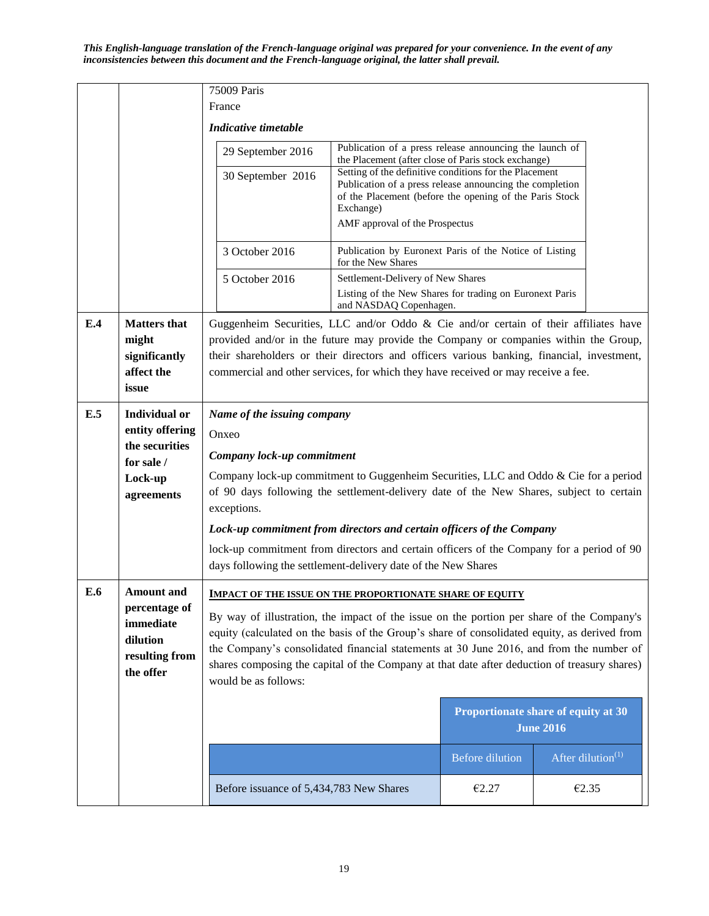*This English-language translation of the French-language original was prepared for your convenience. In the event of any inconsistencies between this document and the French-language original, the latter shall prevail.*

75009 Paris
France

***Indicative timetable***

| | |
|---|---|
| 29 September 2016 | Publication of a press release announcing the launch of the Placement (after close of Paris stock exchange) |
| 30 September 2016 | Setting of the definitive conditions for the Placement<br>Publication of a press release announcing the completion of the Placement (before the opening of the Paris Stock Exchange)<br>AMF approval of the Prospectus |
| 3 October 2016 | Publication by Euronext Paris of the Notice of Listing for the New Shares |
| 5 October 2016 | Settlement-Delivery of New Shares<br>Listing of the New Shares for trading on Euronext Paris and NASDAQ Copenhagen. |

**E.4 Matters that might significantly affect the issue**

Guggenheim Securities, LLC and/or Oddo & Cie and/or certain of their affiliates have provided and/or in the future may provide the Company or companies within the Group, their shareholders or their directors and officers various banking, financial, investment, commercial and other services, for which they have received or may receive a fee.

**E.5 Individual or entity offering the securities for sale / Lock-up agreements**

***Name of the issuing company***

Onxeo

***Company lock-up commitment***

Company lock-up commitment to Guggenheim Securities, LLC and Oddo & Cie for a period of 90 days following the settlement-delivery date of the New Shares, subject to certain exceptions.

***Lock-up commitment from directors and certain officers of the Company***

lock-up commitment from directors and certain officers of the Company for a period of 90 days following the settlement-delivery date of the New Shares

**E.6 Amount and percentage of immediate dilution resulting from the offer**

**<u>IMPACT OF THE ISSUE ON THE PROPORTIONATE SHARE OF EQUITY</u>**

By way of illustration, the impact of the issue on the portion per share of the Company's equity (calculated on the basis of the Group's share of consolidated equity, as derived from the Company's consolidated financial statements at 30 June 2016, and from the number of shares composing the capital of the Company at that date after deduction of treasury shares) would be as follows:

| | Proportionate share of equity at 30 June 2016 | |
|---|---|---|
| | Before dilution | After dilution(1) |
| Before issuance of 5,434,783 New Shares | €2.27 | €2.35 |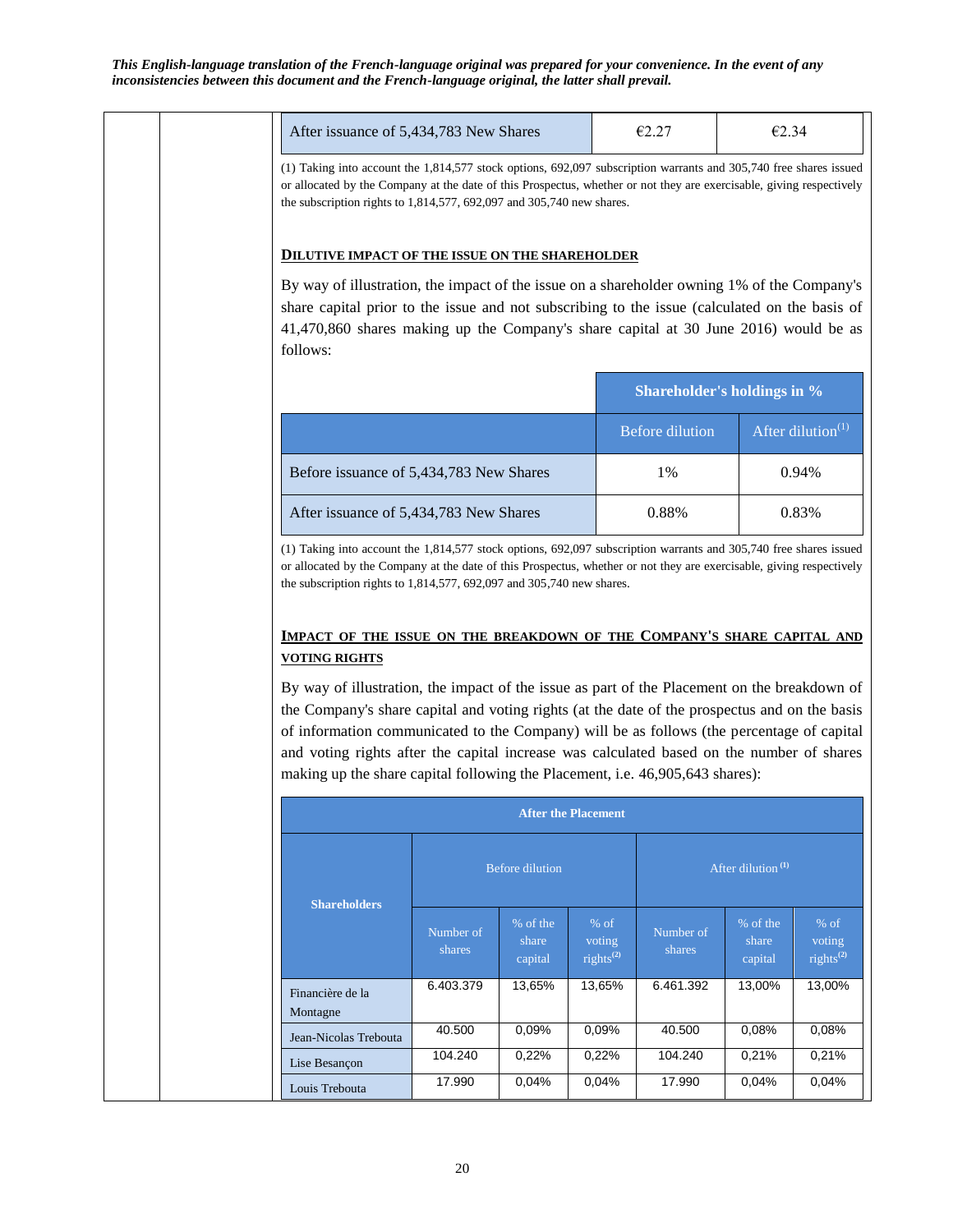*This English-language translation of the French-language original was prepared for your convenience. In the event of any inconsistencies between this document and the French-language original, the latter shall prevail.*

| | | |
|---|---|---|
| After issuance of 5,434,783 New Shares | €2.27 | €2.34 |

(1) Taking into account the 1,814,577 stock options, 692,097 subscription warrants and 305,740 free shares issued or allocated by the Company at the date of this Prospectus, whether or not they are exercisable, giving respectively the subscription rights to 1,814,577, 692,097 and 305,740 new shares.

**DILUTIVE IMPACT OF THE ISSUE ON THE SHAREHOLDER**

By way of illustration, the impact of the issue on a shareholder owning 1% of the Company's share capital prior to the issue and not subscribing to the issue (calculated on the basis of 41,470,860 shares making up the Company's share capital at 30 June 2016) would be as follows:

| | Shareholder's holdings in % | |
|---|---|---|
| | Before dilution | After dilution(1) |
| Before issuance of 5,434,783 New Shares | 1% | 0.94% |
| After issuance of 5,434,783 New Shares | 0.88% | 0.83% |

(1) Taking into account the 1,814,577 stock options, 692,097 subscription warrants and 305,740 free shares issued or allocated by the Company at the date of this Prospectus, whether or not they are exercisable, giving respectively the subscription rights to 1,814,577, 692,097 and 305,740 new shares.

**IMPACT OF THE ISSUE ON THE BREAKDOWN OF THE COMPANY'S SHARE CAPITAL AND VOTING RIGHTS**

By way of illustration, the impact of the issue as part of the Placement on the breakdown of the Company's share capital and voting rights (at the date of the prospectus and on the basis of information communicated to the Company) will be as follows (the percentage of capital and voting rights after the capital increase was calculated based on the number of shares making up the share capital following the Placement, i.e. 46,905,643 shares):

| Shareholders | After the Placement | | | | | |
|---|---|---|---|---|---|---|
| | Before dilution | | | After dilution (1) | | |
| | Number of shares | % of the share capital | % of voting rights(2) | Number of shares | % of the share capital | % of voting rights(2) |
| Financière de la Montagne | 6.403.379 | 13,65% | 13,65% | 6.461.392 | 13,00% | 13,00% |
| Jean-Nicolas Trebouta | 40.500 | 0,09% | 0,09% | 40.500 | 0,08% | 0,08% |
| Lise Besançon | 104.240 | 0,22% | 0,22% | 104.240 | 0,21% | 0,21% |
| Louis Trebouta | 17.990 | 0,04% | 0,04% | 17.990 | 0,04% | 0,04% |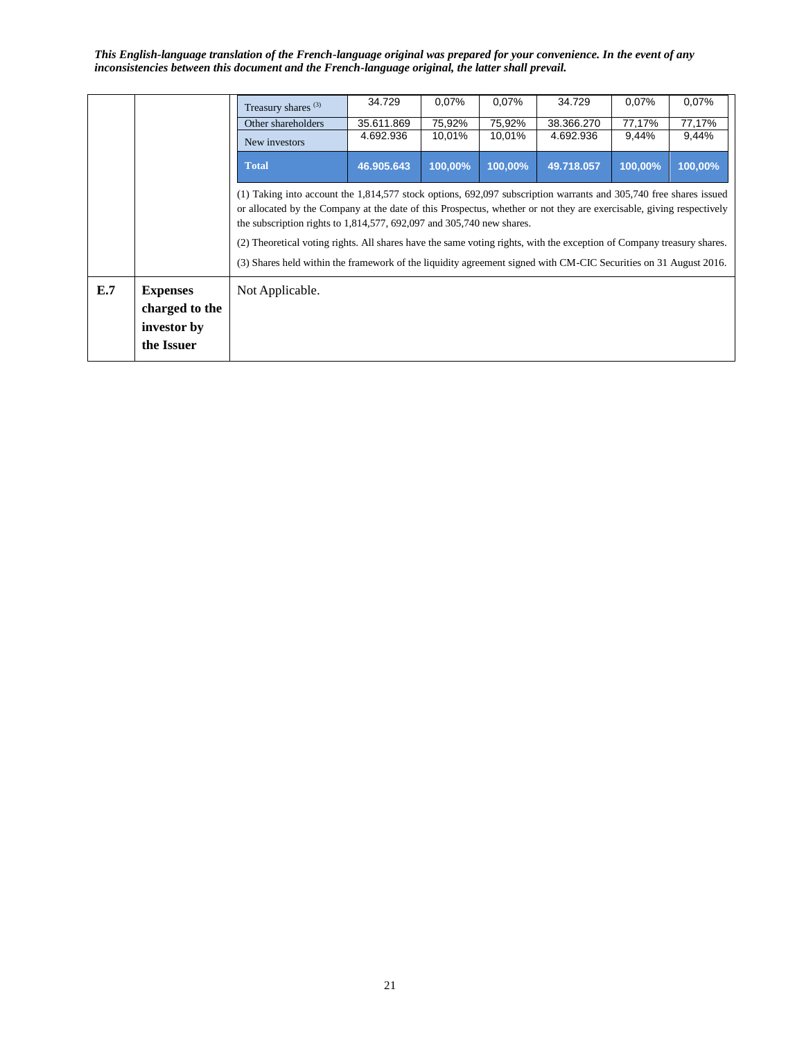*This English-language translation of the French-language original was prepared for your convenience. In the event of any inconsistencies between this document and the French-language original, the latter shall prevail.*

| | | | | | | | |
|---|---|---|---|---|---|---|---|
| | | Treasury shares [3] | 34.729 | 0,07% | 0,07% | 34.729 | 0,07% | 0,07% |
| | | Other shareholders | 35.611.869 | 75,92% | 75,92% | 38.366.270 | 77,17% | 77,17% |
| | | New investors | 4.692.936 | 10,01% | 10,01% | 4.692.936 | 9,44% | 9,44% |
| | | **Total** | **46.905.643** | **100,00%** | **100,00%** | **49.718.057** | **100,00%** | **100,00%** |

(1) Taking into account the 1,814,577 stock options, 692,097 subscription warrants and 305,740 free shares issued or allocated by the Company at the date of this Prospectus, whether or not they are exercisable, giving respectively the subscription rights to 1,814,577, 692,097 and 305,740 new shares.

(2) Theoretical voting rights. All shares have the same voting rights, with the exception of Company treasury shares.

(3) Shares held within the framework of the liquidity agreement signed with CM-CIC Securities on 31 August 2016.

| | | |
|---|---|---|
| **E.7** | **Expenses charged to the investor by the Issuer** | Not Applicable. |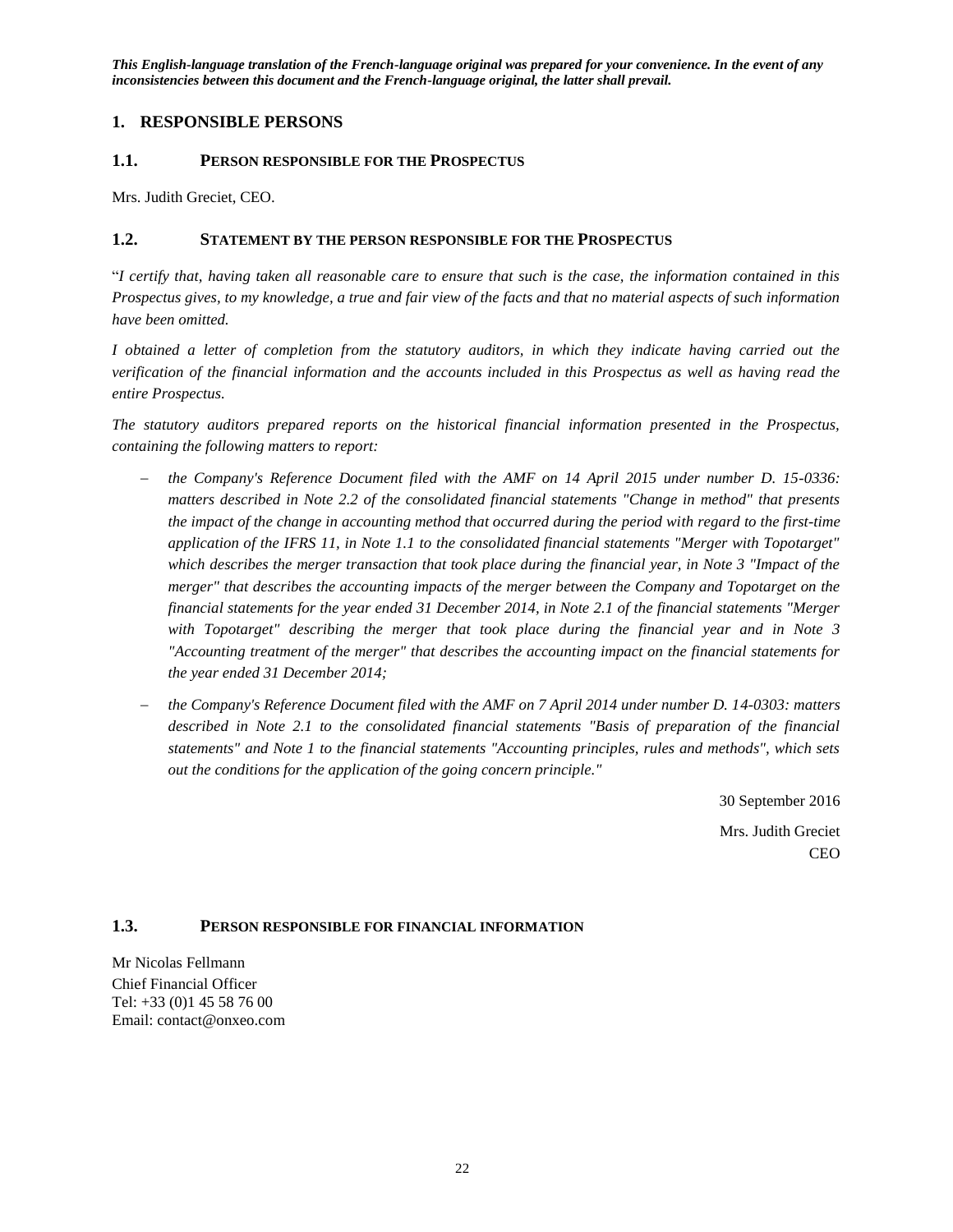*This English-language translation of the French-language original was prepared for your convenience. In the event of any inconsistencies between this document and the French-language original, the latter shall prevail.*

# 1. RESPONSIBLE PERSONS

## 1.1. PERSON RESPONSIBLE FOR THE PROSPECTUS

Mrs. Judith Greciet, CEO.

## 1.2. STATEMENT BY THE PERSON RESPONSIBLE FOR THE PROSPECTUS

"*I certify that, having taken all reasonable care to ensure that such is the case, the information contained in this Prospectus gives, to my knowledge, a true and fair view of the facts and that no material aspects of such information have been omitted.*

*I obtained a letter of completion from the statutory auditors, in which they indicate having carried out the verification of the financial information and the accounts included in this Prospectus as well as having read the entire Prospectus.*

*The statutory auditors prepared reports on the historical financial information presented in the Prospectus, containing the following matters to report:*

- *the Company's Reference Document filed with the AMF on 14 April 2015 under number D. 15-0336: matters described in Note 2.2 of the consolidated financial statements "Change in method" that presents the impact of the change in accounting method that occurred during the period with regard to the first-time application of the IFRS 11, in Note 1.1 to the consolidated financial statements "Merger with Topotarget" which describes the merger transaction that took place during the financial year, in Note 3 "Impact of the merger" that describes the accounting impacts of the merger between the Company and Topotarget on the financial statements for the year ended 31 December 2014, in Note 2.1 of the financial statements "Merger with Topotarget" describing the merger that took place during the financial year and in Note 3 "Accounting treatment of the merger" that describes the accounting impact on the financial statements for the year ended 31 December 2014;*
- *the Company's Reference Document filed with the AMF on 7 April 2014 under number D. 14-0303: matters described in Note 2.1 to the consolidated financial statements "Basis of preparation of the financial statements" and Note 1 to the financial statements "Accounting principles, rules and methods", which sets out the conditions for the application of the going concern principle."*

30 September 2016

Mrs. Judith Greciet
CEO

## 1.3. PERSON RESPONSIBLE FOR FINANCIAL INFORMATION

Mr Nicolas Fellmann
Chief Financial Officer
Tel: +33 (0)1 45 58 76 00
Email: contact@onxeo.com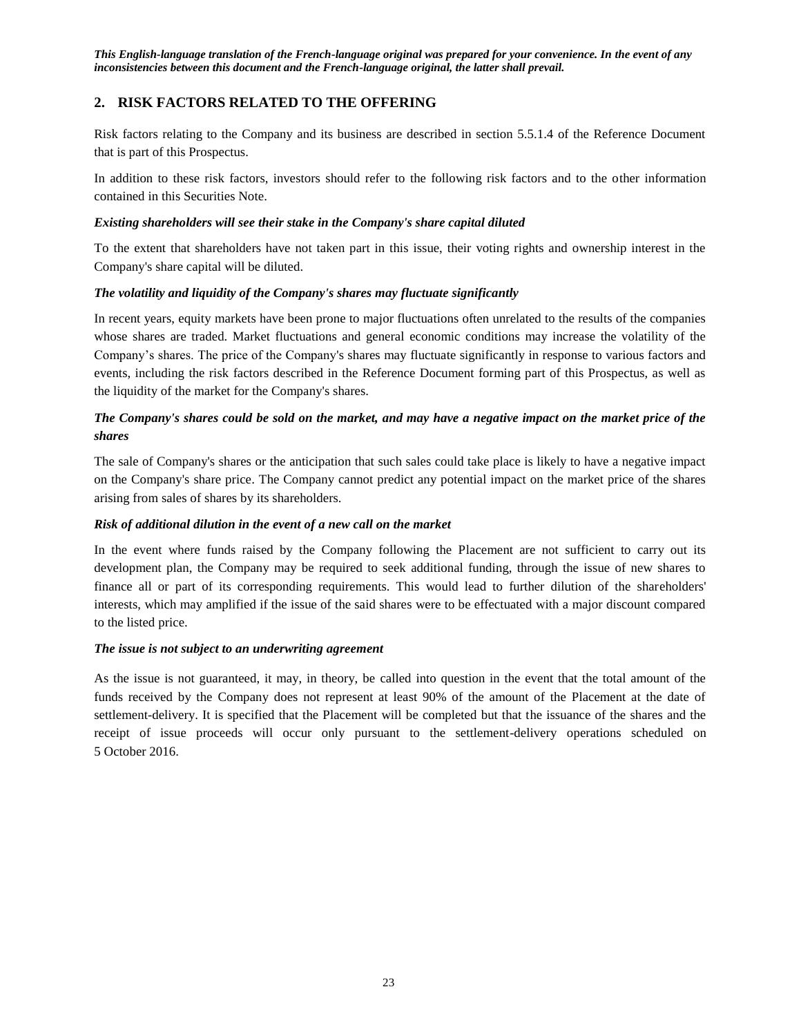*This English-language translation of the French-language original was prepared for your convenience. In the event of any inconsistencies between this document and the French-language original, the latter shall prevail.*

## 2. RISK FACTORS RELATED TO THE OFFERING

Risk factors relating to the Company and its business are described in section 5.5.1.4 of the Reference Document that is part of this Prospectus.

In addition to these risk factors, investors should refer to the following risk factors and to the other information contained in this Securities Note.

***Existing shareholders will see their stake in the Company's share capital diluted***

To the extent that shareholders have not taken part in this issue, their voting rights and ownership interest in the Company's share capital will be diluted.

***The volatility and liquidity of the Company's shares may fluctuate significantly***

In recent years, equity markets have been prone to major fluctuations often unrelated to the results of the companies whose shares are traded. Market fluctuations and general economic conditions may increase the volatility of the Company's shares. The price of the Company's shares may fluctuate significantly in response to various factors and events, including the risk factors described in the Reference Document forming part of this Prospectus, as well as the liquidity of the market for the Company's shares.

***The Company's shares could be sold on the market, and may have a negative impact on the market price of the shares***

The sale of Company's shares or the anticipation that such sales could take place is likely to have a negative impact on the Company's share price. The Company cannot predict any potential impact on the market price of the shares arising from sales of shares by its shareholders.

***Risk of additional dilution in the event of a new call on the market***

In the event where funds raised by the Company following the Placement are not sufficient to carry out its development plan, the Company may be required to seek additional funding, through the issue of new shares to finance all or part of its corresponding requirements. This would lead to further dilution of the shareholders' interests, which may amplified if the issue of the said shares were to be effectuated with a major discount compared to the listed price.

***The issue is not subject to an underwriting agreement***

As the issue is not guaranteed, it may, in theory, be called into question in the event that the total amount of the funds received by the Company does not represent at least 90% of the amount of the Placement at the date of settlement-delivery. It is specified that the Placement will be completed but that the issuance of the shares and the receipt of issue proceeds will occur only pursuant to the settlement-delivery operations scheduled on 5 October 2016.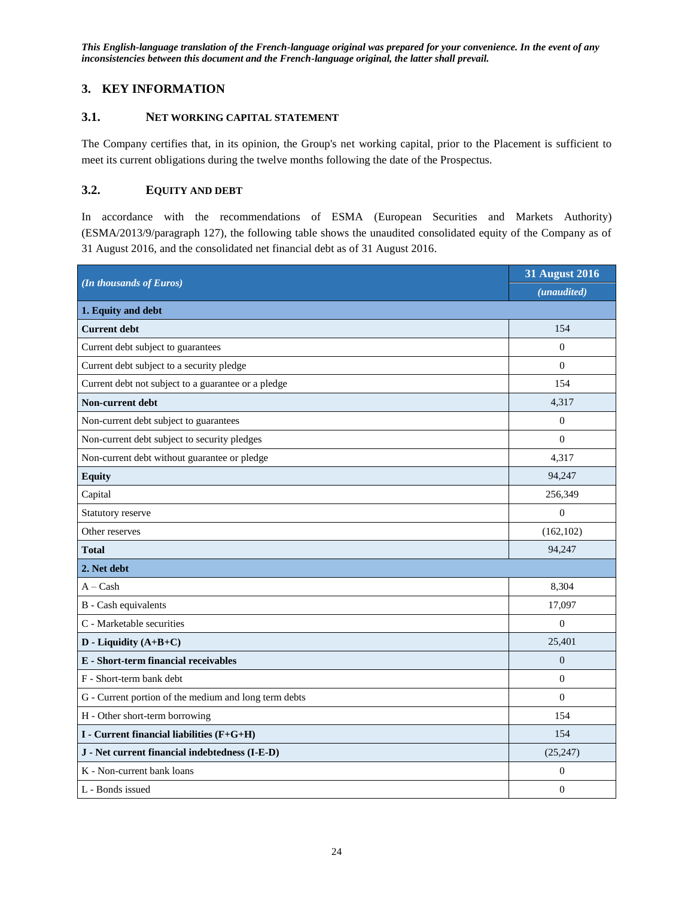*This English-language translation of the French-language original was prepared for your convenience. In the event of any inconsistencies between this document and the French-language original, the latter shall prevail.*

# 3. KEY INFORMATION

## 3.1. NET WORKING CAPITAL STATEMENT

The Company certifies that, in its opinion, the Group's net working capital, prior to the Placement is sufficient to meet its current obligations during the twelve months following the date of the Prospectus.

## 3.2. EQUITY AND DEBT

In accordance with the recommendations of ESMA (European Securities and Markets Authority) (ESMA/2013/9/paragraph 127), the following table shows the unaudited consolidated equity of the Company as of 31 August 2016, and the consolidated net financial debt as of 31 August 2016.

| *(In thousands of Euros)* | **31 August 2016** *(unaudited)* |
|---|---|
| **1. Equity and debt** | |
| **Current debt** | 154 |
| Current debt subject to guarantees | 0 |
| Current debt subject to a security pledge | 0 |
| Current debt not subject to a guarantee or a pledge | 154 |
| **Non-current debt** | 4,317 |
| Non-current debt subject to guarantees | 0 |
| Non-current debt subject to security pledges | 0 |
| Non-current debt without guarantee or pledge | 4,317 |
| **Equity** | 94,247 |
| Capital | 256,349 |
| Statutory reserve | 0 |
| Other reserves | (162,102) |
| **Total** | 94,247 |
| **2. Net debt** | |
| A – Cash | 8,304 |
| B - Cash equivalents | 17,097 |
| C - Marketable securities | 0 |
| **D - Liquidity (A+B+C)** | 25,401 |
| **E - Short-term financial receivables** | 0 |
| F - Short-term bank debt | 0 |
| G - Current portion of the medium and long term debts | 0 |
| H - Other short-term borrowing | 154 |
| **I - Current financial liabilities (F+G+H)** | 154 |
| **J - Net current financial indebtedness (I-E-D)** | (25,247) |
| K - Non-current bank loans | 0 |
| L - Bonds issued | 0 |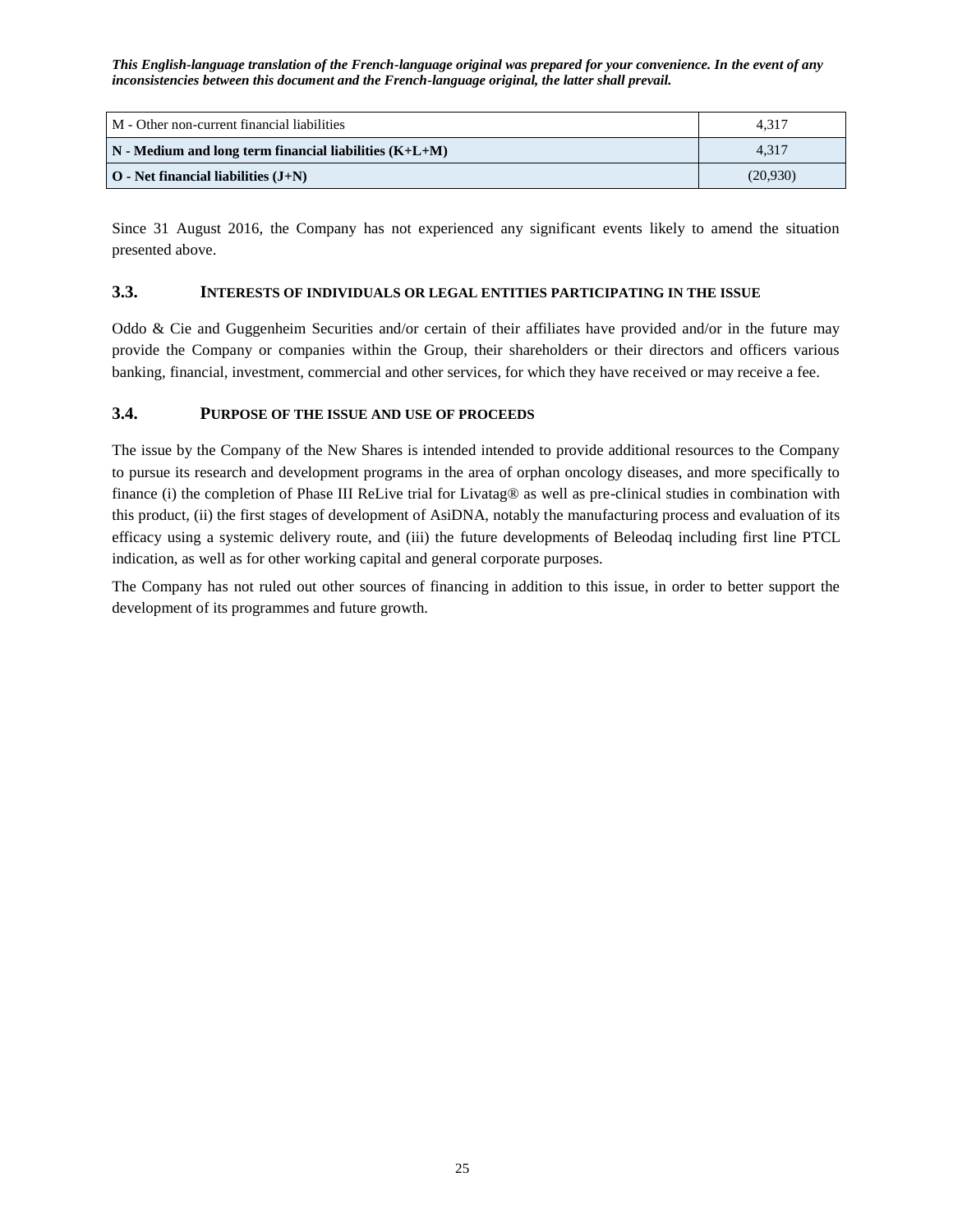*This English-language translation of the French-language original was prepared for your convenience. In the event of any inconsistencies between this document and the French-language original, the latter shall prevail.*

| | |
|---|---|
| M - Other non-current financial liabilities | 4,317 |
| **N - Medium and long term financial liabilities (K+L+M)** | 4,317 |
| **O - Net financial liabilities (J+N)** | (20,930) |

Since 31 August 2016, the Company has not experienced any significant events likely to amend the situation presented above.

### 3.3. INTERESTS OF INDIVIDUALS OR LEGAL ENTITIES PARTICIPATING IN THE ISSUE

Oddo & Cie and Guggenheim Securities and/or certain of their affiliates have provided and/or in the future may provide the Company or companies within the Group, their shareholders or their directors and officers various banking, financial, investment, commercial and other services, for which they have received or may receive a fee.

### 3.4. PURPOSE OF THE ISSUE AND USE OF PROCEEDS

The issue by the Company of the New Shares is intended intended to provide additional resources to the Company to pursue its research and development programs in the area of orphan oncology diseases, and more specifically to finance (i) the completion of Phase III ReLive trial for Livatag® as well as pre-clinical studies in combination with this product, (ii) the first stages of development of AsiDNA, notably the manufacturing process and evaluation of its efficacy using a systemic delivery route, and (iii) the future developments of Beleodaq including first line PTCL indication, as well as for other working capital and general corporate purposes.

The Company has not ruled out other sources of financing in addition to this issue, in order to better support the development of its programmes and future growth.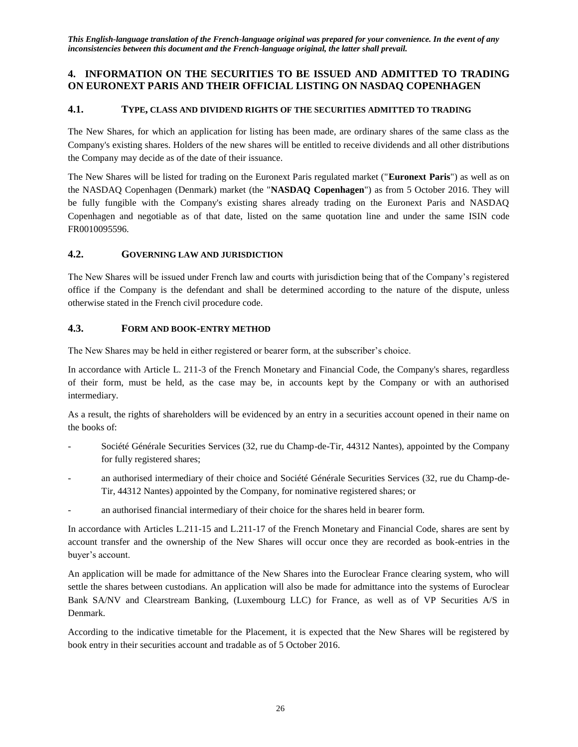*This English-language translation of the French-language original was prepared for your convenience. In the event of any inconsistencies between this document and the French-language original, the latter shall prevail.*

## 4. INFORMATION ON THE SECURITIES TO BE ISSUED AND ADMITTED TO TRADING ON EURONEXT PARIS AND THEIR OFFICIAL LISTING ON NASDAQ COPENHAGEN

### 4.1. TYPE, CLASS AND DIVIDEND RIGHTS OF THE SECURITIES ADMITTED TO TRADING

The New Shares, for which an application for listing has been made, are ordinary shares of the same class as the Company's existing shares. Holders of the new shares will be entitled to receive dividends and all other distributions the Company may decide as of the date of their issuance.

The New Shares will be listed for trading on the Euronext Paris regulated market ("**Euronext Paris**") as well as on the NASDAQ Copenhagen (Denmark) market (the "**NASDAQ Copenhagen**") as from 5 October 2016. They will be fully fungible with the Company's existing shares already trading on the Euronext Paris and NASDAQ Copenhagen and negotiable as of that date, listed on the same quotation line and under the same ISIN code FR0010095596.

### 4.2. GOVERNING LAW AND JURISDICTION

The New Shares will be issued under French law and courts with jurisdiction being that of the Company's registered office if the Company is the defendant and shall be determined according to the nature of the dispute, unless otherwise stated in the French civil procedure code.

### 4.3. FORM AND BOOK-ENTRY METHOD

The New Shares may be held in either registered or bearer form, at the subscriber's choice.

In accordance with Article L. 211-3 of the French Monetary and Financial Code, the Company's shares, regardless of their form, must be held, as the case may be, in accounts kept by the Company or with an authorised intermediary.

As a result, the rights of shareholders will be evidenced by an entry in a securities account opened in their name on the books of:

- Société Générale Securities Services (32, rue du Champ-de-Tir, 44312 Nantes), appointed by the Company for fully registered shares;
- an authorised intermediary of their choice and Société Générale Securities Services (32, rue du Champ-de-Tir, 44312 Nantes) appointed by the Company, for nominative registered shares; or
- an authorised financial intermediary of their choice for the shares held in bearer form.

In accordance with Articles L.211-15 and L.211-17 of the French Monetary and Financial Code, shares are sent by account transfer and the ownership of the New Shares will occur once they are recorded as book-entries in the buyer's account.

An application will be made for admittance of the New Shares into the Euroclear France clearing system, who will settle the shares between custodians. An application will also be made for admittance into the systems of Euroclear Bank SA/NV and Clearstream Banking, (Luxembourg LLC) for France, as well as of VP Securities A/S in Denmark.

According to the indicative timetable for the Placement, it is expected that the New Shares will be registered by book entry in their securities account and tradable as of 5 October 2016.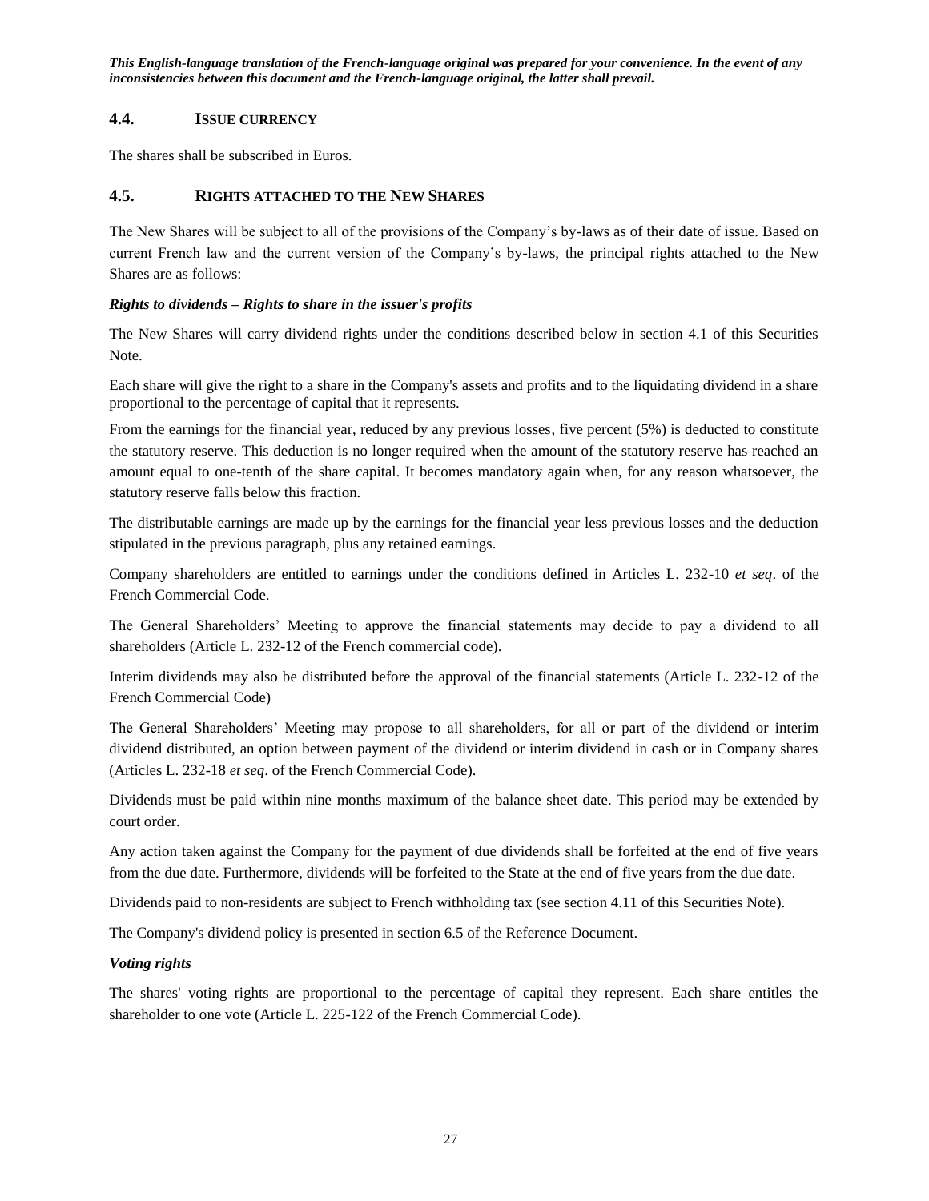*This English-language translation of the French-language original was prepared for your convenience. In the event of any inconsistencies between this document and the French-language original, the latter shall prevail.*

## 4.4. ISSUE CURRENCY

The shares shall be subscribed in Euros.

## 4.5. RIGHTS ATTACHED TO THE NEW SHARES

The New Shares will be subject to all of the provisions of the Company's by-laws as of their date of issue. Based on current French law and the current version of the Company's by-laws, the principal rights attached to the New Shares are as follows:

***Rights to dividends – Rights to share in the issuer's profits***

The New Shares will carry dividend rights under the conditions described below in section 4.1 of this Securities Note.

Each share will give the right to a share in the Company's assets and profits and to the liquidating dividend in a share proportional to the percentage of capital that it represents.

From the earnings for the financial year, reduced by any previous losses, five percent (5%) is deducted to constitute the statutory reserve. This deduction is no longer required when the amount of the statutory reserve has reached an amount equal to one-tenth of the share capital. It becomes mandatory again when, for any reason whatsoever, the statutory reserve falls below this fraction.

The distributable earnings are made up by the earnings for the financial year less previous losses and the deduction stipulated in the previous paragraph, plus any retained earnings.

Company shareholders are entitled to earnings under the conditions defined in Articles L. 232-10 *et seq*. of the French Commercial Code.

The General Shareholders' Meeting to approve the financial statements may decide to pay a dividend to all shareholders (Article L. 232-12 of the French commercial code).

Interim dividends may also be distributed before the approval of the financial statements (Article L. 232-12 of the French Commercial Code)

The General Shareholders' Meeting may propose to all shareholders, for all or part of the dividend or interim dividend distributed, an option between payment of the dividend or interim dividend in cash or in Company shares (Articles L. 232-18 *et seq*. of the French Commercial Code).

Dividends must be paid within nine months maximum of the balance sheet date. This period may be extended by court order.

Any action taken against the Company for the payment of due dividends shall be forfeited at the end of five years from the due date. Furthermore, dividends will be forfeited to the State at the end of five years from the due date.

Dividends paid to non-residents are subject to French withholding tax (see section 4.11 of this Securities Note).

The Company's dividend policy is presented in section 6.5 of the Reference Document.

***Voting rights***

The shares' voting rights are proportional to the percentage of capital they represent. Each share entitles the shareholder to one vote (Article L. 225-122 of the French Commercial Code).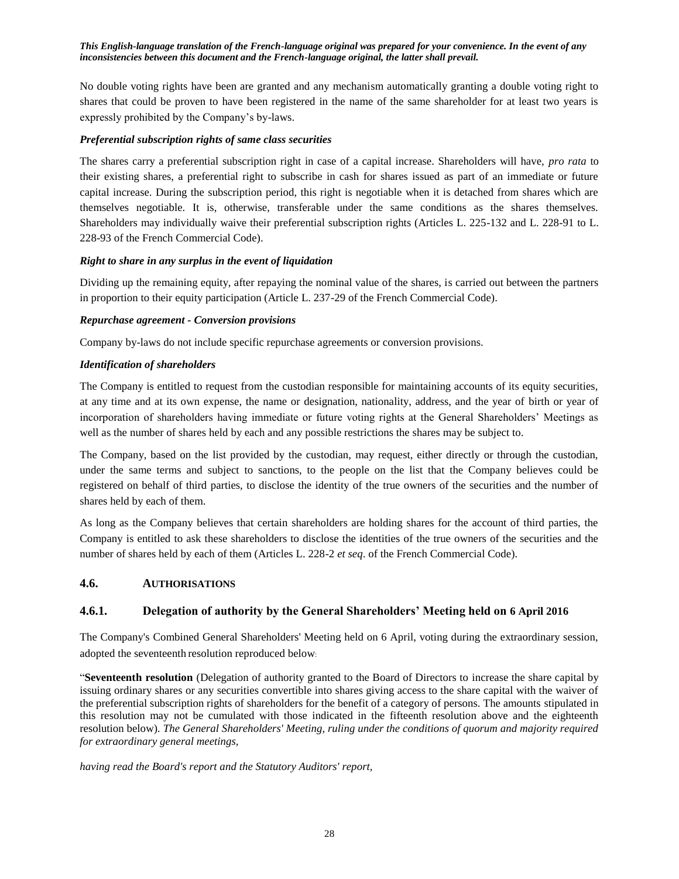*This English-language translation of the French-language original was prepared for your convenience. In the event of any inconsistencies between this document and the French-language original, the latter shall prevail.*

No double voting rights have been are granted and any mechanism automatically granting a double voting right to shares that could be proven to have been registered in the name of the same shareholder for at least two years is expressly prohibited by the Company's by-laws.

***Preferential subscription rights of same class securities***

The shares carry a preferential subscription right in case of a capital increase. Shareholders will have, *pro rata* to their existing shares, a preferential right to subscribe in cash for shares issued as part of an immediate or future capital increase. During the subscription period, this right is negotiable when it is detached from shares which are themselves negotiable. It is, otherwise, transferable under the same conditions as the shares themselves. Shareholders may individually waive their preferential subscription rights (Articles L. 225-132 and L. 228-91 to L. 228-93 of the French Commercial Code).

***Right to share in any surplus in the event of liquidation***

Dividing up the remaining equity, after repaying the nominal value of the shares, is carried out between the partners in proportion to their equity participation (Article L. 237-29 of the French Commercial Code).

***Repurchase agreement - Conversion provisions***

Company by-laws do not include specific repurchase agreements or conversion provisions.

***Identification of shareholders***

The Company is entitled to request from the custodian responsible for maintaining accounts of its equity securities, at any time and at its own expense, the name or designation, nationality, address, and the year of birth or year of incorporation of shareholders having immediate or future voting rights at the General Shareholders' Meetings as well as the number of shares held by each and any possible restrictions the shares may be subject to.

The Company, based on the list provided by the custodian, may request, either directly or through the custodian, under the same terms and subject to sanctions, to the people on the list that the Company believes could be registered on behalf of third parties, to disclose the identity of the true owners of the securities and the number of shares held by each of them.

As long as the Company believes that certain shareholders are holding shares for the account of third parties, the Company is entitled to ask these shareholders to disclose the identities of the true owners of the securities and the number of shares held by each of them (Articles L. 228-2 *et seq*. of the French Commercial Code).

## 4.6. AUTHORISATIONS

### 4.6.1. Delegation of authority by the General Shareholders' Meeting held on 6 April 2016

The Company's Combined General Shareholders' Meeting held on 6 April, voting during the extraordinary session, adopted the seventeenth resolution reproduced below:

"**Seventeenth resolution** (Delegation of authority granted to the Board of Directors to increase the share capital by issuing ordinary shares or any securities convertible into shares giving access to the share capital with the waiver of the preferential subscription rights of shareholders for the benefit of a category of persons. The amounts stipulated in this resolution may not be cumulated with those indicated in the fifteenth resolution above and the eighteenth resolution below). *The General Shareholders' Meeting, ruling under the conditions of quorum and majority required for extraordinary general meetings,*

*having read the Board's report and the Statutory Auditors' report,*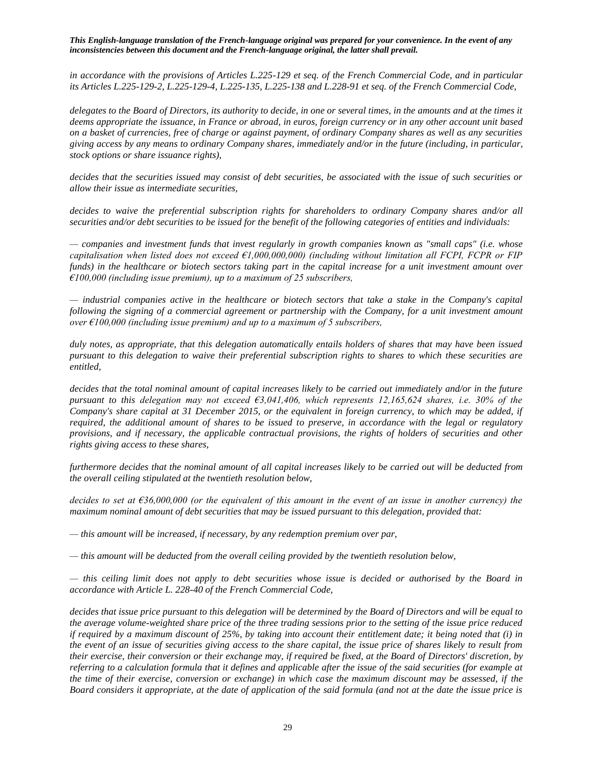*This English-language translation of the French-language original was prepared for your convenience. In the event of any inconsistencies between this document and the French-language original, the latter shall prevail.*

*in accordance with the provisions of Articles L.225-129 et seq. of the French Commercial Code, and in particular its Articles L.225-129-2, L.225-129-4, L.225-135, L.225-138 and L.228-91 et seq. of the French Commercial Code,*

*delegates to the Board of Directors, its authority to decide, in one or several times, in the amounts and at the times it deems appropriate the issuance, in France or abroad, in euros, foreign currency or in any other account unit based on a basket of currencies, free of charge or against payment, of ordinary Company shares as well as any securities giving access by any means to ordinary Company shares, immediately and/or in the future (including, in particular, stock options or share issuance rights),*

*decides that the securities issued may consist of debt securities, be associated with the issue of such securities or allow their issue as intermediate securities,*

*decides to waive the preferential subscription rights for shareholders to ordinary Company shares and/or all securities and/or debt securities to be issued for the benefit of the following categories of entities and individuals:*

*— companies and investment funds that invest regularly in growth companies known as "small caps" (i.e. whose capitalisation when listed does not exceed €1,000,000,000) (including without limitation all FCPI, FCPR or FIP funds) in the healthcare or biotech sectors taking part in the capital increase for a unit investment amount over €100,000 (including issue premium), up to a maximum of 25 subscribers,*

*— industrial companies active in the healthcare or biotech sectors that take a stake in the Company's capital following the signing of a commercial agreement or partnership with the Company, for a unit investment amount over €100,000 (including issue premium) and up to a maximum of 5 subscribers,*

*duly notes, as appropriate, that this delegation automatically entails holders of shares that may have been issued pursuant to this delegation to waive their preferential subscription rights to shares to which these securities are entitled,*

*decides that the total nominal amount of capital increases likely to be carried out immediately and/or in the future pursuant to this delegation may not exceed €3,041,406, which represents 12,165,624 shares, i.e. 30% of the Company's share capital at 31 December 2015, or the equivalent in foreign currency, to which may be added, if required, the additional amount of shares to be issued to preserve, in accordance with the legal or regulatory provisions, and if necessary, the applicable contractual provisions, the rights of holders of securities and other rights giving access to these shares,*

*furthermore decides that the nominal amount of all capital increases likely to be carried out will be deducted from the overall ceiling stipulated at the twentieth resolution below,*

*decides to set at €36,000,000 (or the equivalent of this amount in the event of an issue in another currency) the maximum nominal amount of debt securities that may be issued pursuant to this delegation, provided that:*

*— this amount will be increased, if necessary, by any redemption premium over par,*

*— this amount will be deducted from the overall ceiling provided by the twentieth resolution below,*

*— this ceiling limit does not apply to debt securities whose issue is decided or authorised by the Board in accordance with Article L. 228-40 of the French Commercial Code,*

*decides that issue price pursuant to this delegation will be determined by the Board of Directors and will be equal to the average volume-weighted share price of the three trading sessions prior to the setting of the issue price reduced if required by a maximum discount of 25%, by taking into account their entitlement date; it being noted that (i) in the event of an issue of securities giving access to the share capital, the issue price of shares likely to result from their exercise, their conversion or their exchange may, if required be fixed, at the Board of Directors' discretion, by referring to a calculation formula that it defines and applicable after the issue of the said securities (for example at the time of their exercise, conversion or exchange) in which case the maximum discount may be assessed, if the Board considers it appropriate, at the date of application of the said formula (and not at the date the issue price is*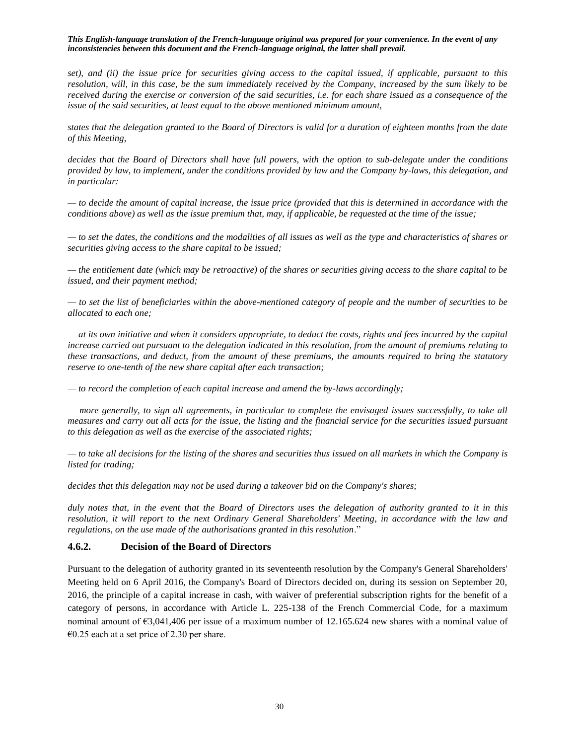*set), and (ii) the issue price for securities giving access to the capital issued, if applicable, pursuant to this resolution, will, in this case, be the sum immediately received by the Company, increased by the sum likely to be received during the exercise or conversion of the said securities, i.e. for each share issued as a consequence of the issue of the said securities, at least equal to the above mentioned minimum amount,*

*states that the delegation granted to the Board of Directors is valid for a duration of eighteen months from the date of this Meeting,*

*decides that the Board of Directors shall have full powers, with the option to sub-delegate under the conditions provided by law, to implement, under the conditions provided by law and the Company by-laws, this delegation, and in particular:*

*— to decide the amount of capital increase, the issue price (provided that this is determined in accordance with the conditions above) as well as the issue premium that, may, if applicable, be requested at the time of the issue;*

*— to set the dates, the conditions and the modalities of all issues as well as the type and characteristics of shares or securities giving access to the share capital to be issued;*

*— the entitlement date (which may be retroactive) of the shares or securities giving access to the share capital to be issued, and their payment method;*

*— to set the list of beneficiaries within the above-mentioned category of people and the number of securities to be allocated to each one;*

*— at its own initiative and when it considers appropriate, to deduct the costs, rights and fees incurred by the capital increase carried out pursuant to the delegation indicated in this resolution, from the amount of premiums relating to these transactions, and deduct, from the amount of these premiums, the amounts required to bring the statutory reserve to one-tenth of the new share capital after each transaction;*

*— to record the completion of each capital increase and amend the by-laws accordingly;*

*— more generally, to sign all agreements, in particular to complete the envisaged issues successfully, to take all measures and carry out all acts for the issue, the listing and the financial service for the securities issued pursuant to this delegation as well as the exercise of the associated rights;*

*— to take all decisions for the listing of the shares and securities thus issued on all markets in which the Company is listed for trading;*

*decides that this delegation may not be used during a takeover bid on the Company's shares;*

*duly notes that, in the event that the Board of Directors uses the delegation of authority granted to it in this resolution, it will report to the next Ordinary General Shareholders' Meeting, in accordance with the law and regulations, on the use made of the authorisations granted in this resolution*."

### 4.6.2. Decision of the Board of Directors

Pursuant to the delegation of authority granted in its seventeenth resolution by the Company's General Shareholders' Meeting held on 6 April 2016, the Company's Board of Directors decided on, during its session on September 20, 2016, the principle of a capital increase in cash, with waiver of preferential subscription rights for the benefit of a category of persons, in accordance with Article L. 225-138 of the French Commercial Code, for a maximum nominal amount of €3,041,406 per issue of a maximum number of 12.165.624 new shares with a nominal value of €0.25 each at a set price of 2.30 per share.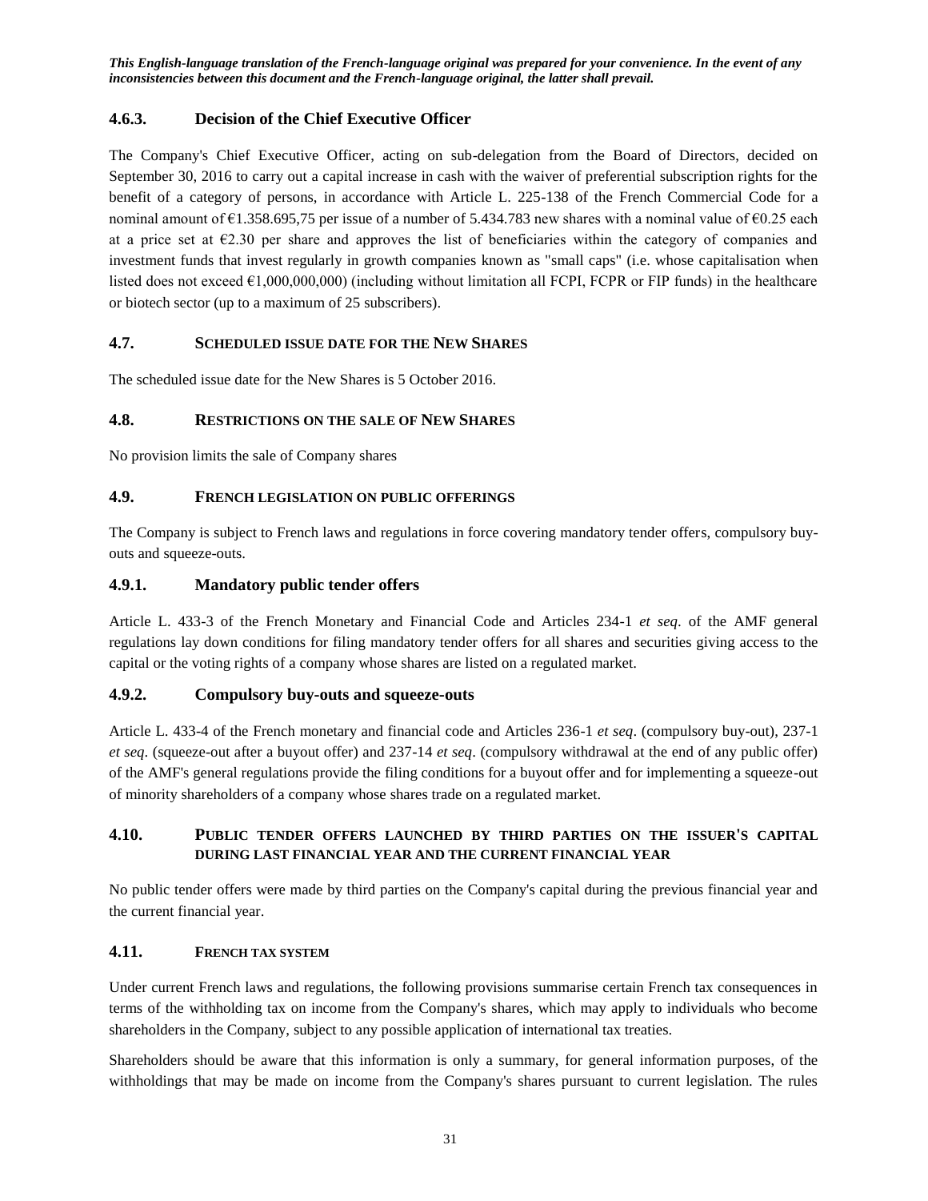*This English-language translation of the French-language original was prepared for your convenience. In the event of any inconsistencies between this document and the French-language original, the latter shall prevail.*

### 4.6.3. Decision of the Chief Executive Officer

The Company's Chief Executive Officer, acting on sub-delegation from the Board of Directors, decided on September 30, 2016 to carry out a capital increase in cash with the waiver of preferential subscription rights for the benefit of a category of persons, in accordance with Article L. 225-138 of the French Commercial Code for a nominal amount of €1.358.695,75 per issue of a number of 5.434.783 new shares with a nominal value of €0.25 each at a price set at €2.30 per share and approves the list of beneficiaries within the category of companies and investment funds that invest regularly in growth companies known as "small caps" (i.e. whose capitalisation when listed does not exceed €1,000,000,000) (including without limitation all FCPI, FCPR or FIP funds) in the healthcare or biotech sector (up to a maximum of 25 subscribers).

## 4.7. Scheduled issue date for the New Shares

The scheduled issue date for the New Shares is 5 October 2016.

## 4.8. Restrictions on the sale of New Shares

No provision limits the sale of Company shares

## 4.9. French legislation on public offerings

The Company is subject to French laws and regulations in force covering mandatory tender offers, compulsory buy-outs and squeeze-outs.

### 4.9.1. Mandatory public tender offers

Article L. 433-3 of the French Monetary and Financial Code and Articles 234-1 *et seq*. of the AMF general regulations lay down conditions for filing mandatory tender offers for all shares and securities giving access to the capital or the voting rights of a company whose shares are listed on a regulated market.

### 4.9.2. Compulsory buy-outs and squeeze-outs

Article L. 433-4 of the French monetary and financial code and Articles 236-1 *et seq*. (compulsory buy-out), 237-1 *et seq*. (squeeze-out after a buyout offer) and 237-14 *et seq*. (compulsory withdrawal at the end of any public offer) of the AMF's general regulations provide the filing conditions for a buyout offer and for implementing a squeeze-out of minority shareholders of a company whose shares trade on a regulated market.

## 4.10. Public tender offers launched by third parties on the issuer's capital during last financial year and the current financial year

No public tender offers were made by third parties on the Company's capital during the previous financial year and the current financial year.

## 4.11. French tax system

Under current French laws and regulations, the following provisions summarise certain French tax consequences in terms of the withholding tax on income from the Company's shares, which may apply to individuals who become shareholders in the Company, subject to any possible application of international tax treaties.

Shareholders should be aware that this information is only a summary, for general information purposes, of the withholdings that may be made on income from the Company's shares pursuant to current legislation. The rules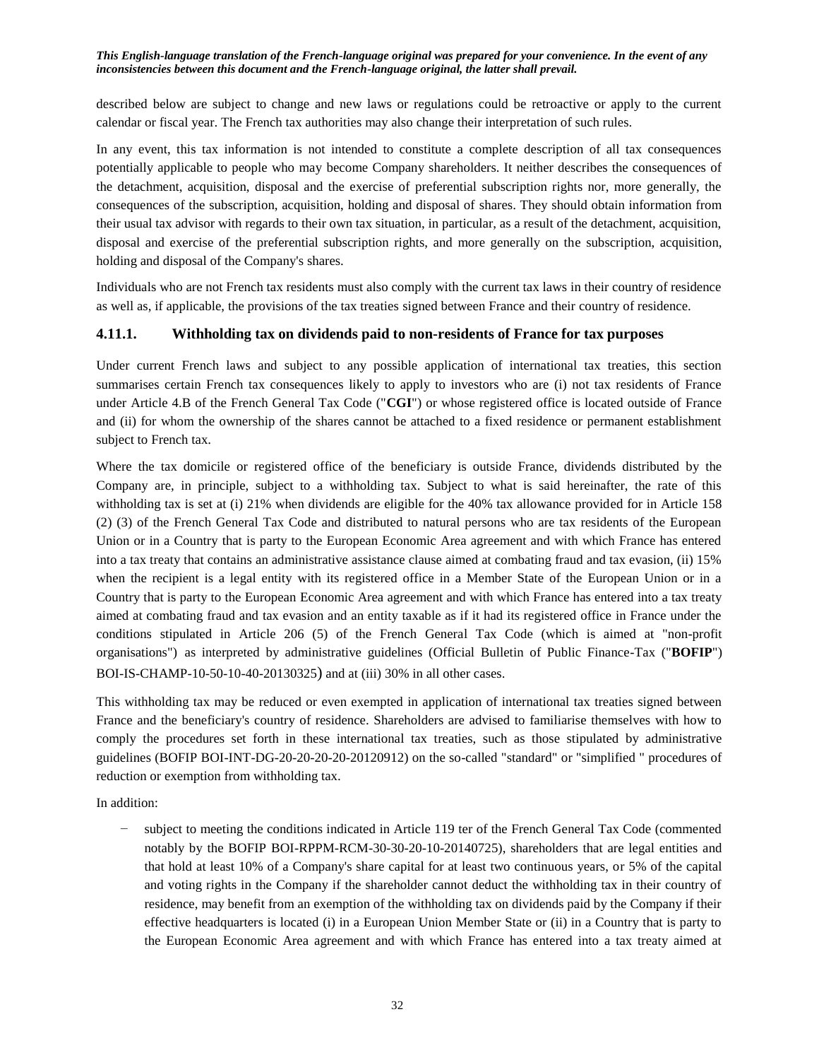described below are subject to change and new laws or regulations could be retroactive or apply to the current calendar or fiscal year. The French tax authorities may also change their interpretation of such rules.

In any event, this tax information is not intended to constitute a complete description of all tax consequences potentially applicable to people who may become Company shareholders. It neither describes the consequences of the detachment, acquisition, disposal and the exercise of preferential subscription rights nor, more generally, the consequences of the subscription, acquisition, holding and disposal of shares. They should obtain information from their usual tax advisor with regards to their own tax situation, in particular, as a result of the detachment, acquisition, disposal and exercise of the preferential subscription rights, and more generally on the subscription, acquisition, holding and disposal of the Company's shares.

Individuals who are not French tax residents must also comply with the current tax laws in their country of residence as well as, if applicable, the provisions of the tax treaties signed between France and their country of residence.

### 4.11.1. Withholding tax on dividends paid to non-residents of France for tax purposes

Under current French laws and subject to any possible application of international tax treaties, this section summarises certain French tax consequences likely to apply to investors who are (i) not tax residents of France under Article 4.B of the French General Tax Code ("**CGI**") or whose registered office is located outside of France and (ii) for whom the ownership of the shares cannot be attached to a fixed residence or permanent establishment subject to French tax.

Where the tax domicile or registered office of the beneficiary is outside France, dividends distributed by the Company are, in principle, subject to a withholding tax. Subject to what is said hereinafter, the rate of this withholding tax is set at (i) 21% when dividends are eligible for the 40% tax allowance provided for in Article 158 (2) (3) of the French General Tax Code and distributed to natural persons who are tax residents of the European Union or in a Country that is party to the European Economic Area agreement and with which France has entered into a tax treaty that contains an administrative assistance clause aimed at combating fraud and tax evasion, (ii) 15% when the recipient is a legal entity with its registered office in a Member State of the European Union or in a Country that is party to the European Economic Area agreement and with which France has entered into a tax treaty aimed at combating fraud and tax evasion and an entity taxable as if it had its registered office in France under the conditions stipulated in Article 206 (5) of the French General Tax Code (which is aimed at "non-profit organisations") as interpreted by administrative guidelines (Official Bulletin of Public Finance-Tax ("**BOFIP**") BOI-IS-CHAMP-10-50-10-40-20130325) and at (iii) 30% in all other cases.

This withholding tax may be reduced or even exempted in application of international tax treaties signed between France and the beneficiary's country of residence. Shareholders are advised to familiarise themselves with how to comply the procedures set forth in these international tax treaties, such as those stipulated by administrative guidelines (BOFIP BOI-INT-DG-20-20-20-20-20120912) on the so-called "standard" or "simplified " procedures of reduction or exemption from withholding tax.

In addition:

- subject to meeting the conditions indicated in Article 119 ter of the French General Tax Code (commented notably by the BOFIP BOI-RPPM-RCM-30-30-20-10-20140725), shareholders that are legal entities and that hold at least 10% of a Company's share capital for at least two continuous years, or 5% of the capital and voting rights in the Company if the shareholder cannot deduct the withholding tax in their country of residence, may benefit from an exemption of the withholding tax on dividends paid by the Company if their effective headquarters is located (i) in a European Union Member State or (ii) in a Country that is party to the European Economic Area agreement and with which France has entered into a tax treaty aimed at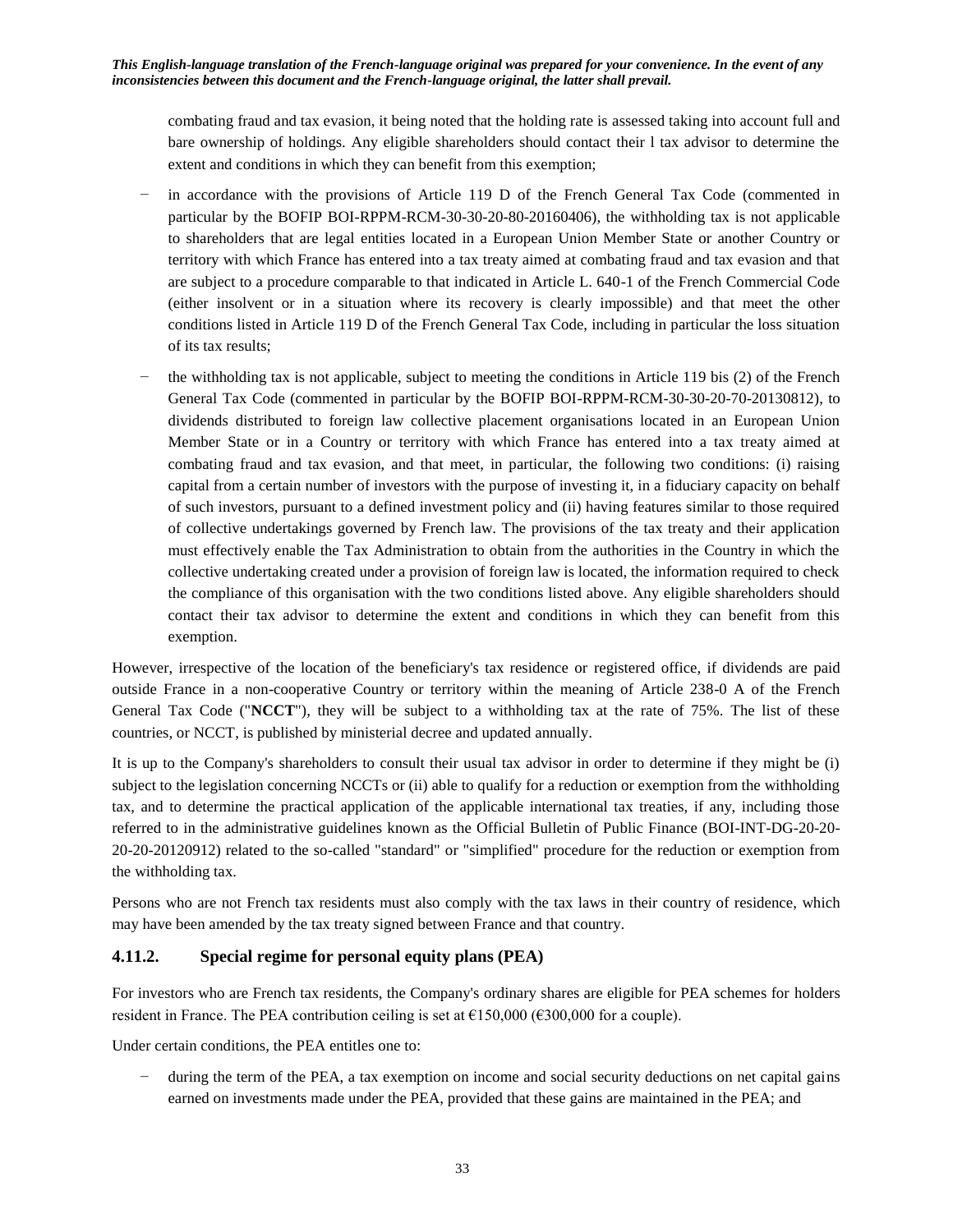combating fraud and tax evasion, it being noted that the holding rate is assessed taking into account full and bare ownership of holdings. Any eligible shareholders should contact their l tax advisor to determine the extent and conditions in which they can benefit from this exemption;

- in accordance with the provisions of Article 119 D of the French General Tax Code (commented in particular by the BOFIP BOI-RPPM-RCM-30-30-20-80-20160406), the withholding tax is not applicable to shareholders that are legal entities located in a European Union Member State or another Country or territory with which France has entered into a tax treaty aimed at combating fraud and tax evasion and that are subject to a procedure comparable to that indicated in Article L. 640-1 of the French Commercial Code (either insolvent or in a situation where its recovery is clearly impossible) and that meet the other conditions listed in Article 119 D of the French General Tax Code, including in particular the loss situation of its tax results;
- the withholding tax is not applicable, subject to meeting the conditions in Article 119 bis (2) of the French General Tax Code (commented in particular by the BOFIP BOI-RPPM-RCM-30-30-20-70-20130812), to dividends distributed to foreign law collective placement organisations located in an European Union Member State or in a Country or territory with which France has entered into a tax treaty aimed at combating fraud and tax evasion, and that meet, in particular, the following two conditions: (i) raising capital from a certain number of investors with the purpose of investing it, in a fiduciary capacity on behalf of such investors, pursuant to a defined investment policy and (ii) having features similar to those required of collective undertakings governed by French law. The provisions of the tax treaty and their application must effectively enable the Tax Administration to obtain from the authorities in the Country in which the collective undertaking created under a provision of foreign law is located, the information required to check the compliance of this organisation with the two conditions listed above. Any eligible shareholders should contact their tax advisor to determine the extent and conditions in which they can benefit from this exemption.

However, irrespective of the location of the beneficiary's tax residence or registered office, if dividends are paid outside France in a non-cooperative Country or territory within the meaning of Article 238-0 A of the French General Tax Code ("**NCCT**"), they will be subject to a withholding tax at the rate of 75%. The list of these countries, or NCCT, is published by ministerial decree and updated annually.

It is up to the Company's shareholders to consult their usual tax advisor in order to determine if they might be (i) subject to the legislation concerning NCCTs or (ii) able to qualify for a reduction or exemption from the withholding tax, and to determine the practical application of the applicable international tax treaties, if any, including those referred to in the administrative guidelines known as the Official Bulletin of Public Finance (BOI-INT-DG-20-20-20-20-20120912) related to the so-called "standard" or "simplified" procedure for the reduction or exemption from the withholding tax.

Persons who are not French tax residents must also comply with the tax laws in their country of residence, which may have been amended by the tax treaty signed between France and that country.

### 4.11.2. Special regime for personal equity plans (PEA)

For investors who are French tax residents, the Company's ordinary shares are eligible for PEA schemes for holders resident in France. The PEA contribution ceiling is set at €150,000 (€300,000 for a couple).

Under certain conditions, the PEA entitles one to:

- during the term of the PEA, a tax exemption on income and social security deductions on net capital gains earned on investments made under the PEA, provided that these gains are maintained in the PEA; and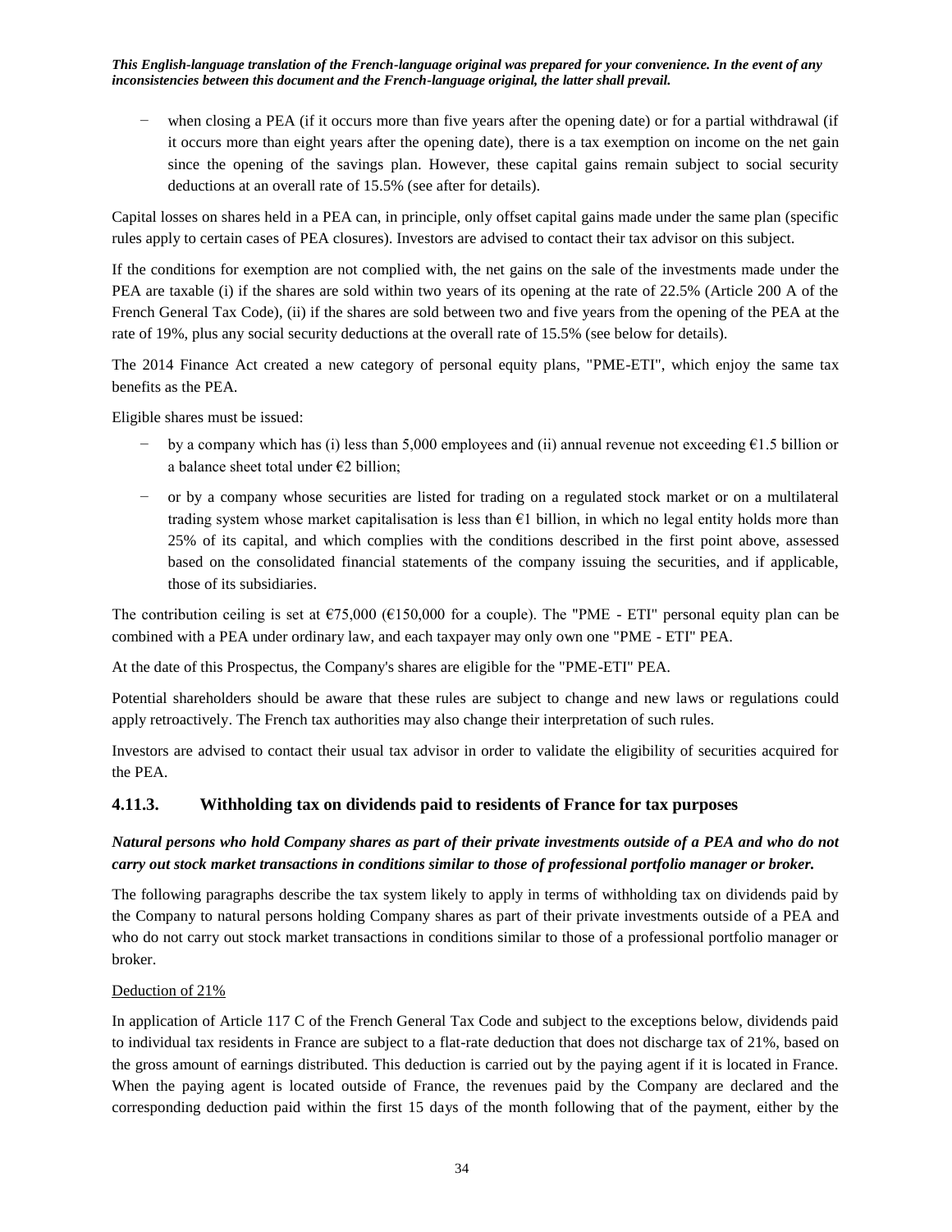*This English-language translation of the French-language original was prepared for your convenience. In the event of any inconsistencies between this document and the French-language original, the latter shall prevail.*

- when closing a PEA (if it occurs more than five years after the opening date) or for a partial withdrawal (if it occurs more than eight years after the opening date), there is a tax exemption on income on the net gain since the opening of the savings plan. However, these capital gains remain subject to social security deductions at an overall rate of 15.5% (see after for details).

Capital losses on shares held in a PEA can, in principle, only offset capital gains made under the same plan (specific rules apply to certain cases of PEA closures). Investors are advised to contact their tax advisor on this subject.

If the conditions for exemption are not complied with, the net gains on the sale of the investments made under the PEA are taxable (i) if the shares are sold within two years of its opening at the rate of 22.5% (Article 200 A of the French General Tax Code), (ii) if the shares are sold between two and five years from the opening of the PEA at the rate of 19%, plus any social security deductions at the overall rate of 15.5% (see below for details).

The 2014 Finance Act created a new category of personal equity plans, "PME-ETI", which enjoy the same tax benefits as the PEA.

Eligible shares must be issued:

- by a company which has (i) less than 5,000 employees and (ii) annual revenue not exceeding €1.5 billion or a balance sheet total under €2 billion;
- or by a company whose securities are listed for trading on a regulated stock market or on a multilateral trading system whose market capitalisation is less than €1 billion, in which no legal entity holds more than 25% of its capital, and which complies with the conditions described in the first point above, assessed based on the consolidated financial statements of the company issuing the securities, and if applicable, those of its subsidiaries.

The contribution ceiling is set at €75,000 (€150,000 for a couple). The "PME - ETI" personal equity plan can be combined with a PEA under ordinary law, and each taxpayer may only own one "PME - ETI" PEA.

At the date of this Prospectus, the Company's shares are eligible for the "PME-ETI" PEA.

Potential shareholders should be aware that these rules are subject to change and new laws or regulations could apply retroactively. The French tax authorities may also change their interpretation of such rules.

Investors are advised to contact their usual tax advisor in order to validate the eligibility of securities acquired for the PEA.

### 4.11.3. Withholding tax on dividends paid to residents of France for tax purposes

***Natural persons who hold Company shares as part of their private investments outside of a PEA and who do not carry out stock market transactions in conditions similar to those of professional portfolio manager or broker.***

The following paragraphs describe the tax system likely to apply in terms of withholding tax on dividends paid by the Company to natural persons holding Company shares as part of their private investments outside of a PEA and who do not carry out stock market transactions in conditions similar to those of a professional portfolio manager or broker.

Deduction of 21%

In application of Article 117 C of the French General Tax Code and subject to the exceptions below, dividends paid to individual tax residents in France are subject to a flat-rate deduction that does not discharge tax of 21%, based on the gross amount of earnings distributed. This deduction is carried out by the paying agent if it is located in France. When the paying agent is located outside of France, the revenues paid by the Company are declared and the corresponding deduction paid within the first 15 days of the month following that of the payment, either by the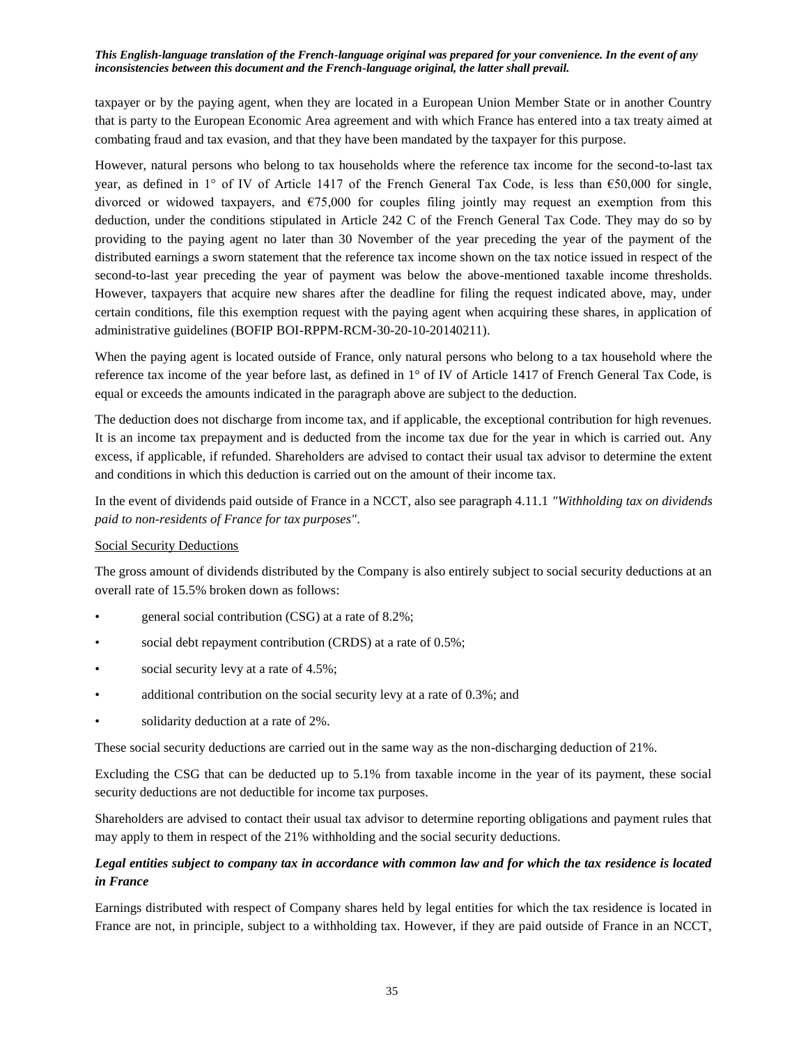taxpayer or by the paying agent, when they are located in a European Union Member State or in another Country that is party to the European Economic Area agreement and with which France has entered into a tax treaty aimed at combating fraud and tax evasion, and that they have been mandated by the taxpayer for this purpose.

However, natural persons who belong to tax households where the reference tax income for the second-to-last tax year, as defined in 1° of IV of Article 1417 of the French General Tax Code, is less than €50,000 for single, divorced or widowed taxpayers, and €75,000 for couples filing jointly may request an exemption from this deduction, under the conditions stipulated in Article 242 C of the French General Tax Code. They may do so by providing to the paying agent no later than 30 November of the year preceding the year of the payment of the distributed earnings a sworn statement that the reference tax income shown on the tax notice issued in respect of the second-to-last year preceding the year of payment was below the above-mentioned taxable income thresholds. However, taxpayers that acquire new shares after the deadline for filing the request indicated above, may, under certain conditions, file this exemption request with the paying agent when acquiring these shares, in application of administrative guidelines (BOFIP BOI-RPPM-RCM-30-20-10-20140211).

When the paying agent is located outside of France, only natural persons who belong to a tax household where the reference tax income of the year before last, as defined in 1° of IV of Article 1417 of French General Tax Code, is equal or exceeds the amounts indicated in the paragraph above are subject to the deduction.

The deduction does not discharge from income tax, and if applicable, the exceptional contribution for high revenues. It is an income tax prepayment and is deducted from the income tax due for the year in which is carried out. Any excess, if applicable, if refunded. Shareholders are advised to contact their usual tax advisor to determine the extent and conditions in which this deduction is carried out on the amount of their income tax.

In the event of dividends paid outside of France in a NCCT, also see paragraph 4.11.1 *"Withholding tax on dividends paid to non-residents of France for tax purposes"*.

Social Security Deductions

The gross amount of dividends distributed by the Company is also entirely subject to social security deductions at an overall rate of 15.5% broken down as follows:

- general social contribution (CSG) at a rate of 8.2%;
- social debt repayment contribution (CRDS) at a rate of 0.5%;
- social security levy at a rate of 4.5%;
- additional contribution on the social security levy at a rate of 0.3%; and
- solidarity deduction at a rate of 2%.

These social security deductions are carried out in the same way as the non-discharging deduction of 21%.

Excluding the CSG that can be deducted up to 5.1% from taxable income in the year of its payment, these social security deductions are not deductible for income tax purposes.

Shareholders are advised to contact their usual tax advisor to determine reporting obligations and payment rules that may apply to them in respect of the 21% withholding and the social security deductions.

***Legal entities subject to company tax in accordance with common law and for which the tax residence is located in France***

Earnings distributed with respect of Company shares held by legal entities for which the tax residence is located in France are not, in principle, subject to a withholding tax. However, if they are paid outside of France in an NCCT,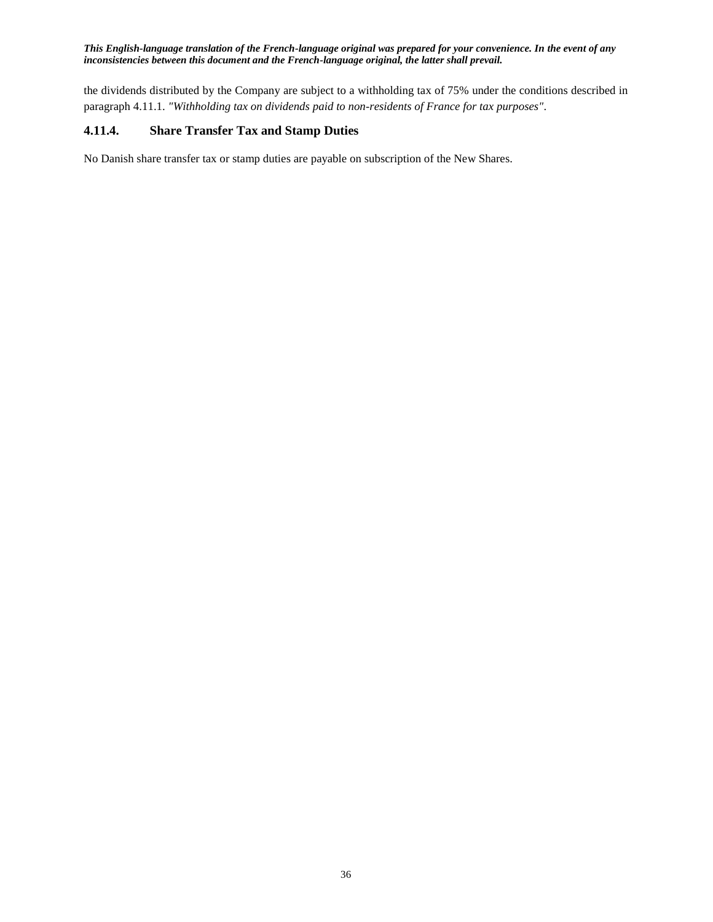the dividends distributed by the Company are subject to a withholding tax of 75% under the conditions described in paragraph 4.11.1. *"Withholding tax on dividends paid to non-residents of France for tax purposes"*.

### 4.11.4. Share Transfer Tax and Stamp Duties

No Danish share transfer tax or stamp duties are payable on subscription of the New Shares.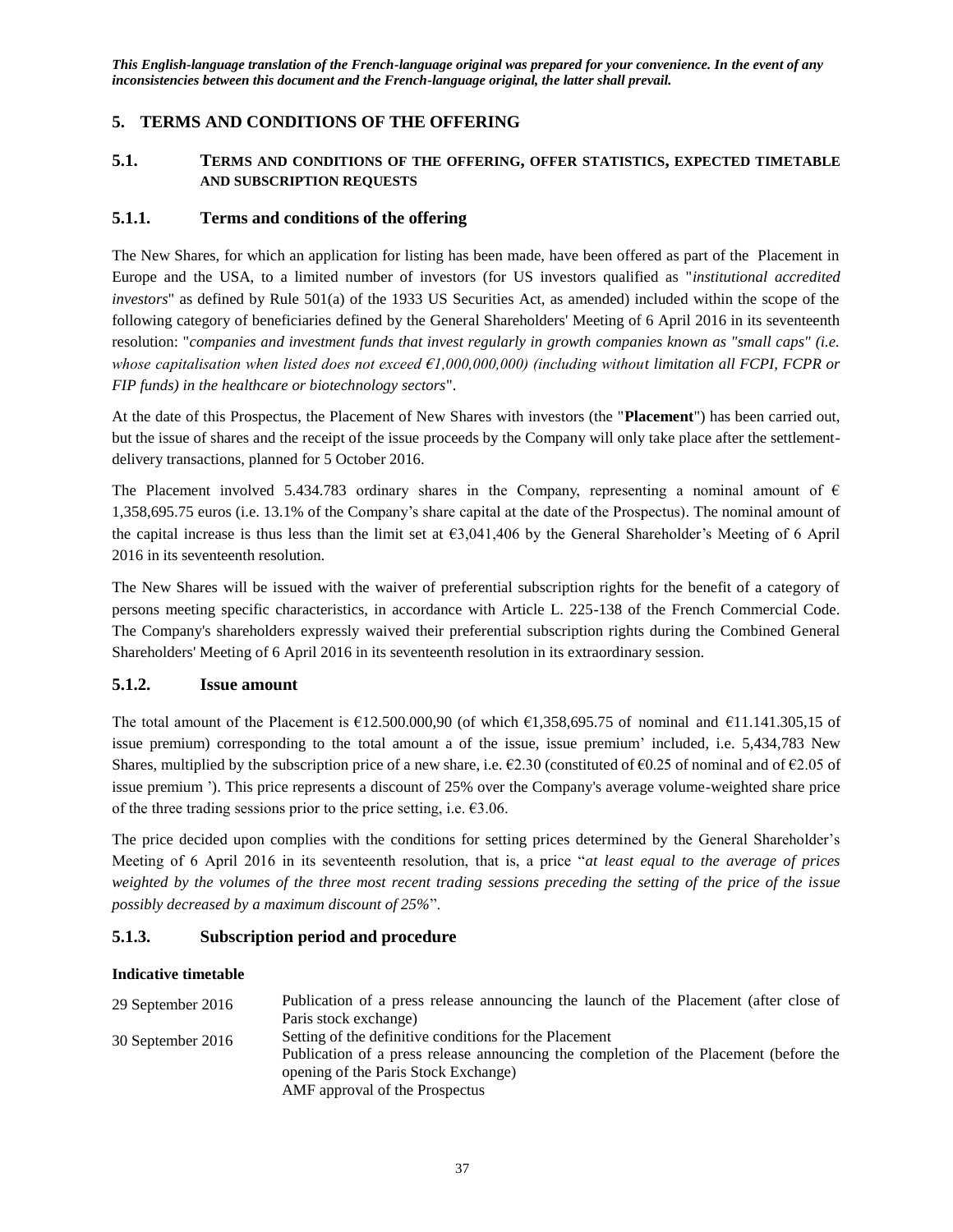*This English-language translation of the French-language original was prepared for your convenience. In the event of any inconsistencies between this document and the French-language original, the latter shall prevail.*

# 5. TERMS AND CONDITIONS OF THE OFFERING

## 5.1. TERMS AND CONDITIONS OF THE OFFERING, OFFER STATISTICS, EXPECTED TIMETABLE AND SUBSCRIPTION REQUESTS

### 5.1.1. Terms and conditions of the offering

The New Shares, for which an application for listing has been made, have been offered as part of the Placement in Europe and the USA, to a limited number of investors (for US investors qualified as "*institutional accredited investors*" as defined by Rule 501(a) of the 1933 US Securities Act, as amended) included within the scope of the following category of beneficiaries defined by the General Shareholders' Meeting of 6 April 2016 in its seventeenth resolution: "*companies and investment funds that invest regularly in growth companies known as "small caps" (i.e. whose capitalisation when listed does not exceed €1,000,000,000) (including without limitation all FCPI, FCPR or FIP funds) in the healthcare or biotechnology sectors*".

At the date of this Prospectus, the Placement of New Shares with investors (the "**Placement**") has been carried out, but the issue of shares and the receipt of the issue proceeds by the Company will only take place after the settlement-delivery transactions, planned for 5 October 2016.

The Placement involved 5.434.783 ordinary shares in the Company, representing a nominal amount of € 1,358,695.75 euros (i.e. 13.1% of the Company's share capital at the date of the Prospectus). The nominal amount of the capital increase is thus less than the limit set at €3,041,406 by the General Shareholder's Meeting of 6 April 2016 in its seventeenth resolution.

The New Shares will be issued with the waiver of preferential subscription rights for the benefit of a category of persons meeting specific characteristics, in accordance with Article L. 225-138 of the French Commercial Code. The Company's shareholders expressly waived their preferential subscription rights during the Combined General Shareholders' Meeting of 6 April 2016 in its seventeenth resolution in its extraordinary session.

### 5.1.2. Issue amount

The total amount of the Placement is €12.500.000,90 (of which €1,358,695.75 of nominal and €11.141.305,15 of issue premium) corresponding to the total amount a of the issue, issue premium' included, i.e. 5,434,783 New Shares, multiplied by the subscription price of a new share, i.e. €2.30 (constituted of €0.25 of nominal and of €2.05 of issue premium '). This price represents a discount of 25% over the Company's average volume-weighted share price of the three trading sessions prior to the price setting, i.e. €3.06.

The price decided upon complies with the conditions for setting prices determined by the General Shareholder's Meeting of 6 April 2016 in its seventeenth resolution, that is, a price "*at least equal to the average of prices weighted by the volumes of the three most recent trading sessions preceding the setting of the price of the issue possibly decreased by a maximum discount of 25%*".

### 5.1.3. Subscription period and procedure

**Indicative timetable**

| | |
|---|---|
| 29 September 2016 | Publication of a press release announcing the launch of the Placement (after close of Paris stock exchange) |
| 30 September 2016 | Setting of the definitive conditions for the Placement<br>Publication of a press release announcing the completion of the Placement (before the opening of the Paris Stock Exchange)<br>AMF approval of the Prospectus |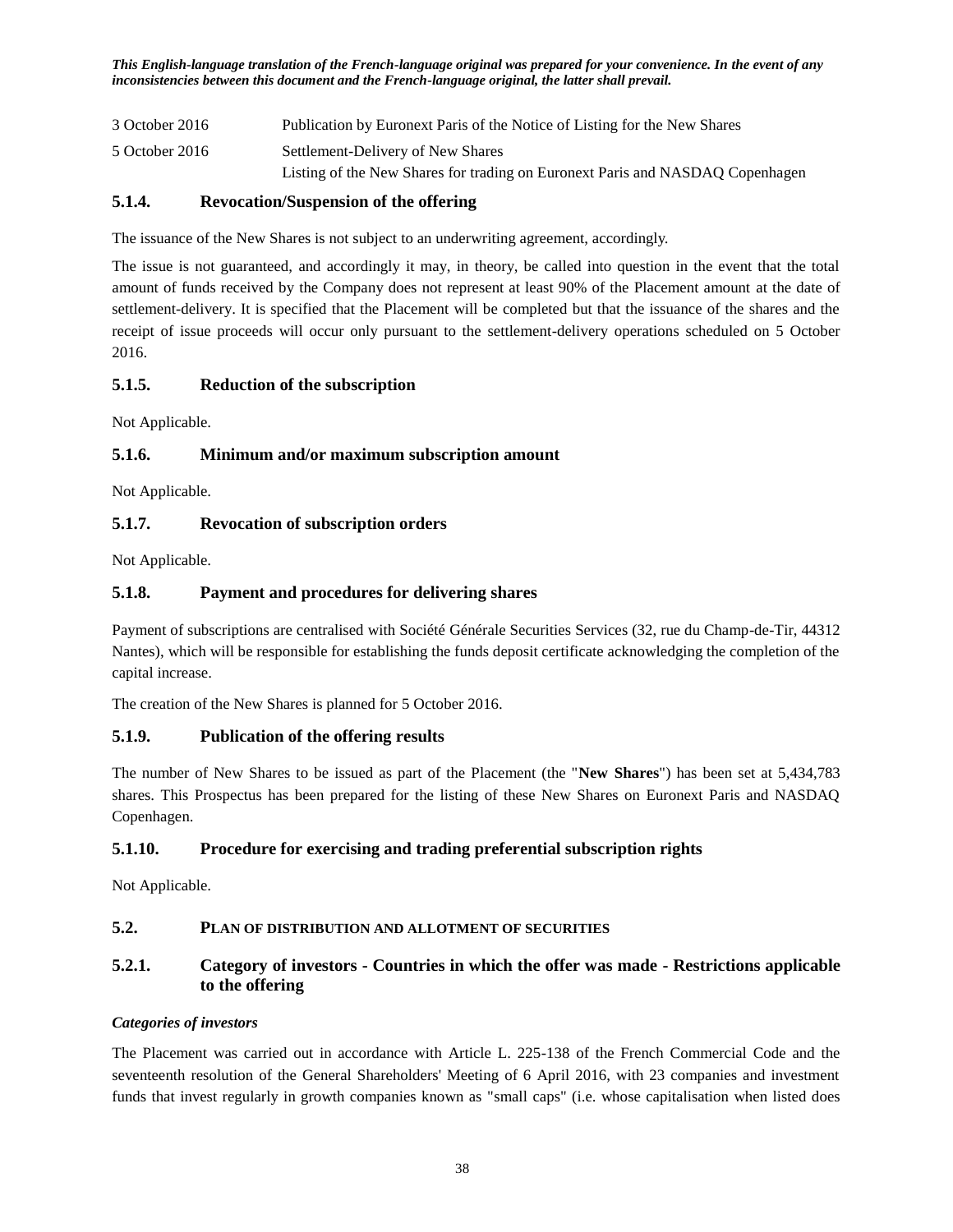*This English-language translation of the French-language original was prepared for your convenience. In the event of any inconsistencies between this document and the French-language original, the latter shall prevail.*

| | |
|---|---|
| 3 October 2016 | Publication by Euronext Paris of the Notice of Listing for the New Shares |
| 5 October 2016 | Settlement-Delivery of New Shares<br>Listing of the New Shares for trading on Euronext Paris and NASDAQ Copenhagen |

### 5.1.4. Revocation/Suspension of the offering

The issuance of the New Shares is not subject to an underwriting agreement, accordingly.

The issue is not guaranteed, and accordingly it may, in theory, be called into question in the event that the total amount of funds received by the Company does not represent at least 90% of the Placement amount at the date of settlement-delivery. It is specified that the Placement will be completed but that the issuance of the shares and the receipt of issue proceeds will occur only pursuant to the settlement-delivery operations scheduled on 5 October 2016.

### 5.1.5. Reduction of the subscription

Not Applicable.

### 5.1.6. Minimum and/or maximum subscription amount

Not Applicable.

### 5.1.7. Revocation of subscription orders

Not Applicable.

### 5.1.8. Payment and procedures for delivering shares

Payment of subscriptions are centralised with Société Générale Securities Services (32, rue du Champ-de-Tir, 44312 Nantes), which will be responsible for establishing the funds deposit certificate acknowledging the completion of the capital increase.

The creation of the New Shares is planned for 5 October 2016.

### 5.1.9. Publication of the offering results

The number of New Shares to be issued as part of the Placement (the "**New Shares**") has been set at 5,434,783 shares. This Prospectus has been prepared for the listing of these New Shares on Euronext Paris and NASDAQ Copenhagen.

### 5.1.10. Procedure for exercising and trading preferential subscription rights

Not Applicable.

## 5.2. PLAN OF DISTRIBUTION AND ALLOTMENT OF SECURITIES

### 5.2.1. Category of investors - Countries in which the offer was made - Restrictions applicable to the offering

***Categories of investors***

The Placement was carried out in accordance with Article L. 225-138 of the French Commercial Code and the seventeenth resolution of the General Shareholders' Meeting of 6 April 2016, with 23 companies and investment funds that invest regularly in growth companies known as "small caps" (i.e. whose capitalisation when listed does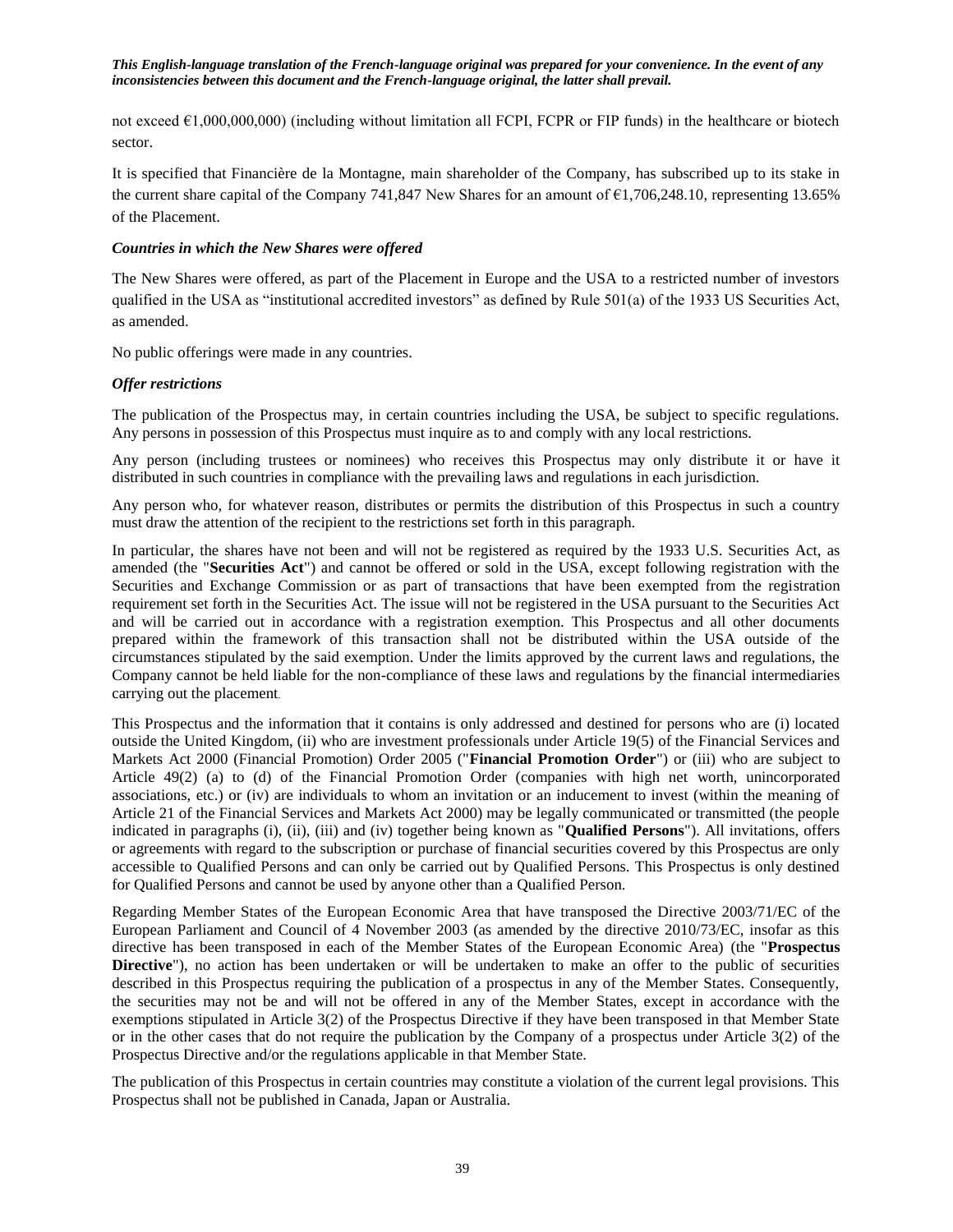*This English-language translation of the French-language original was prepared for your convenience. In the event of any inconsistencies between this document and the French-language original, the latter shall prevail.*

not exceed €1,000,000,000) (including without limitation all FCPI, FCPR or FIP funds) in the healthcare or biotech sector.

It is specified that Financière de la Montagne, main shareholder of the Company, has subscribed up to its stake in the current share capital of the Company 741,847 New Shares for an amount of €1,706,248.10, representing 13.65% of the Placement.

***Countries in which the New Shares were offered***

The New Shares were offered, as part of the Placement in Europe and the USA to a restricted number of investors qualified in the USA as "institutional accredited investors" as defined by Rule 501(a) of the 1933 US Securities Act, as amended.

No public offerings were made in any countries.

***Offer restrictions***

The publication of the Prospectus may, in certain countries including the USA, be subject to specific regulations. Any persons in possession of this Prospectus must inquire as to and comply with any local restrictions.

Any person (including trustees or nominees) who receives this Prospectus may only distribute it or have it distributed in such countries in compliance with the prevailing laws and regulations in each jurisdiction.

Any person who, for whatever reason, distributes or permits the distribution of this Prospectus in such a country must draw the attention of the recipient to the restrictions set forth in this paragraph.

In particular, the shares have not been and will not be registered as required by the 1933 U.S. Securities Act, as amended (the "**Securities Act**") and cannot be offered or sold in the USA, except following registration with the Securities and Exchange Commission or as part of transactions that have been exempted from the registration requirement set forth in the Securities Act. The issue will not be registered in the USA pursuant to the Securities Act and will be carried out in accordance with a registration exemption. This Prospectus and all other documents prepared within the framework of this transaction shall not be distributed within the USA outside of the circumstances stipulated by the said exemption. Under the limits approved by the current laws and regulations, the Company cannot be held liable for the non-compliance of these laws and regulations by the financial intermediaries carrying out the placement.

This Prospectus and the information that it contains is only addressed and destined for persons who are (i) located outside the United Kingdom, (ii) who are investment professionals under Article 19(5) of the Financial Services and Markets Act 2000 (Financial Promotion) Order 2005 ("**Financial Promotion Order**") or (iii) who are subject to Article 49(2) (a) to (d) of the Financial Promotion Order (companies with high net worth, unincorporated associations, etc.) or (iv) are individuals to whom an invitation or an inducement to invest (within the meaning of Article 21 of the Financial Services and Markets Act 2000) may be legally communicated or transmitted (the people indicated in paragraphs (i), (ii), (iii) and (iv) together being known as "**Qualified Persons**"). All invitations, offers or agreements with regard to the subscription or purchase of financial securities covered by this Prospectus are only accessible to Qualified Persons and can only be carried out by Qualified Persons. This Prospectus is only destined for Qualified Persons and cannot be used by anyone other than a Qualified Person.

Regarding Member States of the European Economic Area that have transposed the Directive 2003/71/EC of the European Parliament and Council of 4 November 2003 (as amended by the directive 2010/73/EC, insofar as this directive has been transposed in each of the Member States of the European Economic Area) (the "**Prospectus Directive**"), no action has been undertaken or will be undertaken to make an offer to the public of securities described in this Prospectus requiring the publication of a prospectus in any of the Member States. Consequently, the securities may not be and will not be offered in any of the Member States, except in accordance with the exemptions stipulated in Article 3(2) of the Prospectus Directive if they have been transposed in that Member State or in the other cases that do not require the publication by the Company of a prospectus under Article 3(2) of the Prospectus Directive and/or the regulations applicable in that Member State.

The publication of this Prospectus in certain countries may constitute a violation of the current legal provisions. This Prospectus shall not be published in Canada, Japan or Australia.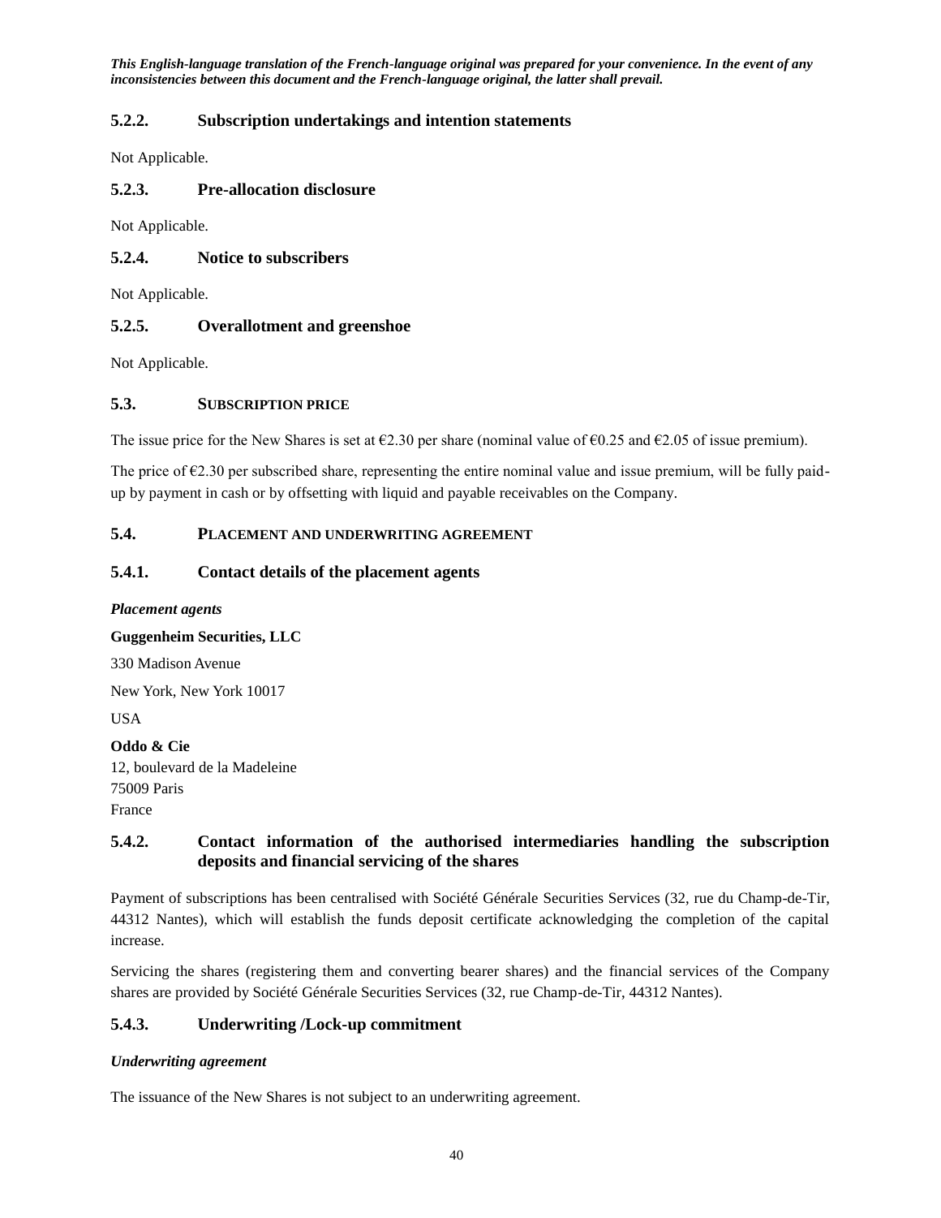*This English-language translation of the French-language original was prepared for your convenience. In the event of any inconsistencies between this document and the French-language original, the latter shall prevail.*

### 5.2.2. Subscription undertakings and intention statements

Not Applicable.

### 5.2.3. Pre-allocation disclosure

Not Applicable.

### 5.2.4. Notice to subscribers

Not Applicable.

### 5.2.5. Overallotment and greenshoe

Not Applicable.

## 5.3. SUBSCRIPTION PRICE

The issue price for the New Shares is set at €2.30 per share (nominal value of €0.25 and €2.05 of issue premium).

The price of €2.30 per subscribed share, representing the entire nominal value and issue premium, will be fully paid-up by payment in cash or by offsetting with liquid and payable receivables on the Company.

## 5.4. PLACEMENT AND UNDERWRITING AGREEMENT

### 5.4.1. Contact details of the placement agents

***Placement agents***

**Guggenheim Securities, LLC**

330 Madison Avenue

New York, New York 10017

USA

**Oddo & Cie**
12, boulevard de la Madeleine
75009 Paris
France

### 5.4.2. Contact information of the authorised intermediaries handling the subscription deposits and financial servicing of the shares

Payment of subscriptions has been centralised with Société Générale Securities Services (32, rue du Champ-de-Tir, 44312 Nantes), which will establish the funds deposit certificate acknowledging the completion of the capital increase.

Servicing the shares (registering them and converting bearer shares) and the financial services of the Company shares are provided by Société Générale Securities Services (32, rue Champ-de-Tir, 44312 Nantes).

### 5.4.3. Underwriting /Lock-up commitment

***Underwriting agreement***

The issuance of the New Shares is not subject to an underwriting agreement.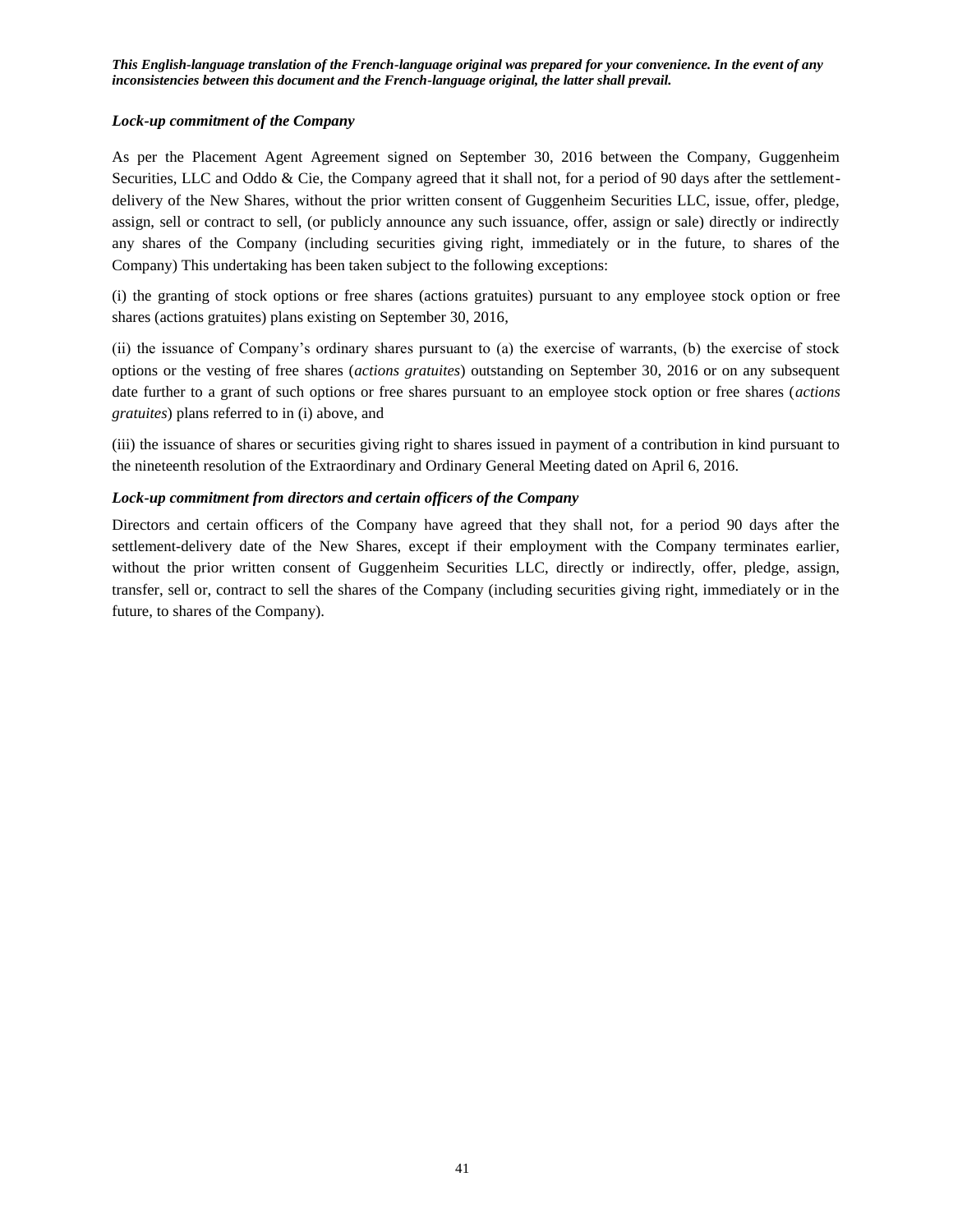***This English-language translation of the French-language original was prepared for your convenience. In the event of any inconsistencies between this document and the French-language original, the latter shall prevail.***

***Lock-up commitment of the Company***

As per the Placement Agent Agreement signed on September 30, 2016 between the Company, Guggenheim Securities, LLC and Oddo & Cie, the Company agreed that it shall not, for a period of 90 days after the settlement-delivery of the New Shares, without the prior written consent of Guggenheim Securities LLC, issue, offer, pledge, assign, sell or contract to sell, (or publicly announce any such issuance, offer, assign or sale) directly or indirectly any shares of the Company (including securities giving right, immediately or in the future, to shares of the Company) This undertaking has been taken subject to the following exceptions:

(i) the granting of stock options or free shares (actions gratuites) pursuant to any employee stock option or free shares (actions gratuites) plans existing on September 30, 2016,

(ii) the issuance of Company's ordinary shares pursuant to (a) the exercise of warrants, (b) the exercise of stock options or the vesting of free shares (*actions gratuites*) outstanding on September 30, 2016 or on any subsequent date further to a grant of such options or free shares pursuant to an employee stock option or free shares (*actions gratuites*) plans referred to in (i) above, and

(iii) the issuance of shares or securities giving right to shares issued in payment of a contribution in kind pursuant to the nineteenth resolution of the Extraordinary and Ordinary General Meeting dated on April 6, 2016.

***Lock-up commitment from directors and certain officers of the Company***

Directors and certain officers of the Company have agreed that they shall not, for a period 90 days after the settlement-delivery date of the New Shares, except if their employment with the Company terminates earlier, without the prior written consent of Guggenheim Securities LLC, directly or indirectly, offer, pledge, assign, transfer, sell or, contract to sell the shares of the Company (including securities giving right, immediately or in the future, to shares of the Company).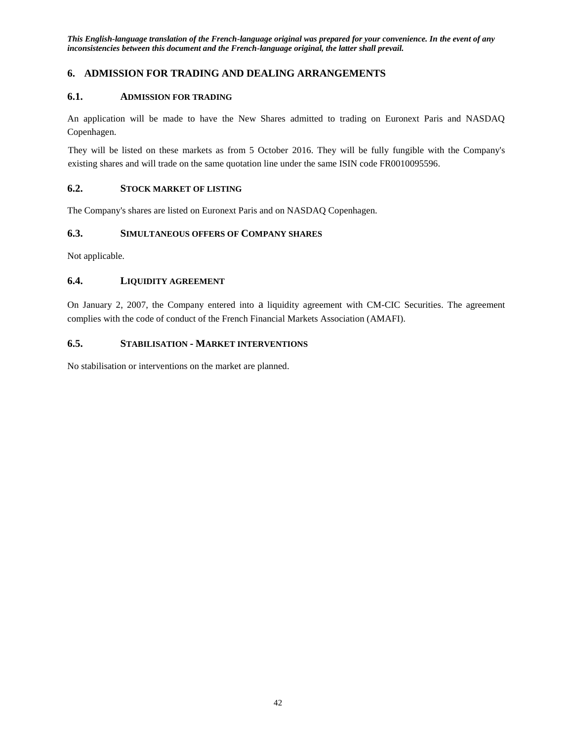*This English-language translation of the French-language original was prepared for your convenience. In the event of any inconsistencies between this document and the French-language original, the latter shall prevail.*

# 6. ADMISSION FOR TRADING AND DEALING ARRANGEMENTS

## 6.1. ADMISSION FOR TRADING

An application will be made to have the New Shares admitted to trading on Euronext Paris and NASDAQ Copenhagen.

They will be listed on these markets as from 5 October 2016. They will be fully fungible with the Company's existing shares and will trade on the same quotation line under the same ISIN code FR0010095596.

## 6.2. STOCK MARKET OF LISTING

The Company's shares are listed on Euronext Paris and on NASDAQ Copenhagen.

## 6.3. SIMULTANEOUS OFFERS OF COMPANY SHARES

Not applicable.

## 6.4. LIQUIDITY AGREEMENT

On January 2, 2007, the Company entered into a liquidity agreement with CM-CIC Securities. The agreement complies with the code of conduct of the French Financial Markets Association (AMAFI).

## 6.5. STABILISATION - MARKET INTERVENTIONS

No stabilisation or interventions on the market are planned.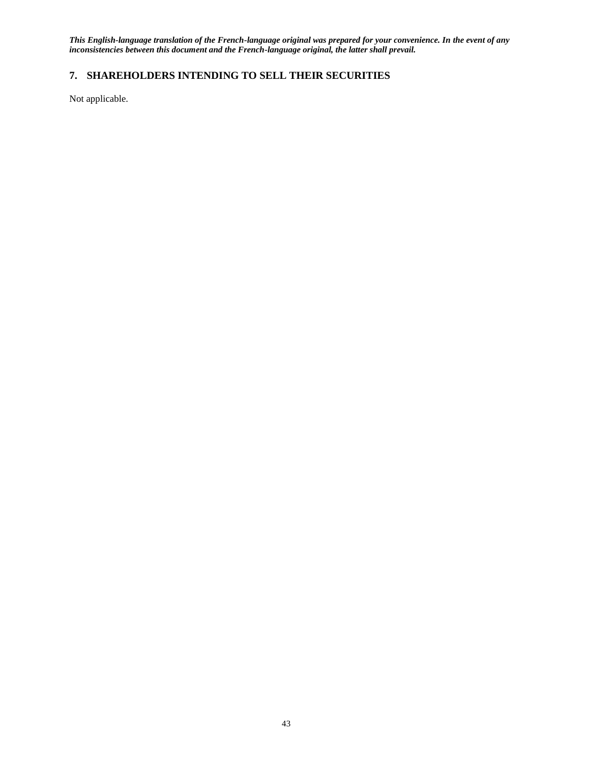***This English-language translation of the French-language original was prepared for your convenience. In the event of any inconsistencies between this document and the French-language original, the latter shall prevail.***

## 7. SHAREHOLDERS INTENDING TO SELL THEIR SECURITIES

Not applicable.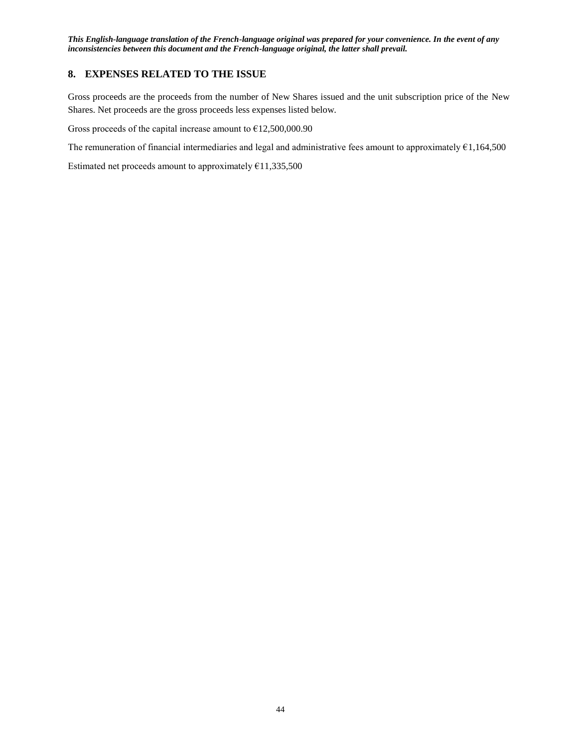## 8. EXPENSES RELATED TO THE ISSUE

Gross proceeds are the proceeds from the number of New Shares issued and the unit subscription price of the New Shares. Net proceeds are the gross proceeds less expenses listed below.

Gross proceeds of the capital increase amount to €12,500,000.90

The remuneration of financial intermediaries and legal and administrative fees amount to approximately €1,164,500

Estimated net proceeds amount to approximately €11,335,500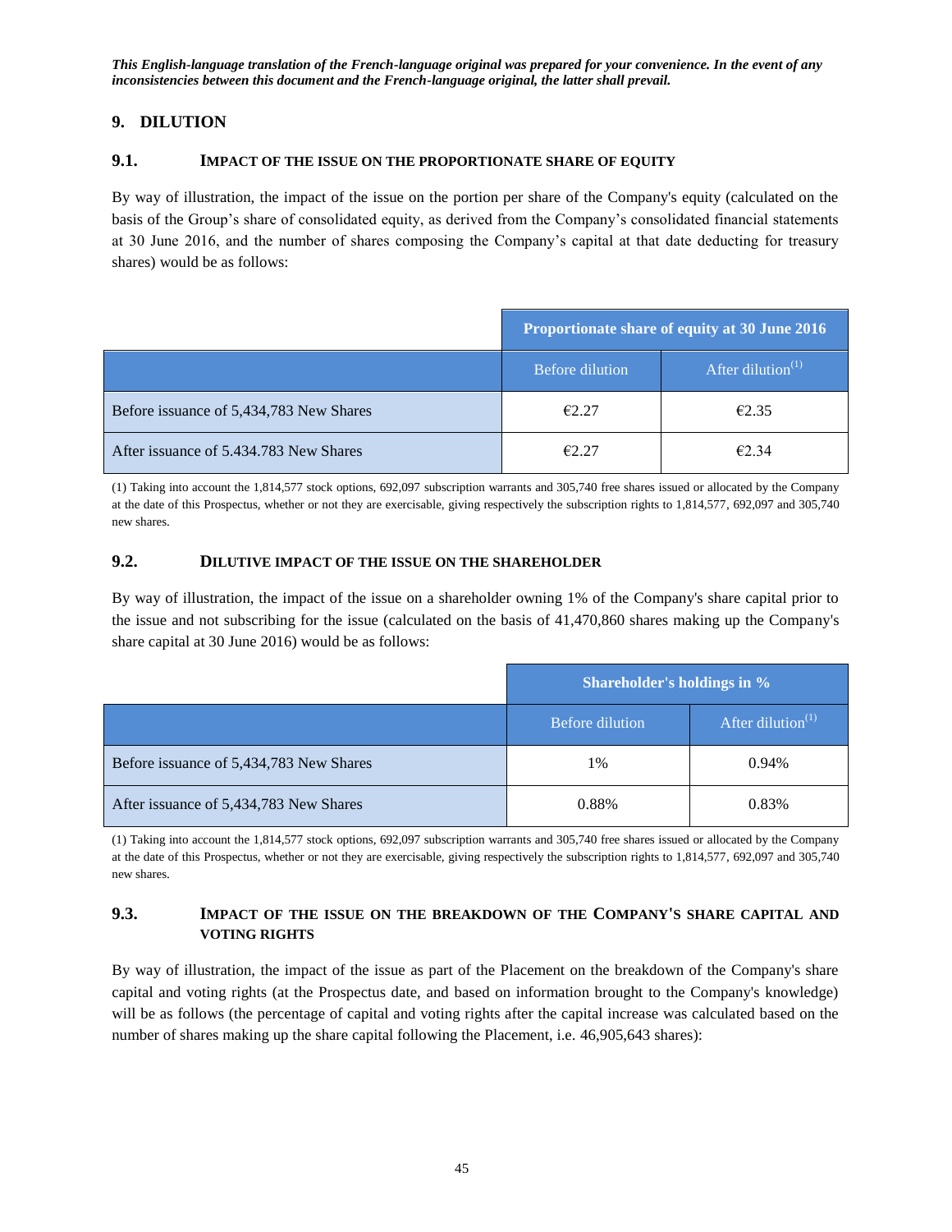*This English-language translation of the French-language original was prepared for your convenience. In the event of any inconsistencies between this document and the French-language original, the latter shall prevail.*

## 9. DILUTION

### 9.1. IMPACT OF THE ISSUE ON THE PROPORTIONATE SHARE OF EQUITY

By way of illustration, the impact of the issue on the portion per share of the Company's equity (calculated on the basis of the Group's share of consolidated equity, as derived from the Company's consolidated financial statements at 30 June 2016, and the number of shares composing the Company's capital at that date deducting for treasury shares) would be as follows:

| | Proportionate share of equity at 30 June 2016 | |
|---|---|---|
| | Before dilution | After dilution[(1)] |
| Before issuance of 5,434,783 New Shares | €2.27 | €2.35 |
| After issuance of 5.434.783 New Shares | €2.27 | €2.34 |

(1) Taking into account the 1,814,577 stock options, 692,097 subscription warrants and 305,740 free shares issued or allocated by the Company at the date of this Prospectus, whether or not they are exercisable, giving respectively the subscription rights to 1,814,577, 692,097 and 305,740 new shares.

### 9.2. DILUTIVE IMPACT OF THE ISSUE ON THE SHAREHOLDER

By way of illustration, the impact of the issue on a shareholder owning 1% of the Company's share capital prior to the issue and not subscribing for the issue (calculated on the basis of 41,470,860 shares making up the Company's share capital at 30 June 2016) would be as follows:

| | Shareholder's holdings in % | |
|---|---|---|
| | Before dilution | After dilution[(1)] |
| Before issuance of 5,434,783 New Shares | 1% | 0.94% |
| After issuance of 5,434,783 New Shares | 0.88% | 0.83% |

(1) Taking into account the 1,814,577 stock options, 692,097 subscription warrants and 305,740 free shares issued or allocated by the Company at the date of this Prospectus, whether or not they are exercisable, giving respectively the subscription rights to 1,814,577, 692,097 and 305,740 new shares.

### 9.3. IMPACT OF THE ISSUE ON THE BREAKDOWN OF THE COMPANY'S SHARE CAPITAL AND VOTING RIGHTS

By way of illustration, the impact of the issue as part of the Placement on the breakdown of the Company's share capital and voting rights (at the Prospectus date, and based on information brought to the Company's knowledge) will be as follows (the percentage of capital and voting rights after the capital increase was calculated based on the number of shares making up the share capital following the Placement, i.e. 46,905,643 shares):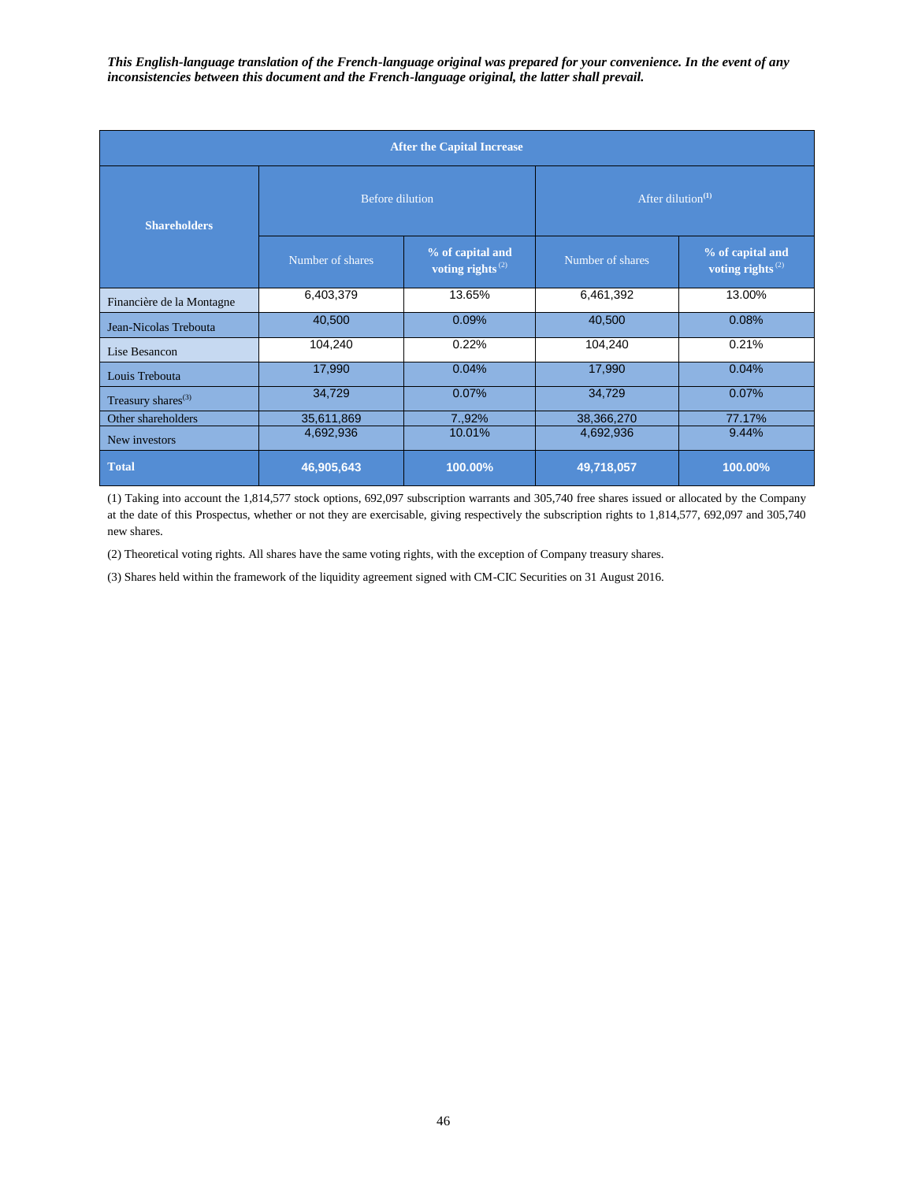***This English-language translation of the French-language original was prepared for your convenience. In the event of any inconsistencies between this document and the French-language original, the latter shall prevail.***

| After the Capital Increase | | | | |
|---|---|---|---|---|
| **Shareholders** | Before dilution | | After dilution[1] | |
| | Number of shares | **% of capital and voting rights** [2] | Number of shares | **% of capital and voting rights** [2] |
| Financière de la Montagne | 6,403,379 | 13.65% | 6,461,392 | 13.00% |
| Jean-Nicolas Treboutа | 40,500 | 0.09% | 40,500 | 0.08% |
| Lise Besancon | 104,240 | 0.22% | 104,240 | 0.21% |
| Louis Treboutа | 17,990 | 0.04% | 17,990 | 0.04% |
| Treasury shares[3] | 34,729 | 0.07% | 34,729 | 0.07% |
| Other shareholders | 35,611,869 | 7.,92% | 38,366,270 | 77.17% |
| New investors | 4,692,936 | 10.01% | 4,692,936 | 9.44% |
| **Total** | **46,905,643** | **100.00%** | **49,718,057** | **100.00%** |

(1) Taking into account the 1,814,577 stock options, 692,097 subscription warrants and 305,740 free shares issued or allocated by the Company at the date of this Prospectus, whether or not they are exercisable, giving respectively the subscription rights to 1,814,577, 692,097 and 305,740 new shares.

(2) Theoretical voting rights. All shares have the same voting rights, with the exception of Company treasury shares.

(3) Shares held within the framework of the liquidity agreement signed with CM-CIC Securities on 31 August 2016.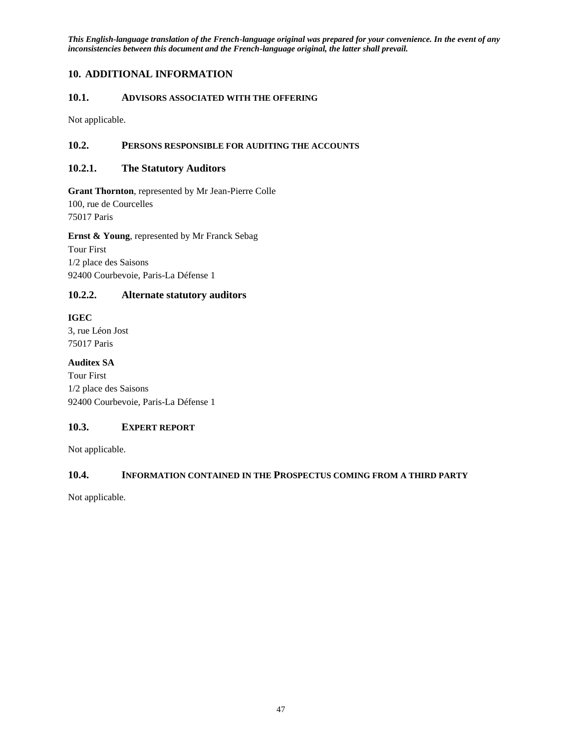*This English-language translation of the French-language original was prepared for your convenience. In the event of any inconsistencies between this document and the French-language original, the latter shall prevail.*

# 10. ADDITIONAL INFORMATION

## 10.1. ADVISORS ASSOCIATED WITH THE OFFERING

Not applicable.

## 10.2. PERSONS RESPONSIBLE FOR AUDITING THE ACCOUNTS

### 10.2.1. The Statutory Auditors

**Grant Thornton**, represented by Mr Jean-Pierre Colle
100, rue de Courcelles
75017 Paris

**Ernst & Young**, represented by Mr Franck Sebag
Tour First
1/2 place des Saisons
92400 Courbevoie, Paris-La Défense 1

### 10.2.2. Alternate statutory auditors

**IGEC**
3, rue Léon Jost
75017 Paris

**Auditex SA**
Tour First
1/2 place des Saisons
92400 Courbevoie, Paris-La Défense 1

## 10.3. EXPERT REPORT

Not applicable.

## 10.4. INFORMATION CONTAINED IN THE PROSPECTUS COMING FROM A THIRD PARTY

Not applicable.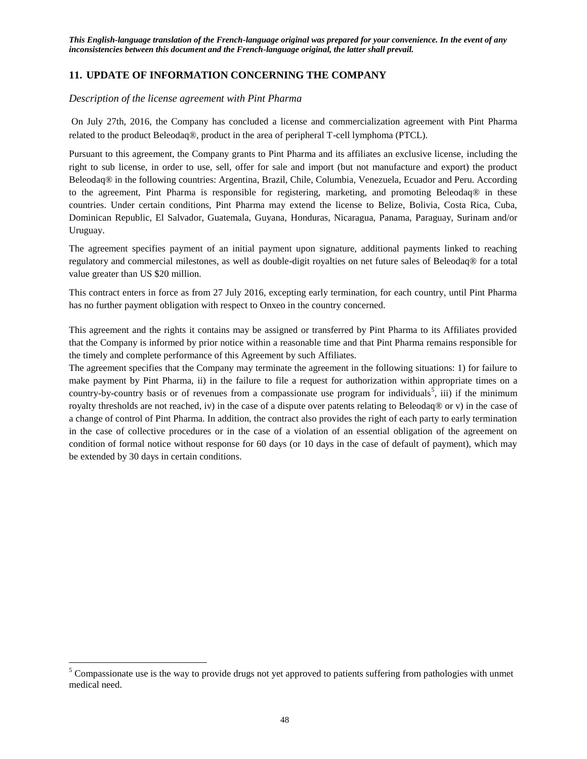***This English-language translation of the French-language original was prepared for your convenience. In the event of any inconsistencies between this document and the French-language original, the latter shall prevail.***

## 11. UPDATE OF INFORMATION CONCERNING THE COMPANY

*Description of the license agreement with Pint Pharma*

On July 27th, 2016, the Company has concluded a license and commercialization agreement with Pint Pharma related to the product Beleodaq®, product in the area of peripheral T-cell lymphoma (PTCL).

Pursuant to this agreement, the Company grants to Pint Pharma and its affiliates an exclusive license, including the right to sub license, in order to use, sell, offer for sale and import (but not manufacture and export) the product Beleodaq® in the following countries: Argentina, Brazil, Chile, Columbia, Venezuela, Ecuador and Peru. According to the agreement, Pint Pharma is responsible for registering, marketing, and promoting Beleodaq® in these countries. Under certain conditions, Pint Pharma may extend the license to Belize, Bolivia, Costa Rica, Cuba, Dominican Republic, El Salvador, Guatemala, Guyana, Honduras, Nicaragua, Panama, Paraguay, Surinam and/or Uruguay.

The agreement specifies payment of an initial payment upon signature, additional payments linked to reaching regulatory and commercial milestones, as well as double-digit royalties on net future sales of Beleodaq® for a total value greater than US $20 million.

This contract enters in force as from 27 July 2016, excepting early termination, for each country, until Pint Pharma has no further payment obligation with respect to Onxeo in the country concerned.

This agreement and the rights it contains may be assigned or transferred by Pint Pharma to its Affiliates provided that the Company is informed by prior notice within a reasonable time and that Pint Pharma remains responsible for the timely and complete performance of this Agreement by such Affiliates.

The agreement specifies that the Company may terminate the agreement in the following situations: 1) for failure to make payment by Pint Pharma, ii) in the failure to file a request for authorization within appropriate times on a country-by-country basis or of revenues from a compassionate use program for individuals[5], iii) if the minimum royalty thresholds are not reached, iv) in the case of a dispute over patents relating to Beleodaq® or v) in the case of a change of control of Pint Pharma. In addition, the contract also provides the right of each party to early termination in the case of collective procedures or in the case of a violation of an essential obligation of the agreement on condition of formal notice without response for 60 days (or 10 days in the case of default of payment), which may be extended by 30 days in certain conditions.

[5] Compassionate use is the way to provide drugs not yet approved to patients suffering from pathologies with unmet medical need.